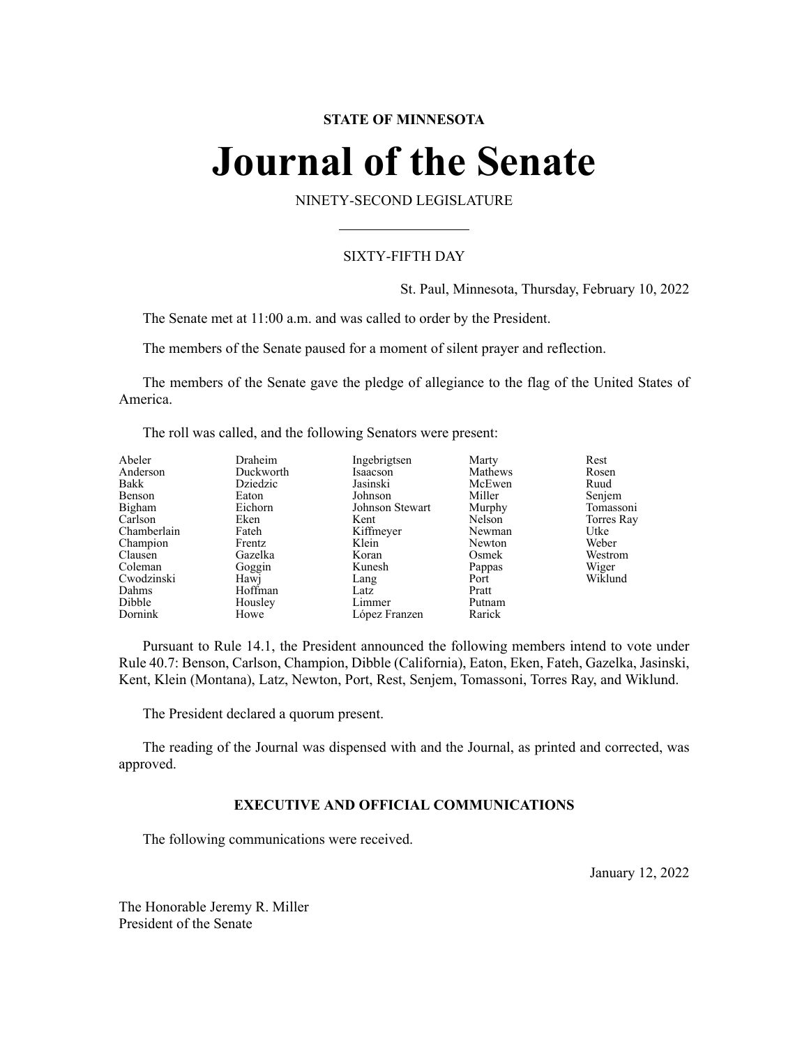**STATE OF MINNESOTA**

# Journal of the Senate

NINETY-SECOND LEGISLATURE

SIXTY-FIFTH DAY

St. Paul, Minnesota, Thursday, February 10, 2022

The Senate met at 11:00 a.m. and was called to order by the President.

The members of the Senate paused for a moment of silent prayer and reflection.

The members of the Senate gave the pledge of allegiance to the flag of the United States of America.

The roll was called, and the following Senators were present:

| | | | | |
|---|---|---|---|---|
| Abeler | Draheim | Ingebrigtsen | Marty | Rest |
| Anderson | Duckworth | Isaacson | Mathews | Rosen |
| Bakk | Dziedzic | Jasinski | McEwen | Ruud |
| Benson | Eaton | Johnson | Miller | Senjem |
| Bigham | Eichorn | Johnson Stewart | Murphy | Tomassoni |
| Carlson | Eken | Kent | Nelson | Torres Ray |
| Chamberlain | Fateh | Kiffmeyer | Newman | Utke |
| Champion | Frentz | Klein | Newton | Weber |
| Clausen | Gazelka | Koran | Osmek | Westrom |
| Coleman | Goggin | Kunesh | Pappas | Wiger |
| Cwodzinski | Hawj | Lang | Port | Wiklund |
| Dahms | Hoffman | Latz | Pratt | |
| Dibble | Housley | Limmer | Putnam | |
| Dornink | Howe | López Franzen | Rarick | |

Pursuant to Rule 14.1, the President announced the following members intend to vote under Rule 40.7: Benson, Carlson, Champion, Dibble (California), Eaton, Eken, Fateh, Gazelka, Jasinski, Kent, Klein (Montana), Latz, Newton, Port, Rest, Senjem, Tomassoni, Torres Ray, and Wiklund.

The President declared a quorum present.

The reading of the Journal was dispensed with and the Journal, as printed and corrected, was approved.

**EXECUTIVE AND OFFICIAL COMMUNICATIONS**

The following communications were received.

January 12, 2022

The Honorable Jeremy R. Miller
President of the Senate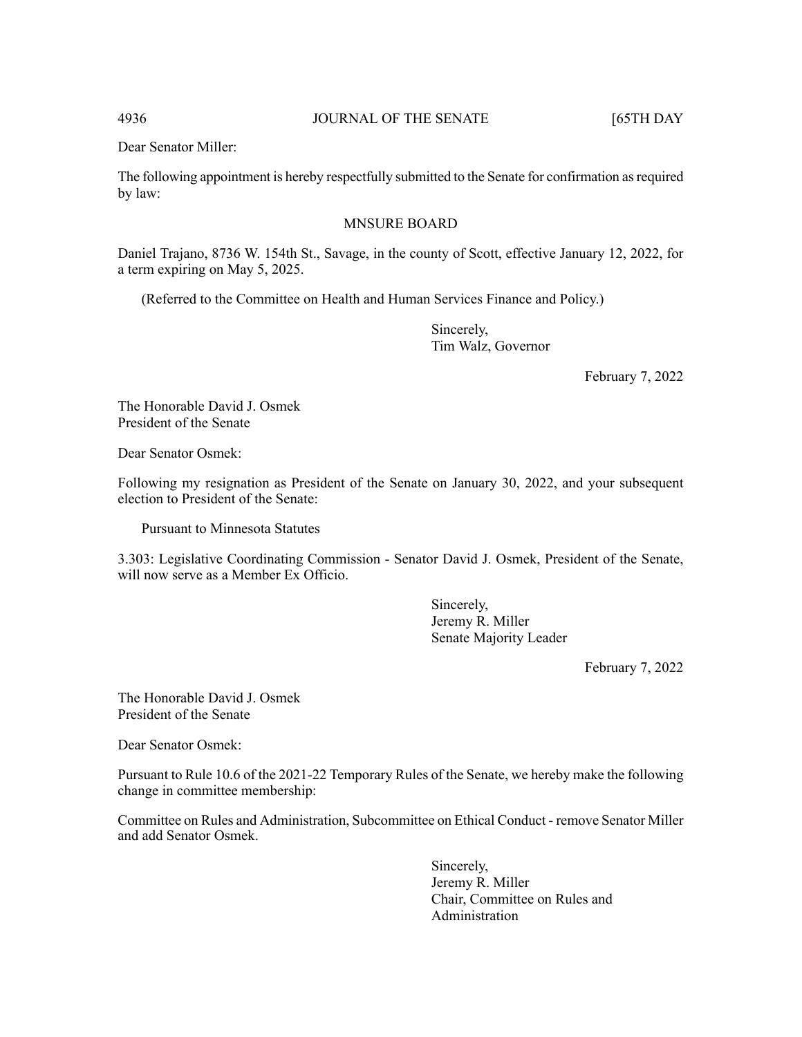Dear Senator Miller:

The following appointment is hereby respectfully submitted to the Senate for confirmation as required by law:

MNSURE BOARD

Daniel Trajano, 8736 W. 154th St., Savage, in the county of Scott, effective January 12, 2022, for a term expiring on May 5, 2025.

(Referred to the Committee on Health and Human Services Finance and Policy.)

Sincerely,
Tim Walz, Governor

February 7, 2022

The Honorable David J. Osmek
President of the Senate

Dear Senator Osmek:

Following my resignation as President of the Senate on January 30, 2022, and your subsequent election to President of the Senate:

Pursuant to Minnesota Statutes

3.303: Legislative Coordinating Commission - Senator David J. Osmek, President of the Senate, will now serve as a Member Ex Officio.

Sincerely,
Jeremy R. Miller
Senate Majority Leader

February 7, 2022

The Honorable David J. Osmek
President of the Senate

Dear Senator Osmek:

Pursuant to Rule 10.6 of the 2021-22 Temporary Rules of the Senate, we hereby make the following change in committee membership:

Committee on Rules and Administration, Subcommittee on Ethical Conduct - remove Senator Miller and add Senator Osmek.

Sincerely,
Jeremy R. Miller
Chair, Committee on Rules and Administration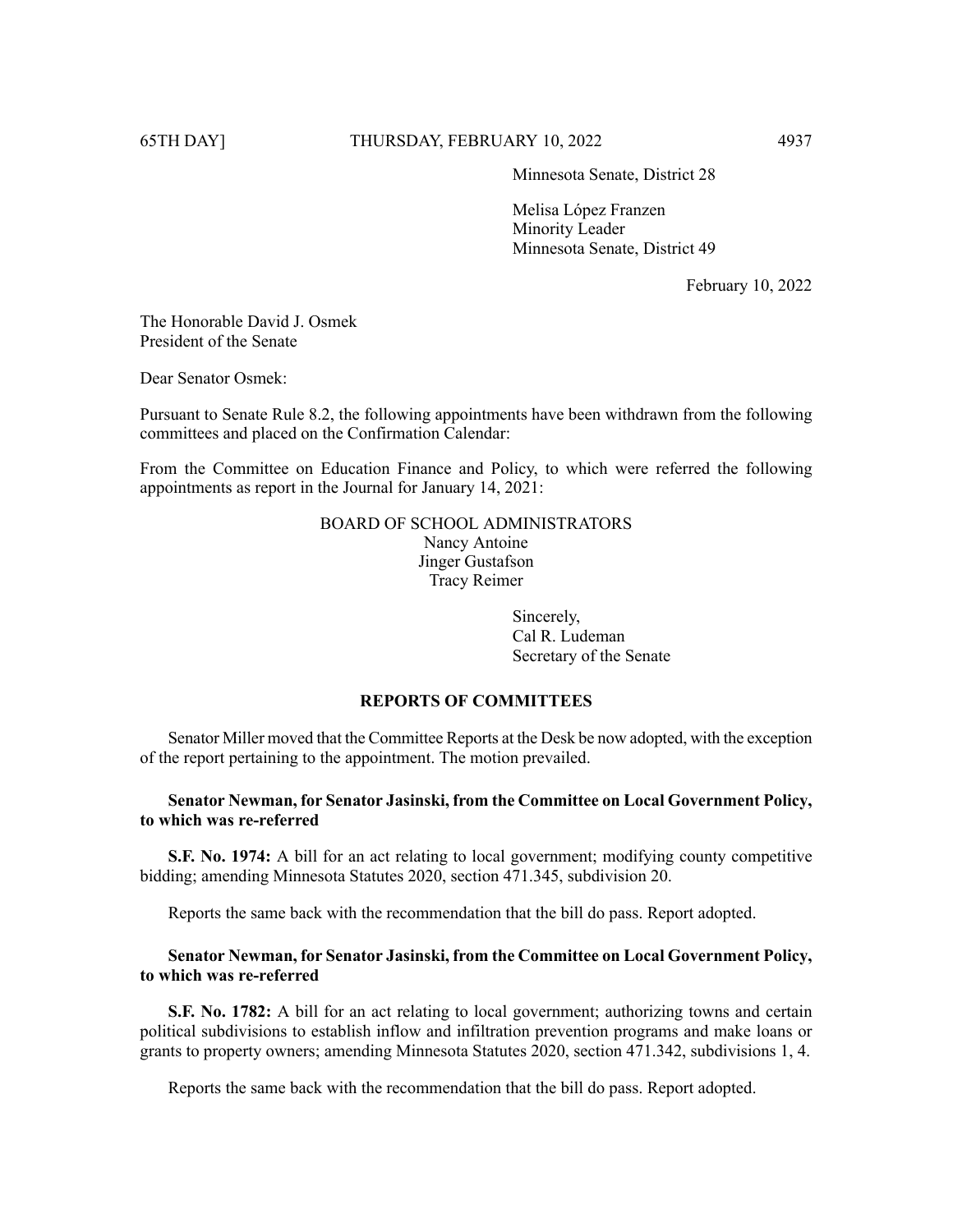Minnesota Senate, District 28

Melisa López Franzen
Minority Leader
Minnesota Senate, District 49

February 10, 2022

The Honorable David J. Osmek
President of the Senate

Dear Senator Osmek:

Pursuant to Senate Rule 8.2, the following appointments have been withdrawn from the following committees and placed on the Confirmation Calendar:

From the Committee on Education Finance and Policy, to which were referred the following appointments as report in the Journal for January 14, 2021:

BOARD OF SCHOOL ADMINISTRATORS
Nancy Antoine
Jinger Gustafson
Tracy Reimer

Sincerely,
Cal R. Ludeman
Secretary of the Senate

## REPORTS OF COMMITTEES

Senator Miller moved that the Committee Reports at the Desk be now adopted, with the exception of the report pertaining to the appointment. The motion prevailed.

**Senator Newman, for Senator Jasinski, from the Committee on Local Government Policy, to which was re-referred**

**S.F. No. 1974:** A bill for an act relating to local government; modifying county competitive bidding; amending Minnesota Statutes 2020, section 471.345, subdivision 20.

Reports the same back with the recommendation that the bill do pass. Report adopted.

**Senator Newman, for Senator Jasinski, from the Committee on Local Government Policy, to which was re-referred**

**S.F. No. 1782:** A bill for an act relating to local government; authorizing towns and certain political subdivisions to establish inflow and infiltration prevention programs and make loans or grants to property owners; amending Minnesota Statutes 2020, section 471.342, subdivisions 1, 4.

Reports the same back with the recommendation that the bill do pass. Report adopted.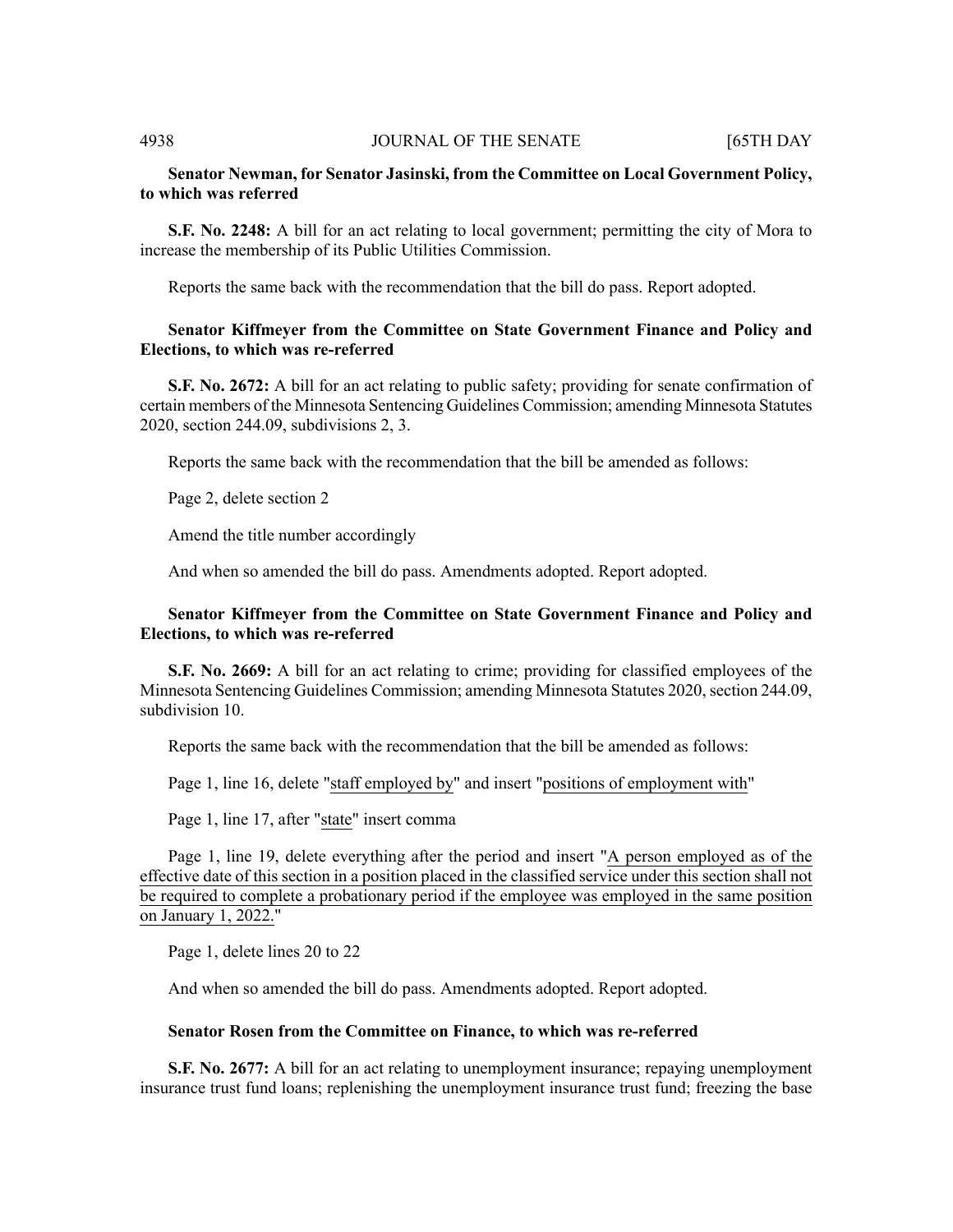**Senator Newman, for Senator Jasinski, from the Committee on Local Government Policy, to which was referred**

**S.F. No. 2248:** A bill for an act relating to local government; permitting the city of Mora to increase the membership of its Public Utilities Commission.

Reports the same back with the recommendation that the bill do pass. Report adopted.

**Senator Kiffmeyer from the Committee on State Government Finance and Policy and Elections, to which was re-referred**

**S.F. No. 2672:** A bill for an act relating to public safety; providing for senate confirmation of certain members of the Minnesota Sentencing Guidelines Commission; amending Minnesota Statutes 2020, section 244.09, subdivisions 2, 3.

Reports the same back with the recommendation that the bill be amended as follows:

Page 2, delete section 2

Amend the title number accordingly

And when so amended the bill do pass. Amendments adopted. Report adopted.

**Senator Kiffmeyer from the Committee on State Government Finance and Policy and Elections, to which was re-referred**

**S.F. No. 2669:** A bill for an act relating to crime; providing for classified employees of the Minnesota Sentencing Guidelines Commission; amending Minnesota Statutes 2020, section 244.09, subdivision 10.

Reports the same back with the recommendation that the bill be amended as follows:

Page 1, line 16, delete "staff employed by" and insert "positions of employment with"

Page 1, line 17, after "state" insert comma

Page 1, line 19, delete everything after the period and insert "A person employed as of the effective date of this section in a position placed in the classified service under this section shall not be required to complete a probationary period if the employee was employed in the same position on January 1, 2022."

Page 1, delete lines 20 to 22

And when so amended the bill do pass. Amendments adopted. Report adopted.

**Senator Rosen from the Committee on Finance, to which was re-referred**

**S.F. No. 2677:** A bill for an act relating to unemployment insurance; repaying unemployment insurance trust fund loans; replenishing the unemployment insurance trust fund; freezing the base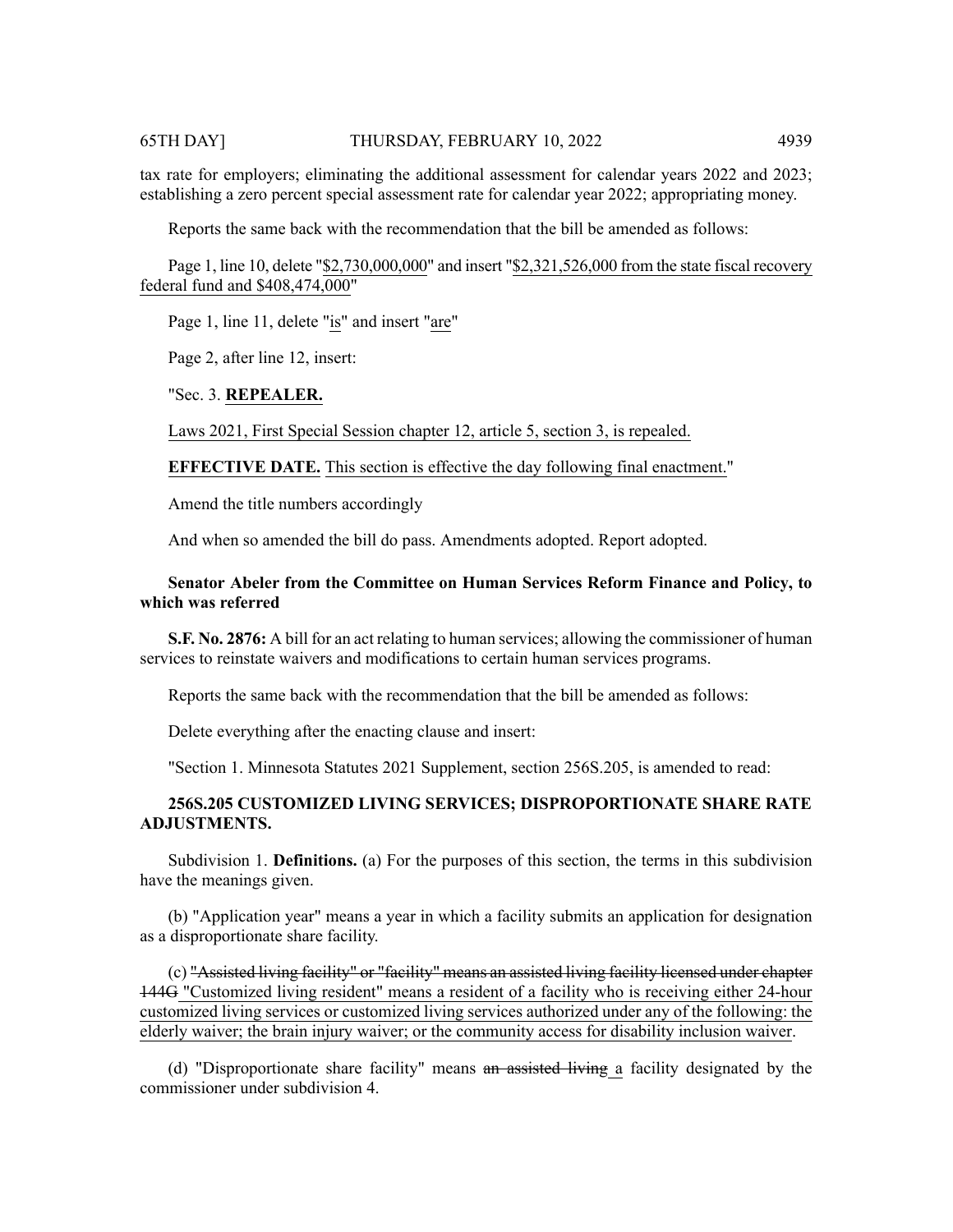tax rate for employers; eliminating the additional assessment for calendar years 2022 and 2023; establishing a zero percent special assessment rate for calendar year 2022; appropriating money.

Reports the same back with the recommendation that the bill be amended as follows:

Page 1, line 10, delete "$2,730,000,000" and insert "$2,321,526,000 from the state fiscal recovery federal fund and $408,474,000"

Page 1, line 11, delete "is" and insert "are"

Page 2, after line 12, insert:

"Sec. 3. **REPEALER.**

Laws 2021, First Special Session chapter 12, article 5, section 3, is repealed.

**EFFECTIVE DATE.** This section is effective the day following final enactment."

Amend the title numbers accordingly

And when so amended the bill do pass. Amendments adopted. Report adopted.

**Senator Abeler from the Committee on Human Services Reform Finance and Policy, to which was referred**

**S.F. No. 2876:** A bill for an act relating to human services; allowing the commissioner of human services to reinstate waivers and modifications to certain human services programs.

Reports the same back with the recommendation that the bill be amended as follows:

Delete everything after the enacting clause and insert:

"Section 1. Minnesota Statutes 2021 Supplement, section 256S.205, is amended to read:

**256S.205 CUSTOMIZED LIVING SERVICES; DISPROPORTIONATE SHARE RATE ADJUSTMENTS.**

Subdivision 1. **Definitions.** (a) For the purposes of this section, the terms in this subdivision have the meanings given.

(b) "Application year" means a year in which a facility submits an application for designation as a disproportionate share facility.

(c) ~~"Assisted living facility" or "facility" means an assisted living facility licensed under chapter 144G~~ "Customized living resident" means a resident of a facility who is receiving either 24-hour customized living services or customized living services authorized under any of the following: the elderly waiver; the brain injury waiver; or the community access for disability inclusion waiver.

(d) "Disproportionate share facility" means ~~an assisted living~~ a facility designated by the commissioner under subdivision 4.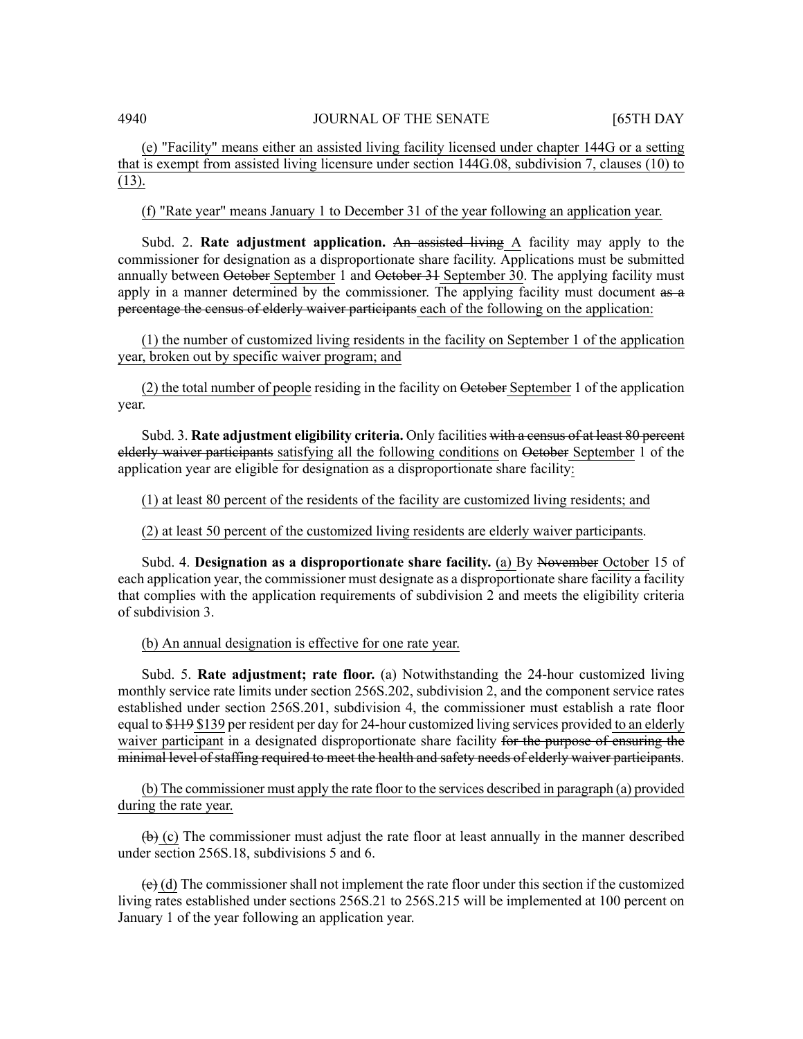(e) "Facility" means either an assisted living facility licensed under chapter 144G or a setting that is exempt from assisted living licensure under section 144G.08, subdivision 7, clauses (10) to (13).

(f) "Rate year" means January 1 to December 31 of the year following an application year.

Subd. 2. **Rate adjustment application.** ~~An assisted living~~ A facility may apply to the commissioner for designation as a disproportionate share facility. Applications must be submitted annually between ~~October~~ September 1 and ~~October 31~~ September 30. The applying facility must apply in a manner determined by the commissioner. The applying facility must document ~~as a percentage the census of elderly waiver participants~~ each of the following on the application:

(1) the number of customized living residents in the facility on September 1 of the application year, broken out by specific waiver program; and

(2) the total number of people residing in the facility on ~~October~~ September 1 of the application year.

Subd. 3. **Rate adjustment eligibility criteria.** Only facilities ~~with a census of at least 80 percent elderly waiver participants~~ satisfying all the following conditions on ~~October~~ September 1 of the application year are eligible for designation as a disproportionate share facility:

(1) at least 80 percent of the residents of the facility are customized living residents; and

(2) at least 50 percent of the customized living residents are elderly waiver participants.

Subd. 4. **Designation as a disproportionate share facility.** (a) By ~~November~~ October 15 of each application year, the commissioner must designate as a disproportionate share facility a facility that complies with the application requirements of subdivision 2 and meets the eligibility criteria of subdivision 3.

(b) An annual designation is effective for one rate year.

Subd. 5. **Rate adjustment; rate floor.** (a) Notwithstanding the 24-hour customized living monthly service rate limits under section 256S.202, subdivision 2, and the component service rates established under section 256S.201, subdivision 4, the commissioner must establish a rate floor equal to ~~$119~~ $139 per resident per day for 24-hour customized living services provided to an elderly waiver participant in a designated disproportionate share facility ~~for the purpose of ensuring the minimal level of staffing required to meet the health and safety needs of elderly waiver participants~~.

(b) The commissioner must apply the rate floor to the services described in paragraph (a) provided during the rate year.

~~(b)~~ (c) The commissioner must adjust the rate floor at least annually in the manner described under section 256S.18, subdivisions 5 and 6.

~~(c)~~ (d) The commissioner shall not implement the rate floor under this section if the customized living rates established under sections 256S.21 to 256S.215 will be implemented at 100 percent on January 1 of the year following an application year.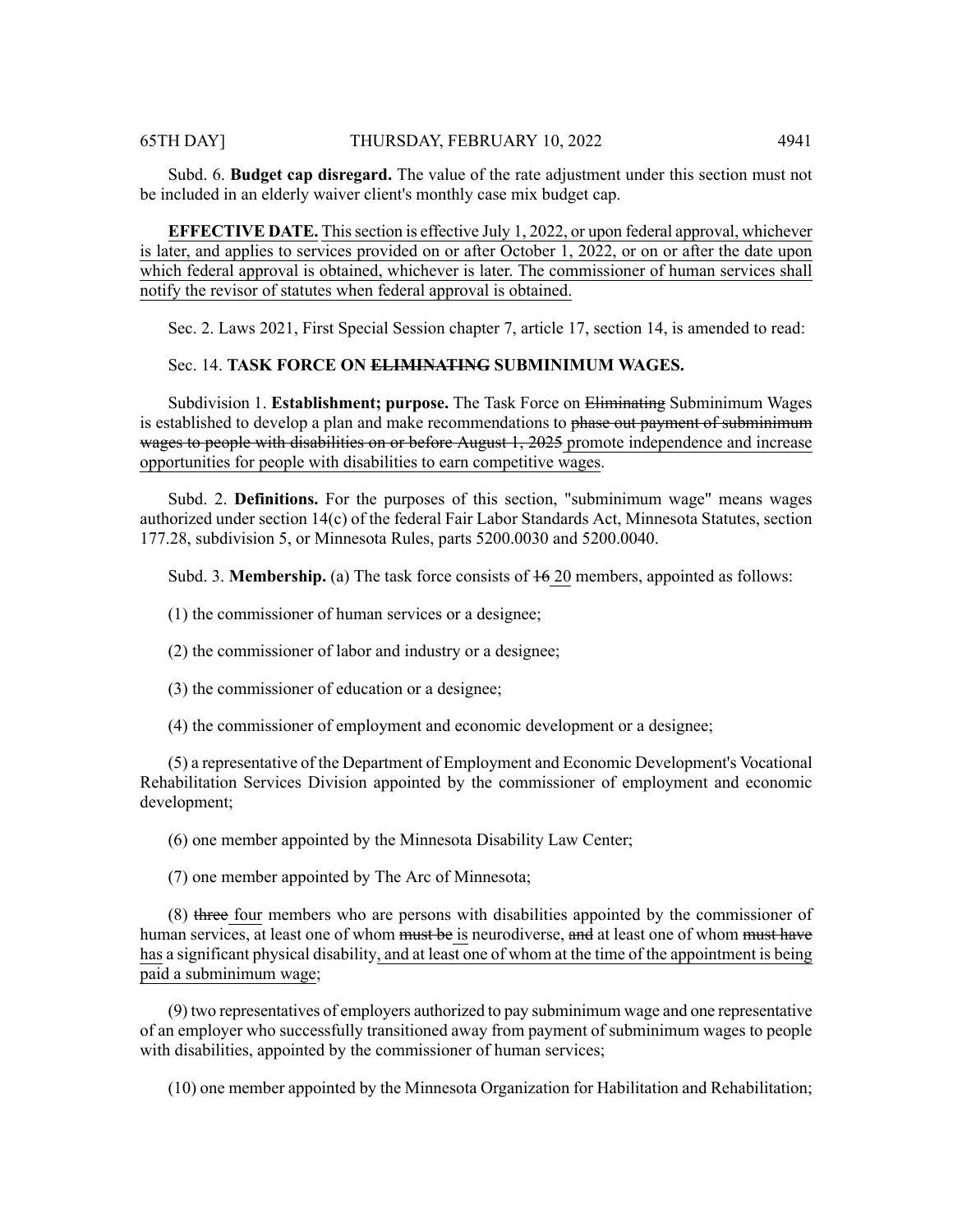Subd. 6. **Budget cap disregard.** The value of the rate adjustment under this section must not be included in an elderly waiver client's monthly case mix budget cap.

**EFFECTIVE DATE.** This section is effective July 1, 2022<u>, or upon federal approval, whichever is later, and applies to services provided on or after October 1, 2022, or on or after the date upon which federal approval is obtained, whichever is later. The commissioner of human services shall notify the revisor of statutes when federal approval is obtained.</u>

Sec. 2. Laws 2021, First Special Session chapter 7, article 17, section 14, is amended to read:

Sec. 14. **TASK FORCE ON ~~ELIMINATING~~ SUBMINIMUM WAGES.**

Subdivision 1. **Establishment; purpose.** The Task Force on ~~Eliminating~~ Subminimum Wages is established to develop a plan and make recommendations to ~~phase out payment of subminimum wages to people with disabilities on or before August 1, 2025~~ <u>promote independence and increase opportunities for people with disabilities to earn competitive wages</u>.

Subd. 2. **Definitions.** For the purposes of this section, "subminimum wage" means wages authorized under section 14(c) of the federal Fair Labor Standards Act, Minnesota Statutes, section 177.28, subdivision 5, or Minnesota Rules, parts 5200.0030 and 5200.0040.

Subd. 3. **Membership.** (a) The task force consists of ~~16~~ <u>20</u> members, appointed as follows:

(1) the commissioner of human services or a designee;

(2) the commissioner of labor and industry or a designee;

(3) the commissioner of education or a designee;

(4) the commissioner of employment and economic development or a designee;

(5) a representative of the Department of Employment and Economic Development's Vocational Rehabilitation Services Division appointed by the commissioner of employment and economic development;

(6) one member appointed by the Minnesota Disability Law Center;

(7) one member appointed by The Arc of Minnesota;

(8) ~~three~~ <u>four</u> members who are persons with disabilities appointed by the commissioner of human services, at least one of whom ~~must be~~ <u>is</u> neurodiverse, ~~and~~ at least one of whom ~~must have~~ <u>has</u> a significant physical disability<u>, and at least one of whom at the time of the appointment is being paid a subminimum wage</u>;

(9) two representatives of employers authorized to pay subminimum wage and one representative of an employer who successfully transitioned away from payment of subminimum wages to people with disabilities, appointed by the commissioner of human services;

(10) one member appointed by the Minnesota Organization for Habilitation and Rehabilitation;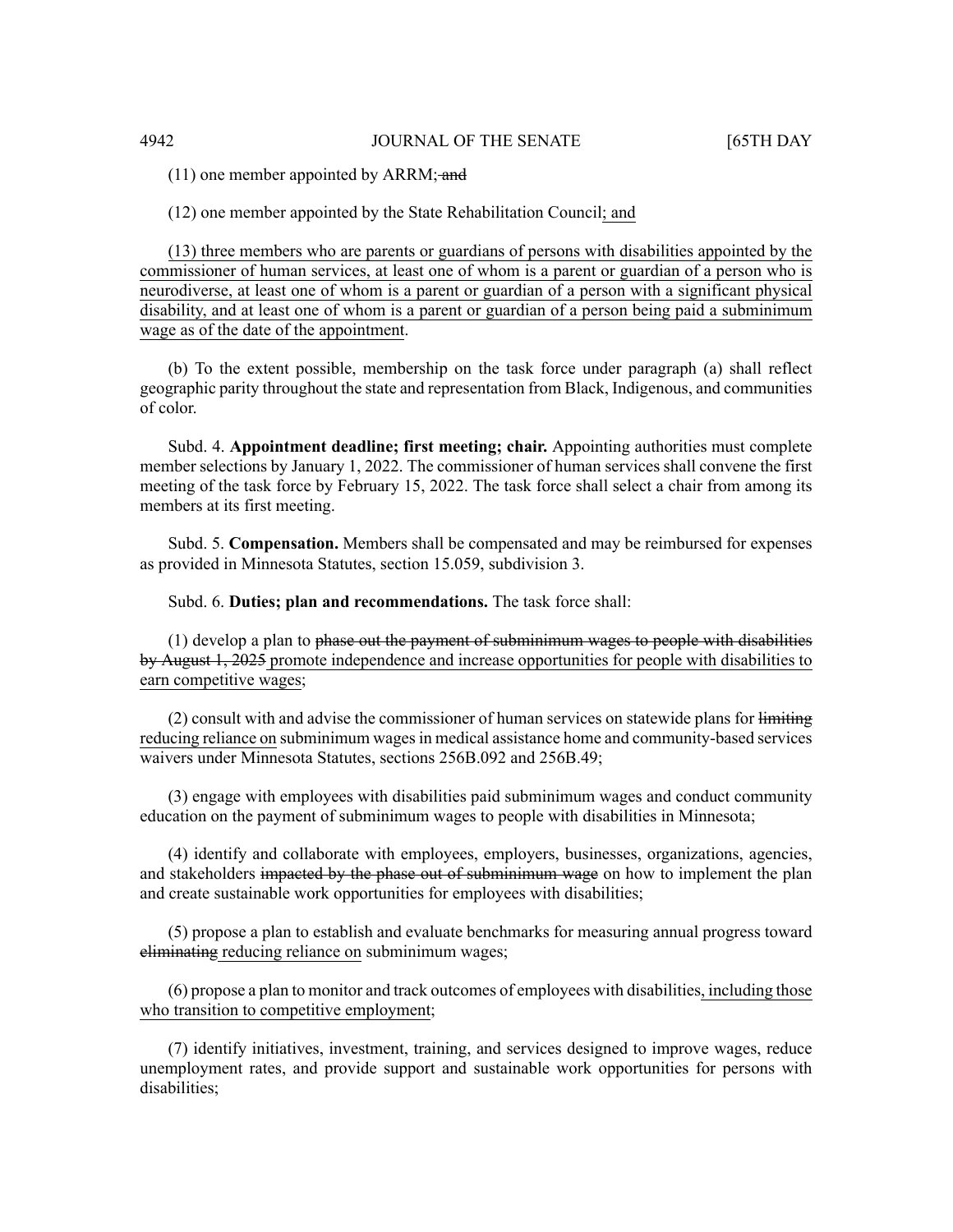(11) one member appointed by ARRM;~~ and~~

(12) one member appointed by the State Rehabilitation Council<u>; and</u>

<u>(13) three members who are parents or guardians of persons with disabilities appointed by the commissioner of human services, at least one of whom is a parent or guardian of a person who is neurodiverse, at least one of whom is a parent or guardian of a person with a significant physical disability, and at least one of whom is a parent or guardian of a person being paid a subminimum wage as of the date of the appointment</u>.

(b) To the extent possible, membership on the task force under paragraph (a) shall reflect geographic parity throughout the state and representation from Black, Indigenous, and communities of color.

Subd. 4. **Appointment deadline; first meeting; chair.** Appointing authorities must complete member selections by January 1, 2022. The commissioner of human services shall convene the first meeting of the task force by February 15, 2022. The task force shall select a chair from among its members at its first meeting.

Subd. 5. **Compensation.** Members shall be compensated and may be reimbursed for expenses as provided in Minnesota Statutes, section 15.059, subdivision 3.

Subd. 6. **Duties; plan and recommendations.** The task force shall:

(1) develop a plan to ~~phase out the payment of subminimum wages to people with disabilities by August 1, 2025~~ <u>promote independence and increase opportunities for people with disabilities to earn competitive wages</u>;

(2) consult with and advise the commissioner of human services on statewide plans for ~~limiting~~ <u>reducing reliance on</u> subminimum wages in medical assistance home and community-based services waivers under Minnesota Statutes, sections 256B.092 and 256B.49;

(3) engage with employees with disabilities paid subminimum wages and conduct community education on the payment of subminimum wages to people with disabilities in Minnesota;

(4) identify and collaborate with employees, employers, businesses, organizations, agencies, and stakeholders ~~impacted by the phase out of subminimum wage~~ on how to implement the plan and create sustainable work opportunities for employees with disabilities;

(5) propose a plan to establish and evaluate benchmarks for measuring annual progress toward ~~eliminating~~ <u>reducing reliance on</u> subminimum wages;

(6) propose a plan to monitor and track outcomes of employees with disabilities<u>, including those who transition to competitive employment</u>;

(7) identify initiatives, investment, training, and services designed to improve wages, reduce unemployment rates, and provide support and sustainable work opportunities for persons with disabilities;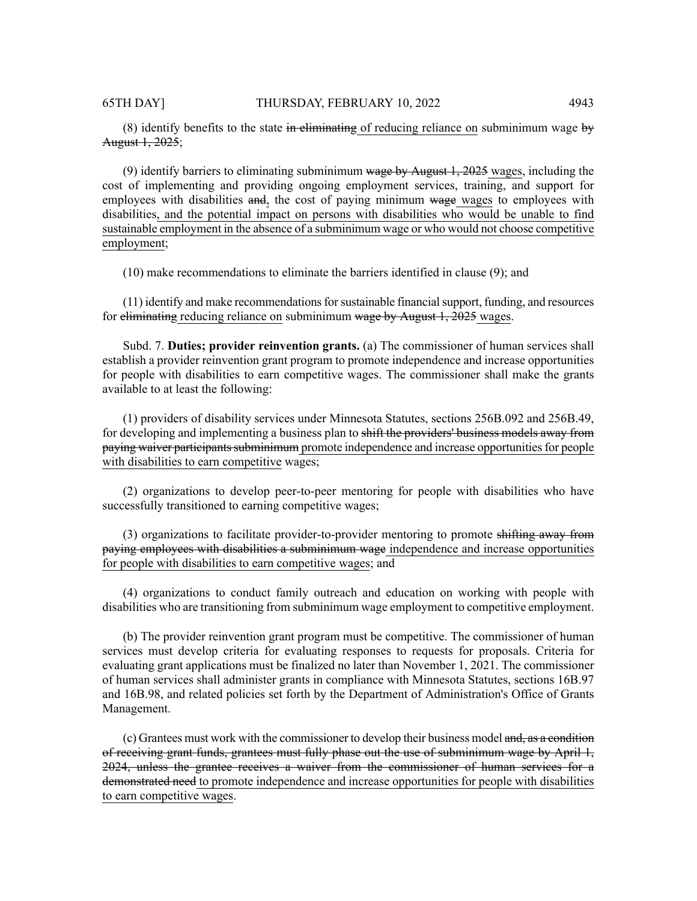(8) identify benefits to the state ~~in eliminating~~ of reducing reliance on subminimum wage ~~by August 1, 2025~~;

(9) identify barriers to eliminating subminimum ~~wage by August 1, 2025~~ wages, including the cost of implementing and providing ongoing employment services, training, and support for employees with disabilities ~~and~~, the cost of paying minimum ~~wage~~ wages to employees with disabilities, and the potential impact on persons with disabilities who would be unable to find sustainable employment in the absence of a subminimum wage or who would not choose competitive employment;

(10) make recommendations to eliminate the barriers identified in clause (9); and

(11) identify and make recommendations for sustainable financial support, funding, and resources for ~~eliminating~~ reducing reliance on subminimum ~~wage by August 1, 2025~~ wages.

Subd. 7. **Duties; provider reinvention grants.** (a) The commissioner of human services shall establish a provider reinvention grant program to promote independence and increase opportunities for people with disabilities to earn competitive wages. The commissioner shall make the grants available to at least the following:

(1) providers of disability services under Minnesota Statutes, sections 256B.092 and 256B.49, for developing and implementing a business plan to ~~shift the providers' business models away from paying waiver participants subminimum~~ promote independence and increase opportunities for people with disabilities to earn competitive wages;

(2) organizations to develop peer-to-peer mentoring for people with disabilities who have successfully transitioned to earning competitive wages;

(3) organizations to facilitate provider-to-provider mentoring to promote ~~shifting away from paying employees with disabilities a subminimum wage~~ independence and increase opportunities for people with disabilities to earn competitive wages; and

(4) organizations to conduct family outreach and education on working with people with disabilities who are transitioning from subminimum wage employment to competitive employment.

(b) The provider reinvention grant program must be competitive. The commissioner of human services must develop criteria for evaluating responses to requests for proposals. Criteria for evaluating grant applications must be finalized no later than November 1, 2021. The commissioner of human services shall administer grants in compliance with Minnesota Statutes, sections 16B.97 and 16B.98, and related policies set forth by the Department of Administration's Office of Grants Management.

(c) Grantees must work with the commissioner to develop their business model ~~and, as a condition of receiving grant funds, grantees must fully phase out the use of subminimum wage by April 1, 2024, unless the grantee receives a waiver from the commissioner of human services for a demonstrated need~~ to promote independence and increase opportunities for people with disabilities to earn competitive wages.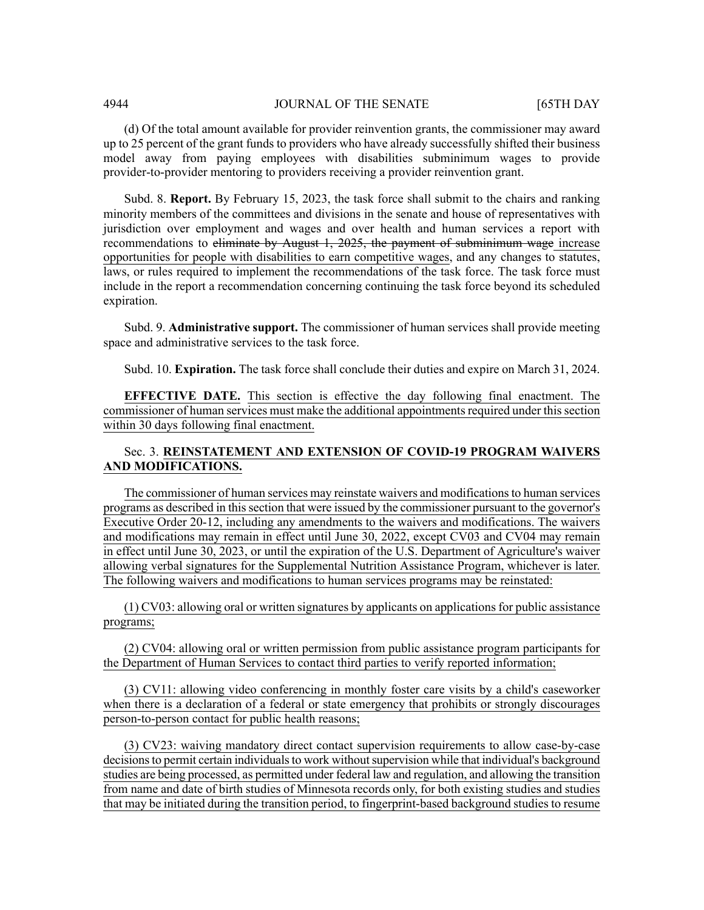(d) Of the total amount available for provider reinvention grants, the commissioner may award up to 25 percent of the grant funds to providers who have already successfully shifted their business model away from paying employees with disabilities subminimum wages to provide provider-to-provider mentoring to providers receiving a provider reinvention grant.

Subd. 8. **Report.** By February 15, 2023, the task force shall submit to the chairs and ranking minority members of the committees and divisions in the senate and house of representatives with jurisdiction over employment and wages and over health and human services a report with recommendations to ~~eliminate by August 1, 2025, the payment of subminimum wage~~ increase opportunities for people with disabilities to earn competitive wages, and any changes to statutes, laws, or rules required to implement the recommendations of the task force. The task force must include in the report a recommendation concerning continuing the task force beyond its scheduled expiration.

Subd. 9. **Administrative support.** The commissioner of human services shall provide meeting space and administrative services to the task force.

Subd. 10. **Expiration.** The task force shall conclude their duties and expire on March 31, 2024.

**EFFECTIVE DATE.** This section is effective the day following final enactment. The commissioner of human services must make the additional appointments required under this section within 30 days following final enactment.

Sec. 3. **REINSTATEMENT AND EXTENSION OF COVID-19 PROGRAM WAIVERS AND MODIFICATIONS.**

The commissioner of human services may reinstate waivers and modifications to human services programs as described in this section that were issued by the commissioner pursuant to the governor's Executive Order 20-12, including any amendments to the waivers and modifications. The waivers and modifications may remain in effect until June 30, 2022, except CV03 and CV04 may remain in effect until June 30, 2023, or until the expiration of the U.S. Department of Agriculture's waiver allowing verbal signatures for the Supplemental Nutrition Assistance Program, whichever is later. The following waivers and modifications to human services programs may be reinstated:

(1) CV03: allowing oral or written signatures by applicants on applications for public assistance programs;

(2) CV04: allowing oral or written permission from public assistance program participants for the Department of Human Services to contact third parties to verify reported information;

(3) CV11: allowing video conferencing in monthly foster care visits by a child's caseworker when there is a declaration of a federal or state emergency that prohibits or strongly discourages person-to-person contact for public health reasons;

(3) CV23: waiving mandatory direct contact supervision requirements to allow case-by-case decisions to permit certain individuals to work without supervision while that individual's background studies are being processed, as permitted under federal law and regulation, and allowing the transition from name and date of birth studies of Minnesota records only, for both existing studies and studies that may be initiated during the transition period, to fingerprint-based background studies to resume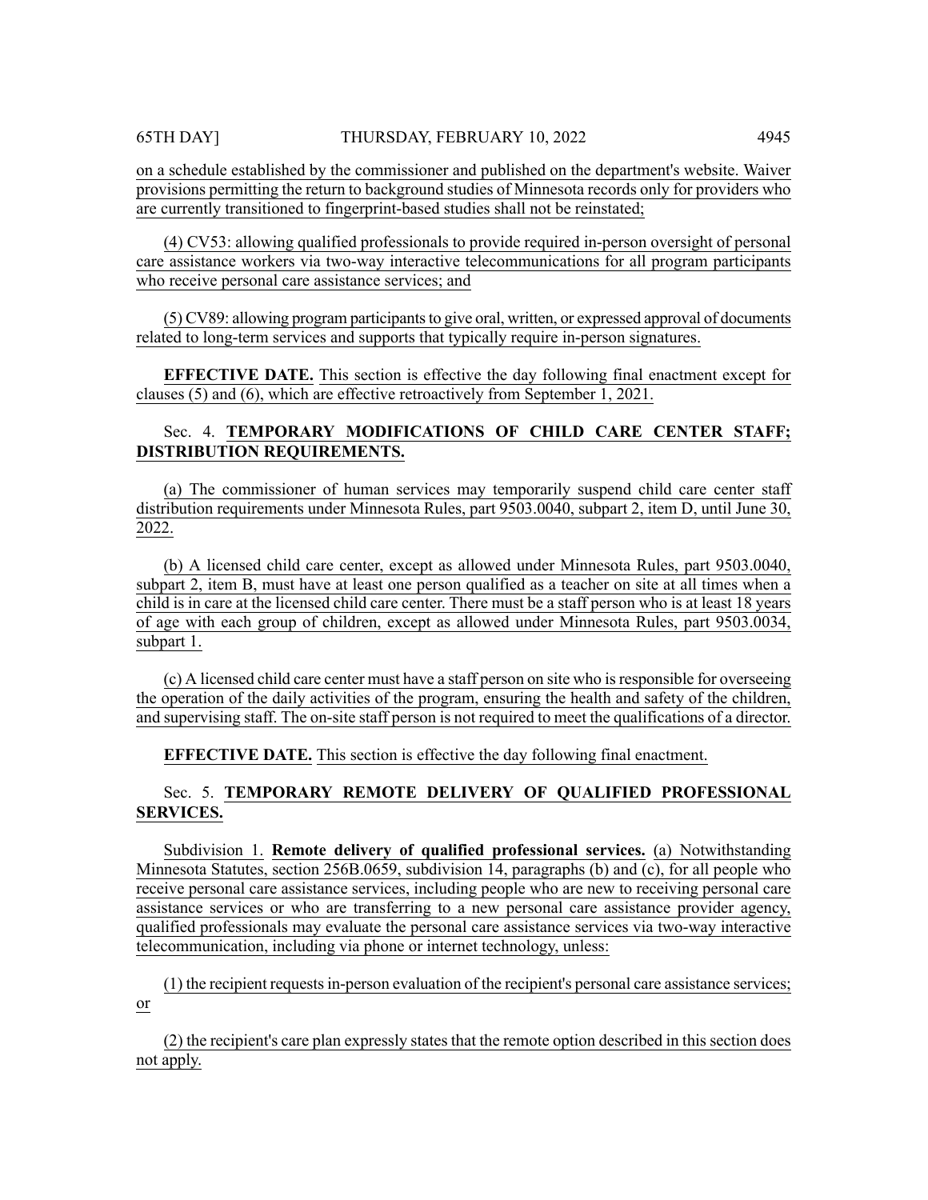on a schedule established by the commissioner and published on the department's website. Waiver provisions permitting the return to background studies of Minnesota records only for providers who are currently transitioned to fingerprint-based studies shall not be reinstated;

(4) CV53: allowing qualified professionals to provide required in-person oversight of personal care assistance workers via two-way interactive telecommunications for all program participants who receive personal care assistance services; and

(5) CV89: allowing program participants to give oral, written, or expressed approval of documents related to long-term services and supports that typically require in-person signatures.

**EFFECTIVE DATE.** This section is effective the day following final enactment except for clauses (5) and (6), which are effective retroactively from September 1, 2021.

Sec. 4. **TEMPORARY MODIFICATIONS OF CHILD CARE CENTER STAFF; DISTRIBUTION REQUIREMENTS.**

(a) The commissioner of human services may temporarily suspend child care center staff distribution requirements under Minnesota Rules, part 9503.0040, subpart 2, item D, until June 30, 2022.

(b) A licensed child care center, except as allowed under Minnesota Rules, part 9503.0040, subpart 2, item B, must have at least one person qualified as a teacher on site at all times when a child is in care at the licensed child care center. There must be a staff person who is at least 18 years of age with each group of children, except as allowed under Minnesota Rules, part 9503.0034, subpart 1.

(c) A licensed child care center must have a staff person on site who is responsible for overseeing the operation of the daily activities of the program, ensuring the health and safety of the children, and supervising staff. The on-site staff person is not required to meet the qualifications of a director.

**EFFECTIVE DATE.** This section is effective the day following final enactment.

Sec. 5. **TEMPORARY REMOTE DELIVERY OF QUALIFIED PROFESSIONAL SERVICES.**

Subdivision 1. **Remote delivery of qualified professional services.** (a) Notwithstanding Minnesota Statutes, section 256B.0659, subdivision 14, paragraphs (b) and (c), for all people who receive personal care assistance services, including people who are new to receiving personal care assistance services or who are transferring to a new personal care assistance provider agency, qualified professionals may evaluate the personal care assistance services via two-way interactive telecommunication, including via phone or internet technology, unless:

(1) the recipient requests in-person evaluation of the recipient's personal care assistance services; or

(2) the recipient's care plan expressly states that the remote option described in this section does not apply.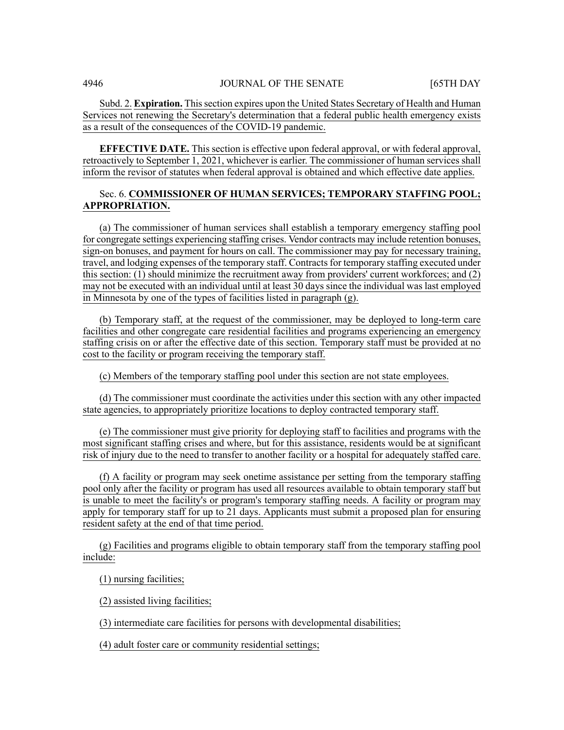Subd. 2. **Expiration.** This section expires upon the United States Secretary of Health and Human Services not renewing the Secretary's determination that a federal public health emergency exists as a result of the consequences of the COVID-19 pandemic.

**EFFECTIVE DATE.** This section is effective upon federal approval, or with federal approval, retroactively to September 1, 2021, whichever is earlier. The commissioner of human services shall inform the revisor of statutes when federal approval is obtained and which effective date applies.

Sec. 6. **COMMISSIONER OF HUMAN SERVICES; TEMPORARY STAFFING POOL; APPROPRIATION.**

(a) The commissioner of human services shall establish a temporary emergency staffing pool for congregate settings experiencing staffing crises. Vendor contracts may include retention bonuses, sign-on bonuses, and payment for hours on call. The commissioner may pay for necessary training, travel, and lodging expenses of the temporary staff. Contracts for temporary staffing executed under this section: (1) should minimize the recruitment away from providers' current workforces; and (2) may not be executed with an individual until at least 30 days since the individual was last employed in Minnesota by one of the types of facilities listed in paragraph (g).

(b) Temporary staff, at the request of the commissioner, may be deployed to long-term care facilities and other congregate care residential facilities and programs experiencing an emergency staffing crisis on or after the effective date of this section. Temporary staff must be provided at no cost to the facility or program receiving the temporary staff.

(c) Members of the temporary staffing pool under this section are not state employees.

(d) The commissioner must coordinate the activities under this section with any other impacted state agencies, to appropriately prioritize locations to deploy contracted temporary staff.

(e) The commissioner must give priority for deploying staff to facilities and programs with the most significant staffing crises and where, but for this assistance, residents would be at significant risk of injury due to the need to transfer to another facility or a hospital for adequately staffed care.

(f) A facility or program may seek onetime assistance per setting from the temporary staffing pool only after the facility or program has used all resources available to obtain temporary staff but is unable to meet the facility's or program's temporary staffing needs. A facility or program may apply for temporary staff for up to 21 days. Applicants must submit a proposed plan for ensuring resident safety at the end of that time period.

(g) Facilities and programs eligible to obtain temporary staff from the temporary staffing pool include:

(1) nursing facilities;

(2) assisted living facilities;

(3) intermediate care facilities for persons with developmental disabilities;

(4) adult foster care or community residential settings;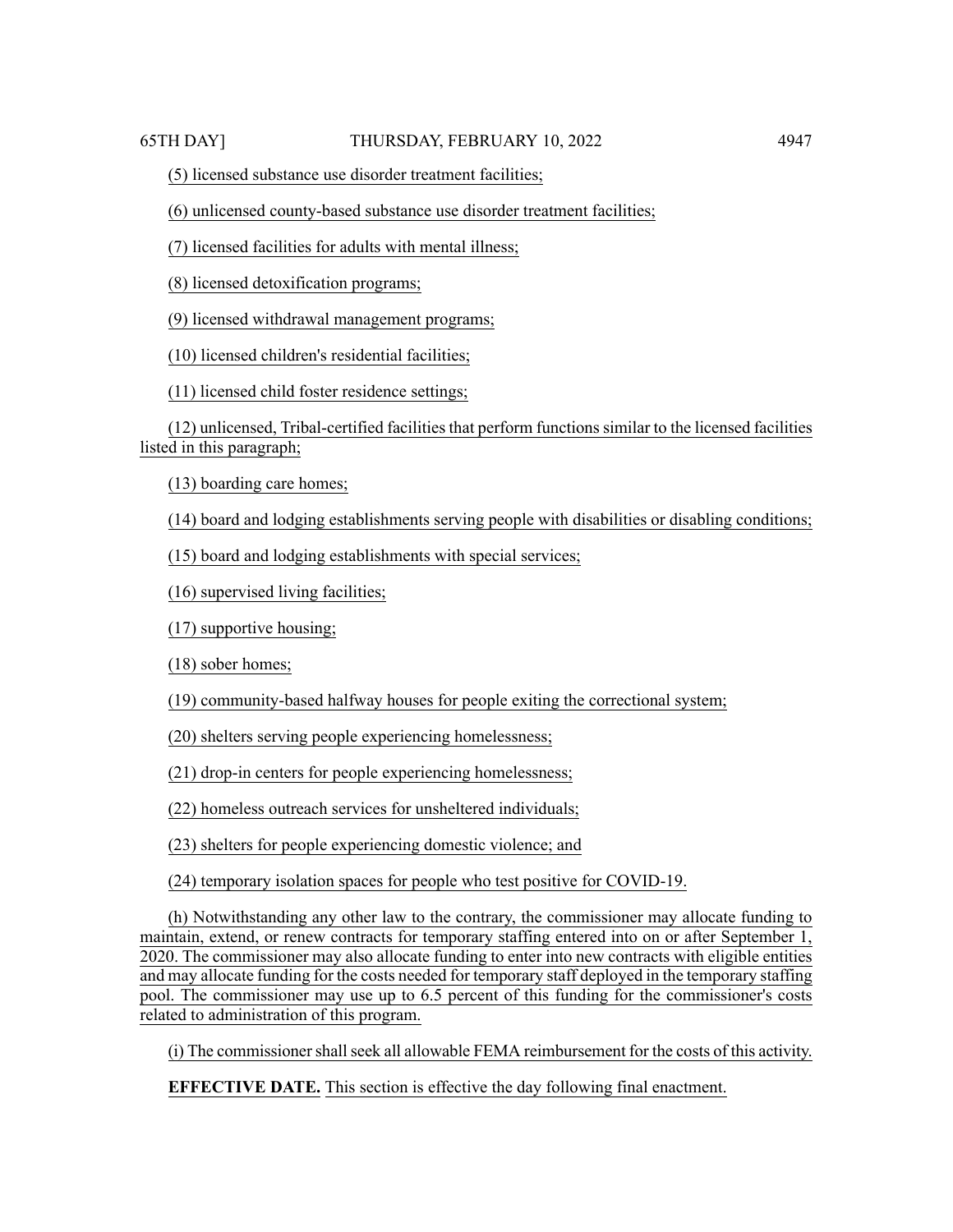(5) licensed substance use disorder treatment facilities;

(6) unlicensed county-based substance use disorder treatment facilities;

(7) licensed facilities for adults with mental illness;

(8) licensed detoxification programs;

(9) licensed withdrawal management programs;

(10) licensed children's residential facilities;

(11) licensed child foster residence settings;

(12) unlicensed, Tribal-certified facilities that perform functions similar to the licensed facilities listed in this paragraph;

(13) boarding care homes;

(14) board and lodging establishments serving people with disabilities or disabling conditions;

(15) board and lodging establishments with special services;

(16) supervised living facilities;

(17) supportive housing;

(18) sober homes;

(19) community-based halfway houses for people exiting the correctional system;

(20) shelters serving people experiencing homelessness;

(21) drop-in centers for people experiencing homelessness;

(22) homeless outreach services for unsheltered individuals;

(23) shelters for people experiencing domestic violence; and

(24) temporary isolation spaces for people who test positive for COVID-19.

(h) Notwithstanding any other law to the contrary, the commissioner may allocate funding to maintain, extend, or renew contracts for temporary staffing entered into on or after September 1, 2020. The commissioner may also allocate funding to enter into new contracts with eligible entities and may allocate funding for the costs needed for temporary staff deployed in the temporary staffing pool. The commissioner may use up to 6.5 percent of this funding for the commissioner's costs related to administration of this program.

(i) The commissioner shall seek all allowable FEMA reimbursement for the costs of this activity.

**EFFECTIVE DATE.** This section is effective the day following final enactment.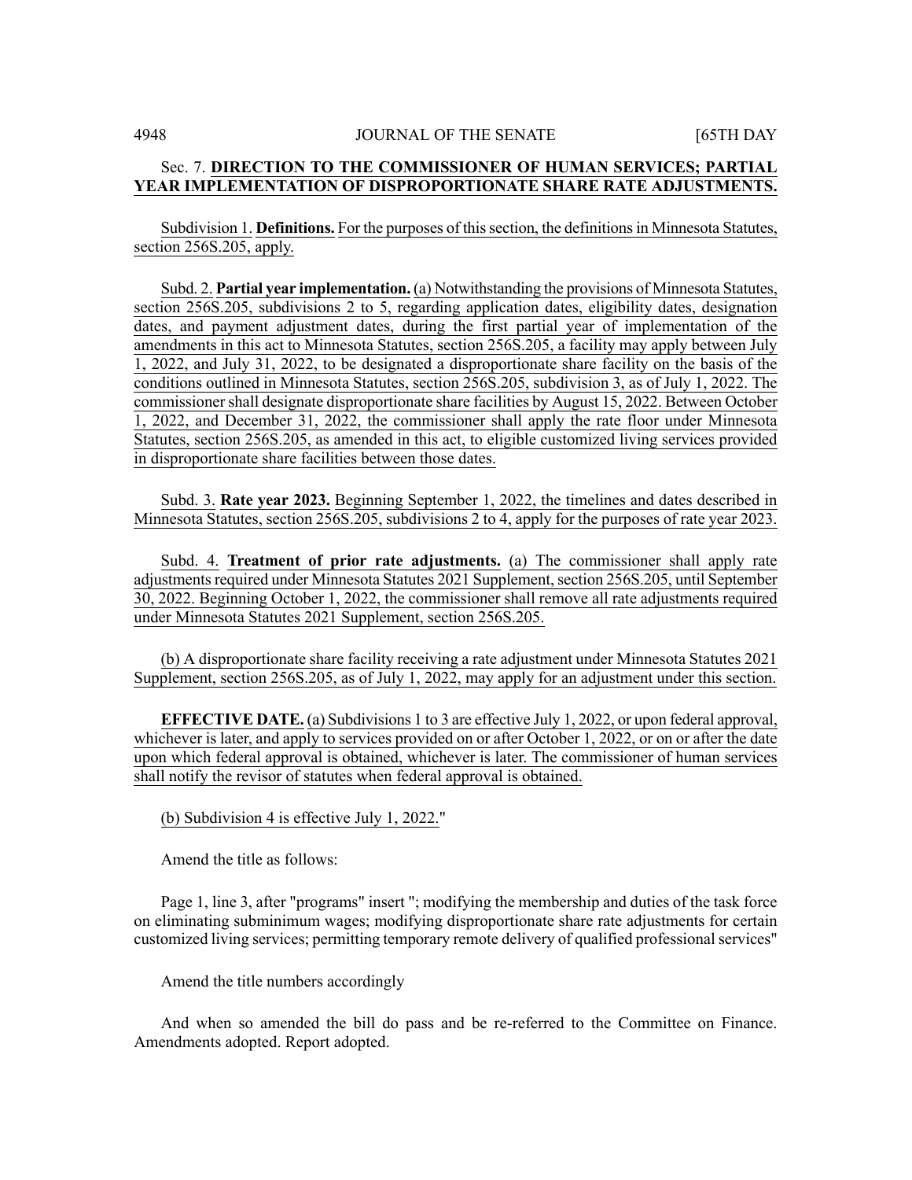Sec. 7. **DIRECTION TO THE COMMISSIONER OF HUMAN SERVICES; PARTIAL YEAR IMPLEMENTATION OF DISPROPORTIONATE SHARE RATE ADJUSTMENTS.**

Subdivision 1. **Definitions.** For the purposes of this section, the definitions in Minnesota Statutes, section 256S.205, apply.

Subd. 2. **Partial year implementation.** (a) Notwithstanding the provisions of Minnesota Statutes, section 256S.205, subdivisions 2 to 5, regarding application dates, eligibility dates, designation dates, and payment adjustment dates, during the first partial year of implementation of the amendments in this act to Minnesota Statutes, section 256S.205, a facility may apply between July 1, 2022, and July 31, 2022, to be designated a disproportionate share facility on the basis of the conditions outlined in Minnesota Statutes, section 256S.205, subdivision 3, as of July 1, 2022. The commissioner shall designate disproportionate share facilities by August 15, 2022. Between October 1, 2022, and December 31, 2022, the commissioner shall apply the rate floor under Minnesota Statutes, section 256S.205, as amended in this act, to eligible customized living services provided in disproportionate share facilities between those dates.

Subd. 3. **Rate year 2023.** Beginning September 1, 2022, the timelines and dates described in Minnesota Statutes, section 256S.205, subdivisions 2 to 4, apply for the purposes of rate year 2023.

Subd. 4. **Treatment of prior rate adjustments.** (a) The commissioner shall apply rate adjustments required under Minnesota Statutes 2021 Supplement, section 256S.205, until September 30, 2022. Beginning October 1, 2022, the commissioner shall remove all rate adjustments required under Minnesota Statutes 2021 Supplement, section 256S.205.

(b) A disproportionate share facility receiving a rate adjustment under Minnesota Statutes 2021 Supplement, section 256S.205, as of July 1, 2022, may apply for an adjustment under this section.

**EFFECTIVE DATE.** (a) Subdivisions 1 to 3 are effective July 1, 2022, or upon federal approval, whichever is later, and apply to services provided on or after October 1, 2022, or on or after the date upon which federal approval is obtained, whichever is later. The commissioner of human services shall notify the revisor of statutes when federal approval is obtained.

(b) Subdivision 4 is effective July 1, 2022."

Amend the title as follows:

Page 1, line 3, after "programs" insert "; modifying the membership and duties of the task force on eliminating subminimum wages; modifying disproportionate share rate adjustments for certain customized living services; permitting temporary remote delivery of qualified professional services"

Amend the title numbers accordingly

And when so amended the bill do pass and be re-referred to the Committee on Finance. Amendments adopted. Report adopted.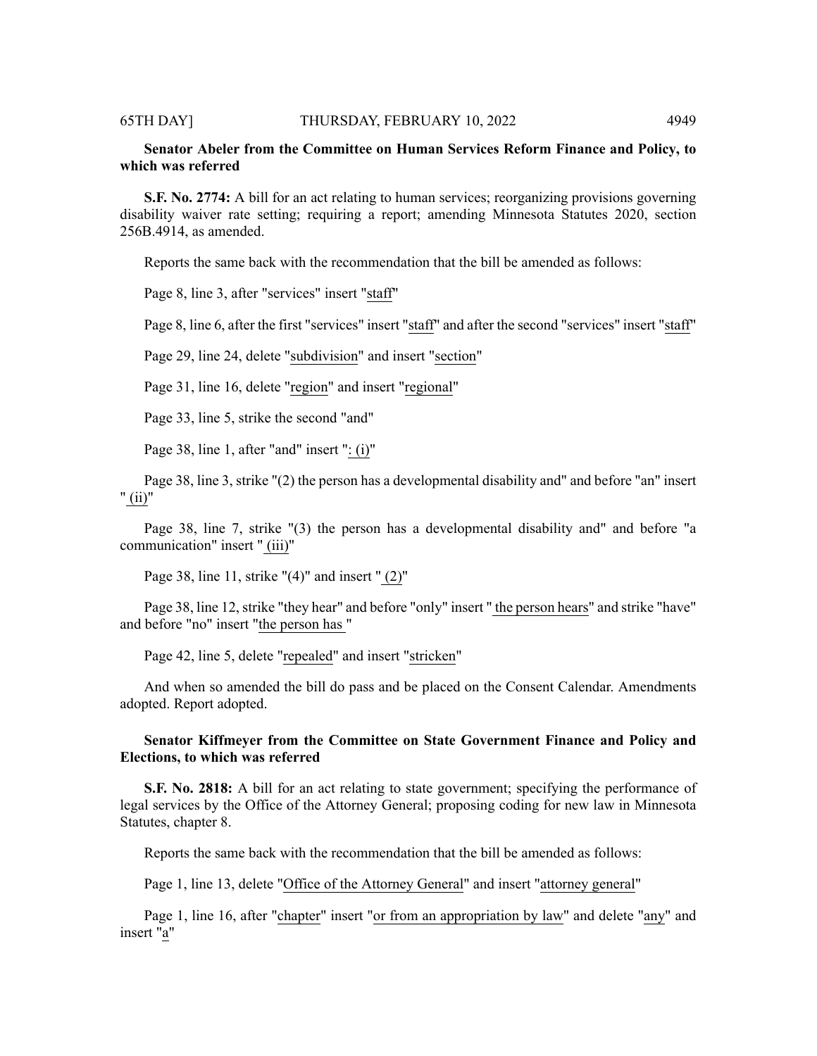**Senator Abeler from the Committee on Human Services Reform Finance and Policy, to which was referred**

**S.F. No. 2774:** A bill for an act relating to human services; reorganizing provisions governing disability waiver rate setting; requiring a report; amending Minnesota Statutes 2020, section 256B.4914, as amended.

Reports the same back with the recommendation that the bill be amended as follows:

Page 8, line 3, after "services" insert "staff"

Page 8, line 6, after the first "services" insert "staff" and after the second "services" insert "staff"

Page 29, line 24, delete "subdivision" and insert "section"

Page 31, line 16, delete "region" and insert "regional"

Page 33, line 5, strike the second "and"

Page 38, line 1, after "and" insert ": (i)"

Page 38, line 3, strike "(2) the person has a developmental disability and" and before "an" insert " (ii)"

Page 38, line 7, strike "(3) the person has a developmental disability and" and before "a communication" insert " (iii)"

Page 38, line 11, strike "(4)" and insert " (2)"

Page 38, line 12, strike "they hear" and before "only" insert " the person hears" and strike "have" and before "no" insert "the person has "

Page 42, line 5, delete "repealed" and insert "stricken"

And when so amended the bill do pass and be placed on the Consent Calendar. Amendments adopted. Report adopted.

**Senator Kiffmeyer from the Committee on State Government Finance and Policy and Elections, to which was referred**

**S.F. No. 2818:** A bill for an act relating to state government; specifying the performance of legal services by the Office of the Attorney General; proposing coding for new law in Minnesota Statutes, chapter 8.

Reports the same back with the recommendation that the bill be amended as follows:

Page 1, line 13, delete "Office of the Attorney General" and insert "attorney general"

Page 1, line 16, after "chapter" insert "or from an appropriation by law" and delete "any" and insert "a"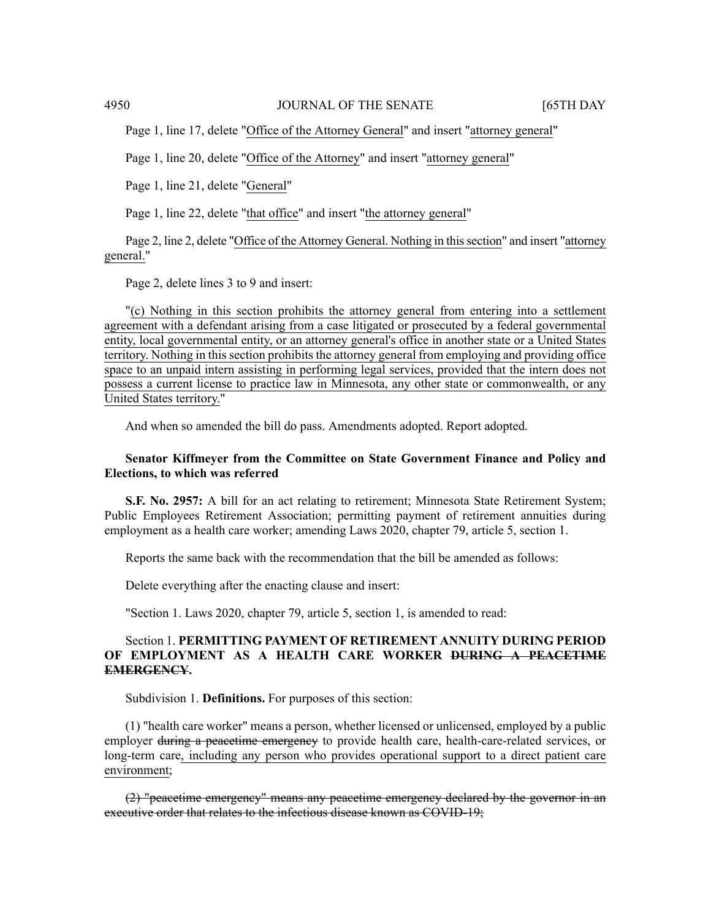Page 1, line 17, delete "Office of the Attorney General" and insert "attorney general"

Page 1, line 20, delete "Office of the Attorney" and insert "attorney general"

Page 1, line 21, delete "General"

Page 1, line 22, delete "that office" and insert "the attorney general"

Page 2, line 2, delete "Office of the Attorney General. Nothing in this section" and insert "attorney general."

Page 2, delete lines 3 to 9 and insert:

"(c) Nothing in this section prohibits the attorney general from entering into a settlement agreement with a defendant arising from a case litigated or prosecuted by a federal governmental entity, local governmental entity, or an attorney general's office in another state or a United States territory. Nothing in this section prohibits the attorney general from employing and providing office space to an unpaid intern assisting in performing legal services, provided that the intern does not possess a current license to practice law in Minnesota, any other state or commonwealth, or any United States territory."

And when so amended the bill do pass. Amendments adopted. Report adopted.

**Senator Kiffmeyer from the Committee on State Government Finance and Policy and Elections, to which was referred**

**S.F. No. 2957:** A bill for an act relating to retirement; Minnesota State Retirement System; Public Employees Retirement Association; permitting payment of retirement annuities during employment as a health care worker; amending Laws 2020, chapter 79, article 5, section 1.

Reports the same back with the recommendation that the bill be amended as follows:

Delete everything after the enacting clause and insert:

"Section 1. Laws 2020, chapter 79, article 5, section 1, is amended to read:

Section 1. **PERMITTING PAYMENT OF RETIREMENT ANNUITY DURING PERIOD OF EMPLOYMENT AS A HEALTH CARE WORKER ~~DURING A PEACETIME EMERGENCY~~.**

Subdivision 1. **Definitions.** For purposes of this section:

(1) "health care worker" means a person, whether licensed or unlicensed, employed by a public employer ~~during a peacetime emergency~~ to provide health care, health-care-related services, or long-term care, including any person who provides operational support to a direct patient care environment;

~~(2) "peacetime emergency" means any peacetime emergency declared by the governor in an executive order that relates to the infectious disease known as COVID-19;~~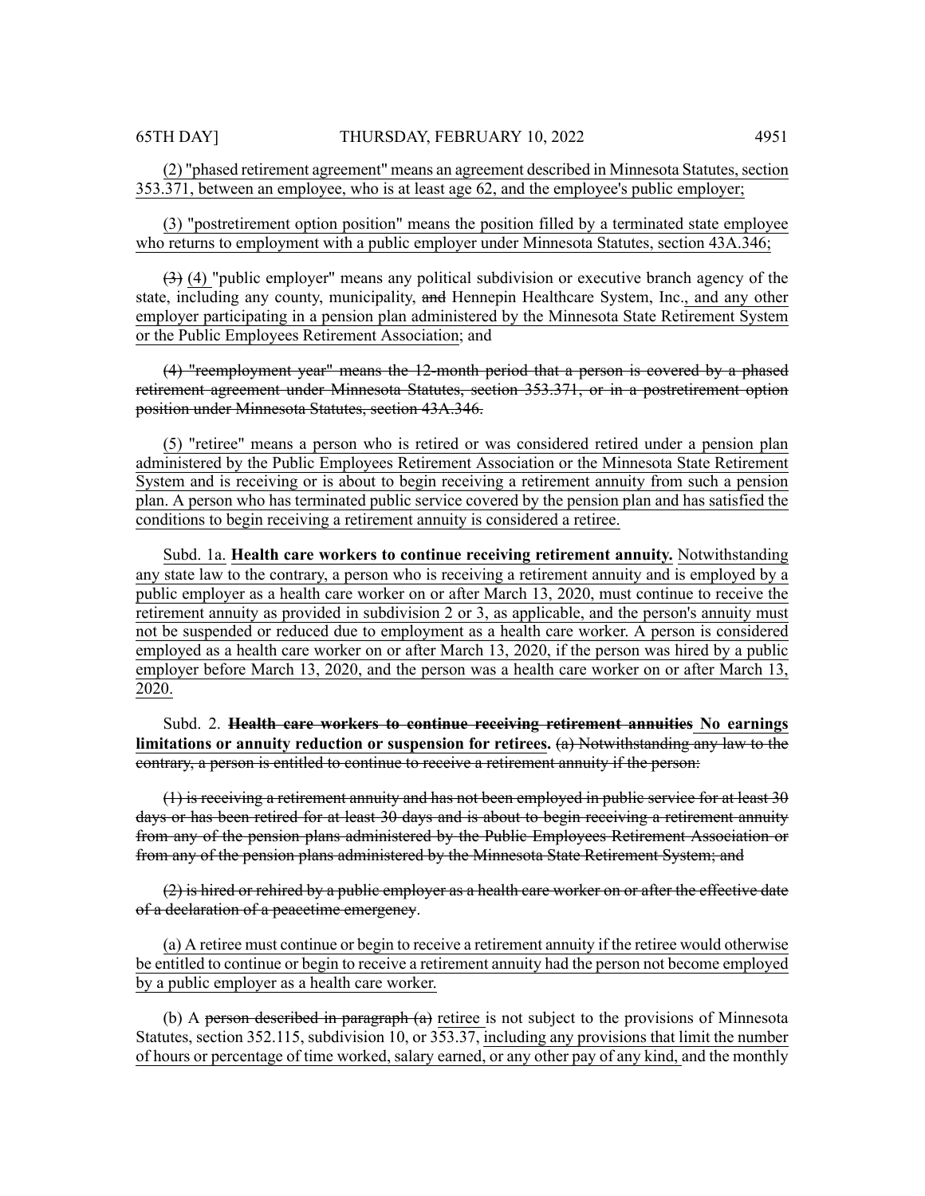(2) "phased retirement agreement" means an agreement described in Minnesota Statutes, section 353.371, between an employee, who is at least age 62, and the employee's public employer;

(3) "postretirement option position" means the position filled by a terminated state employee who returns to employment with a public employer under Minnesota Statutes, section 43A.346;

~~(3)~~ (4) "public employer" means any political subdivision or executive branch agency of the state, including any county, municipality, ~~and~~ Hennepin Healthcare System, Inc., and any other employer participating in a pension plan administered by the Minnesota State Retirement System or the Public Employees Retirement Association; and

~~(4) "reemployment year" means the 12-month period that a person is covered by a phased retirement agreement under Minnesota Statutes, section 353.371, or in a postretirement option position under Minnesota Statutes, section 43A.346.~~

(5) "retiree" means a person who is retired or was considered retired under a pension plan administered by the Public Employees Retirement Association or the Minnesota State Retirement System and is receiving or is about to begin receiving a retirement annuity from such a pension plan. A person who has terminated public service covered by the pension plan and has satisfied the conditions to begin receiving a retirement annuity is considered a retiree.

Subd. 1a. **Health care workers to continue receiving retirement annuity.** Notwithstanding any state law to the contrary, a person who is receiving a retirement annuity and is employed by a public employer as a health care worker on or after March 13, 2020, must continue to receive the retirement annuity as provided in subdivision 2 or 3, as applicable, and the person's annuity must not be suspended or reduced due to employment as a health care worker. A person is considered employed as a health care worker on or after March 13, 2020, if the person was hired by a public employer before March 13, 2020, and the person was a health care worker on or after March 13, 2020.

Subd. 2. ~~**Health care workers to continue receiving retirement annuities**~~ **No earnings limitations or annuity reduction or suspension for retirees.** ~~(a) Notwithstanding any law to the contrary, a person is entitled to continue to receive a retirement annuity if the person:~~

~~(1) is receiving a retirement annuity and has not been employed in public service for at least 30 days or has been retired for at least 30 days and is about to begin receiving a retirement annuity from any of the pension plans administered by the Public Employees Retirement Association or from any of the pension plans administered by the Minnesota State Retirement System; and~~

~~(2) is hired or rehired by a public employer as a health care worker on or after the effective date of a declaration of a peacetime emergency~~.

(a) A retiree must continue or begin to receive a retirement annuity if the retiree would otherwise be entitled to continue or begin to receive a retirement annuity had the person not become employed by a public employer as a health care worker.

(b) A ~~person described in paragraph (a)~~ retiree is not subject to the provisions of Minnesota Statutes, section 352.115, subdivision 10, or 353.37, including any provisions that limit the number of hours or percentage of time worked, salary earned, or any other pay of any kind, and the monthly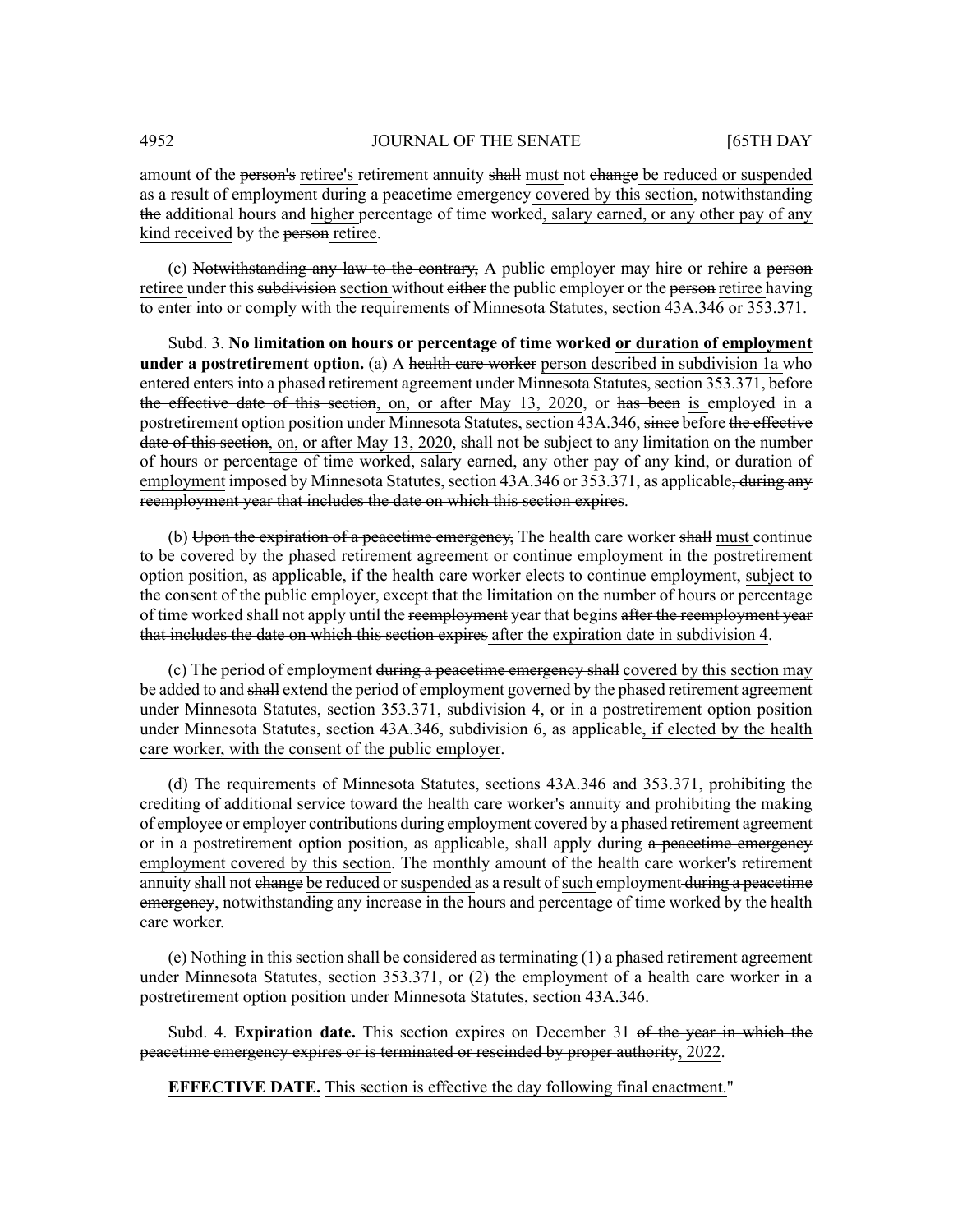amount of the ~~person's~~ retiree's retirement annuity ~~shall~~ must not ~~change~~ be reduced or suspended as a result of employment ~~during a peacetime emergency~~ covered by this section, notwithstanding ~~the~~ additional hours and higher percentage of time worked, salary earned, or any other pay of any kind received by the ~~person~~ retiree.

(c) ~~Notwithstanding any law to the contrary,~~ A public employer may hire or rehire a ~~person~~ retiree under this ~~subdivision~~ section without ~~either~~ the public employer or the ~~person~~ retiree having to enter into or comply with the requirements of Minnesota Statutes, section 43A.346 or 353.371.

Subd. 3. **No limitation on hours or percentage of time worked or duration of employment under a postretirement option.** (a) A ~~health care worker~~ person described in subdivision 1a who ~~entered~~ enters into a phased retirement agreement under Minnesota Statutes, section 353.371, before ~~the effective date of this section~~, on, or after May 13, 2020, or ~~has been~~ is employed in a postretirement option position under Minnesota Statutes, section 43A.346, ~~since~~ before ~~the effective date of this section~~, on, or after May 13, 2020, shall not be subject to any limitation on the number of hours or percentage of time worked, salary earned, any other pay of any kind, or duration of employment imposed by Minnesota Statutes, section 43A.346 or 353.371, as applicable~~, during any reemployment year that includes the date on which this section expires~~.

(b) ~~Upon the expiration of a peacetime emergency,~~ The health care worker ~~shall~~ must continue to be covered by the phased retirement agreement or continue employment in the postretirement option position, as applicable, if the health care worker elects to continue employment, subject to the consent of the public employer, except that the limitation on the number of hours or percentage of time worked shall not apply until the ~~reemployment~~ year that begins ~~after the reemployment year that includes the date on which this section expires~~ after the expiration date in subdivision 4.

(c) The period of employment ~~during a peacetime emergency shall~~ covered by this section may be added to and ~~shall~~ extend the period of employment governed by the phased retirement agreement under Minnesota Statutes, section 353.371, subdivision 4, or in a postretirement option position under Minnesota Statutes, section 43A.346, subdivision 6, as applicable, if elected by the health care worker, with the consent of the public employer.

(d) The requirements of Minnesota Statutes, sections 43A.346 and 353.371, prohibiting the crediting of additional service toward the health care worker's annuity and prohibiting the making of employee or employer contributions during employment covered by a phased retirement agreement or in a postretirement option position, as applicable, shall apply during ~~a peacetime emergency~~ employment covered by this section. The monthly amount of the health care worker's retirement annuity shall not ~~change~~ be reduced or suspended as a result of such employment ~~during a peacetime emergency~~, notwithstanding any increase in the hours and percentage of time worked by the health care worker.

(e) Nothing in this section shall be considered as terminating (1) a phased retirement agreement under Minnesota Statutes, section 353.371, or (2) the employment of a health care worker in a postretirement option position under Minnesota Statutes, section 43A.346.

Subd. 4. **Expiration date.** This section expires on December 31 ~~of the year in which the peacetime emergency expires or is terminated or rescinded by proper authority~~, 2022.

**EFFECTIVE DATE.** This section is effective the day following final enactment."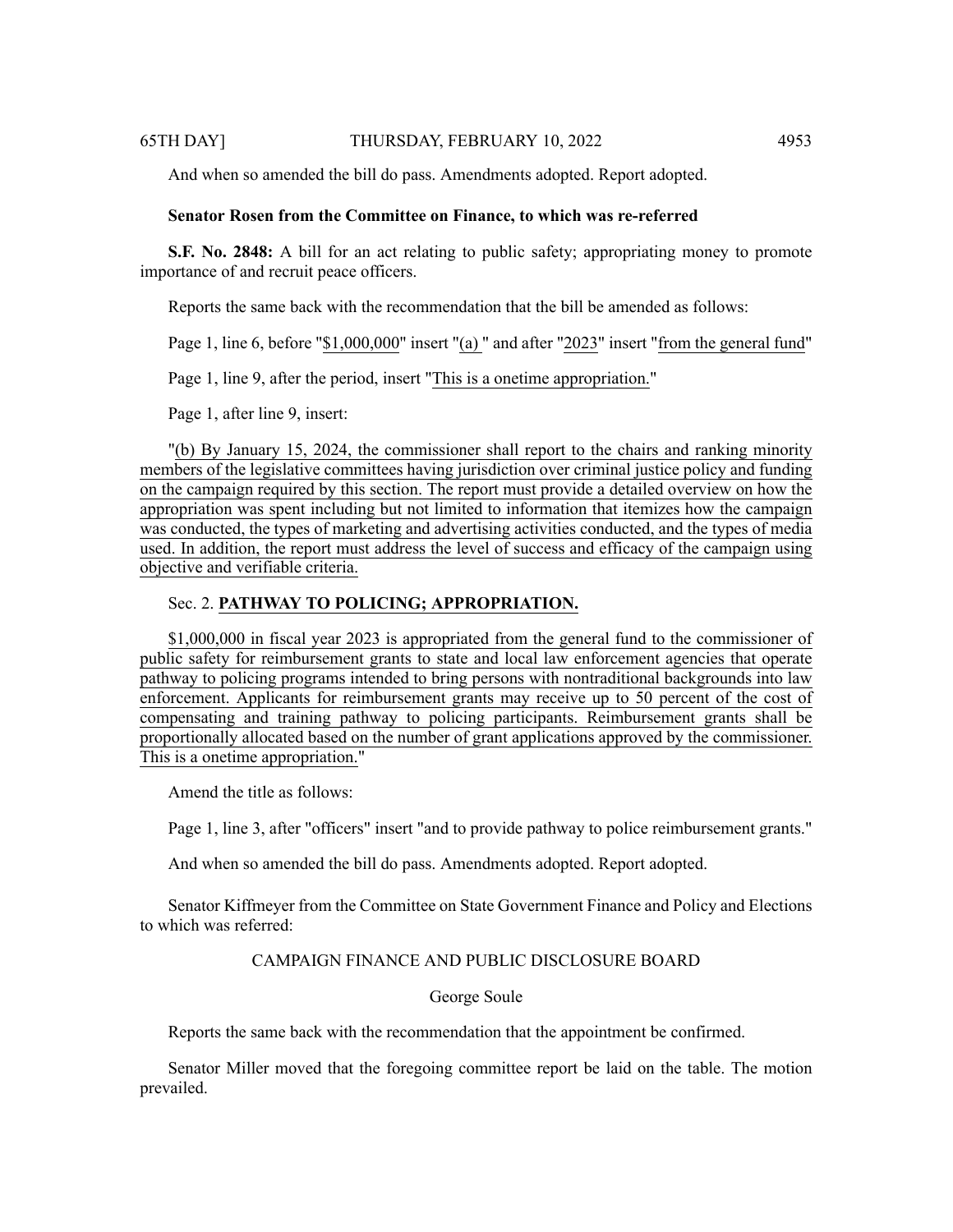And when so amended the bill do pass. Amendments adopted. Report adopted.

**Senator Rosen from the Committee on Finance, to which was re-referred**

**S.F. No. 2848:** A bill for an act relating to public safety; appropriating money to promote importance of and recruit peace officers.

Reports the same back with the recommendation that the bill be amended as follows:

Page 1, line 6, before "$1,000,000" insert "(a) " and after "2023" insert "from the general fund"

Page 1, line 9, after the period, insert "This is a onetime appropriation."

Page 1, after line 9, insert:

"(b) By January 15, 2024, the commissioner shall report to the chairs and ranking minority members of the legislative committees having jurisdiction over criminal justice policy and funding on the campaign required by this section. The report must provide a detailed overview on how the appropriation was spent including but not limited to information that itemizes how the campaign was conducted, the types of marketing and advertising activities conducted, and the types of media used. In addition, the report must address the level of success and efficacy of the campaign using objective and verifiable criteria.

Sec. 2. **PATHWAY TO POLICING; APPROPRIATION.**

$1,000,000 in fiscal year 2023 is appropriated from the general fund to the commissioner of public safety for reimbursement grants to state and local law enforcement agencies that operate pathway to policing programs intended to bring persons with nontraditional backgrounds into law enforcement. Applicants for reimbursement grants may receive up to 50 percent of the cost of compensating and training pathway to policing participants. Reimbursement grants shall be proportionally allocated based on the number of grant applications approved by the commissioner. This is a onetime appropriation."

Amend the title as follows:

Page 1, line 3, after "officers" insert "and to provide pathway to police reimbursement grants."

And when so amended the bill do pass. Amendments adopted. Report adopted.

Senator Kiffmeyer from the Committee on State Government Finance and Policy and Elections to which was referred:

CAMPAIGN FINANCE AND PUBLIC DISCLOSURE BOARD

George Soule

Reports the same back with the recommendation that the appointment be confirmed.

Senator Miller moved that the foregoing committee report be laid on the table. The motion prevailed.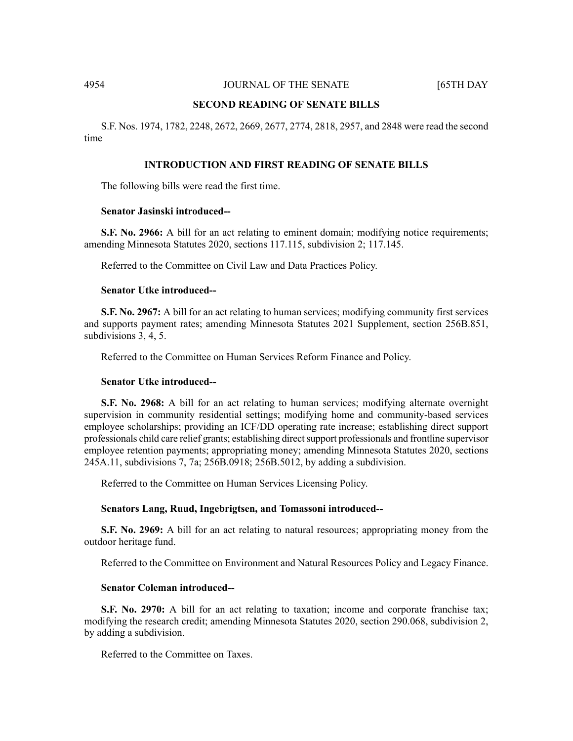## SECOND READING OF SENATE BILLS

S.F. Nos. 1974, 1782, 2248, 2672, 2669, 2677, 2774, 2818, 2957, and 2848 were read the second time

## INTRODUCTION AND FIRST READING OF SENATE BILLS

The following bills were read the first time.

**Senator Jasinski introduced--**

**S.F. No. 2966:** A bill for an act relating to eminent domain; modifying notice requirements; amending Minnesota Statutes 2020, sections 117.115, subdivision 2; 117.145.

Referred to the Committee on Civil Law and Data Practices Policy.

**Senator Utke introduced--**

**S.F. No. 2967:** A bill for an act relating to human services; modifying community first services and supports payment rates; amending Minnesota Statutes 2021 Supplement, section 256B.851, subdivisions 3, 4, 5.

Referred to the Committee on Human Services Reform Finance and Policy.

**Senator Utke introduced--**

**S.F. No. 2968:** A bill for an act relating to human services; modifying alternate overnight supervision in community residential settings; modifying home and community-based services employee scholarships; providing an ICF/DD operating rate increase; establishing direct support professionals child care relief grants; establishing direct support professionals and frontline supervisor employee retention payments; appropriating money; amending Minnesota Statutes 2020, sections 245A.11, subdivisions 7, 7a; 256B.0918; 256B.5012, by adding a subdivision.

Referred to the Committee on Human Services Licensing Policy.

**Senators Lang, Ruud, Ingebrigtsen, and Tomassoni introduced--**

**S.F. No. 2969:** A bill for an act relating to natural resources; appropriating money from the outdoor heritage fund.

Referred to the Committee on Environment and Natural Resources Policy and Legacy Finance.

**Senator Coleman introduced--**

**S.F. No. 2970:** A bill for an act relating to taxation; income and corporate franchise tax; modifying the research credit; amending Minnesota Statutes 2020, section 290.068, subdivision 2, by adding a subdivision.

Referred to the Committee on Taxes.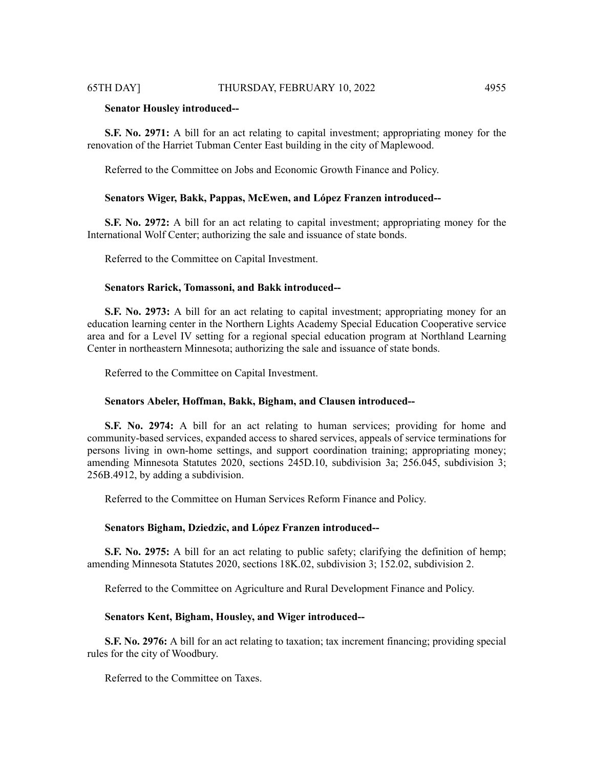**Senator Housley introduced--**

**S.F. No. 2971:** A bill for an act relating to capital investment; appropriating money for the renovation of the Harriet Tubman Center East building in the city of Maplewood.

Referred to the Committee on Jobs and Economic Growth Finance and Policy.

**Senators Wiger, Bakk, Pappas, McEwen, and López Franzen introduced--**

**S.F. No. 2972:** A bill for an act relating to capital investment; appropriating money for the International Wolf Center; authorizing the sale and issuance of state bonds.

Referred to the Committee on Capital Investment.

**Senators Rarick, Tomassoni, and Bakk introduced--**

**S.F. No. 2973:** A bill for an act relating to capital investment; appropriating money for an education learning center in the Northern Lights Academy Special Education Cooperative service area and for a Level IV setting for a regional special education program at Northland Learning Center in northeastern Minnesota; authorizing the sale and issuance of state bonds.

Referred to the Committee on Capital Investment.

**Senators Abeler, Hoffman, Bakk, Bigham, and Clausen introduced--**

**S.F. No. 2974:** A bill for an act relating to human services; providing for home and community-based services, expanded access to shared services, appeals of service terminations for persons living in own-home settings, and support coordination training; appropriating money; amending Minnesota Statutes 2020, sections 245D.10, subdivision 3a; 256.045, subdivision 3; 256B.4912, by adding a subdivision.

Referred to the Committee on Human Services Reform Finance and Policy.

**Senators Bigham, Dziedzic, and López Franzen introduced--**

**S.F. No. 2975:** A bill for an act relating to public safety; clarifying the definition of hemp; amending Minnesota Statutes 2020, sections 18K.02, subdivision 3; 152.02, subdivision 2.

Referred to the Committee on Agriculture and Rural Development Finance and Policy.

**Senators Kent, Bigham, Housley, and Wiger introduced--**

**S.F. No. 2976:** A bill for an act relating to taxation; tax increment financing; providing special rules for the city of Woodbury.

Referred to the Committee on Taxes.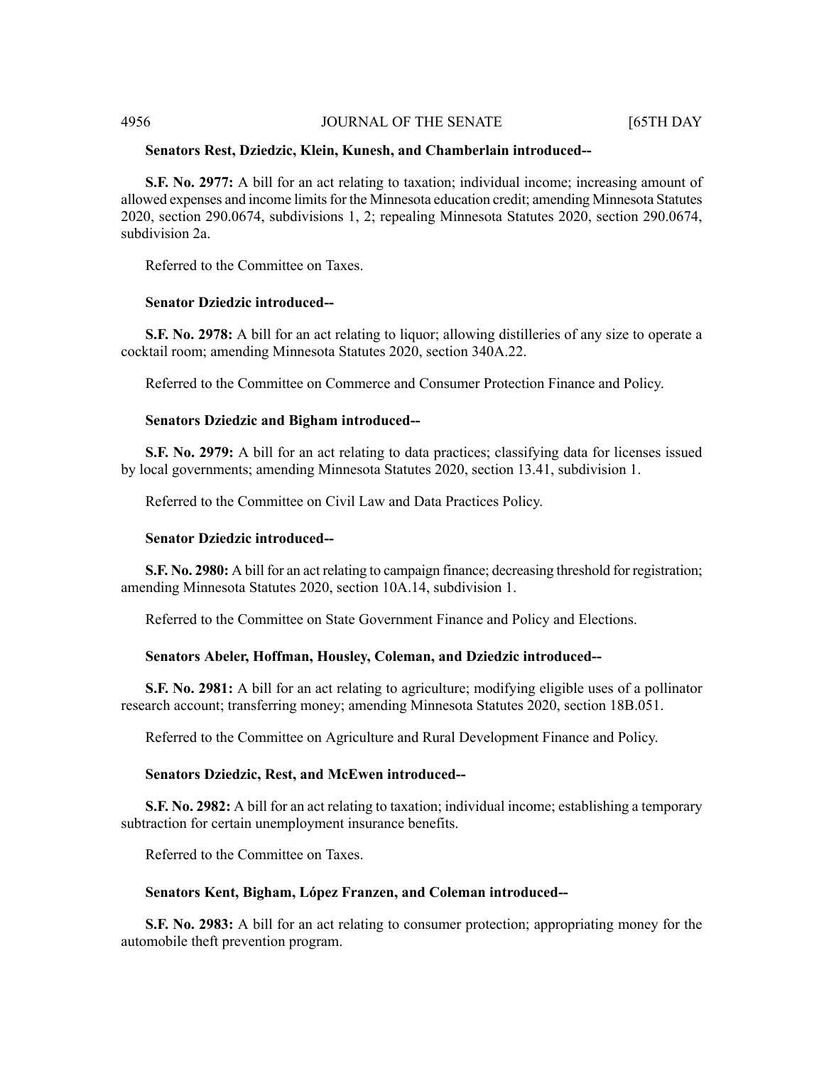**Senators Rest, Dziedzic, Klein, Kunesh, and Chamberlain introduced--**

**S.F. No. 2977:** A bill for an act relating to taxation; individual income; increasing amount of allowed expenses and income limits for the Minnesota education credit; amending Minnesota Statutes 2020, section 290.0674, subdivisions 1, 2; repealing Minnesota Statutes 2020, section 290.0674, subdivision 2a.

Referred to the Committee on Taxes.

**Senator Dziedzic introduced--**

**S.F. No. 2978:** A bill for an act relating to liquor; allowing distilleries of any size to operate a cocktail room; amending Minnesota Statutes 2020, section 340A.22.

Referred to the Committee on Commerce and Consumer Protection Finance and Policy.

**Senators Dziedzic and Bigham introduced--**

**S.F. No. 2979:** A bill for an act relating to data practices; classifying data for licenses issued by local governments; amending Minnesota Statutes 2020, section 13.41, subdivision 1.

Referred to the Committee on Civil Law and Data Practices Policy.

**Senator Dziedzic introduced--**

**S.F. No. 2980:** A bill for an act relating to campaign finance; decreasing threshold for registration; amending Minnesota Statutes 2020, section 10A.14, subdivision 1.

Referred to the Committee on State Government Finance and Policy and Elections.

**Senators Abeler, Hoffman, Housley, Coleman, and Dziedzic introduced--**

**S.F. No. 2981:** A bill for an act relating to agriculture; modifying eligible uses of a pollinator research account; transferring money; amending Minnesota Statutes 2020, section 18B.051.

Referred to the Committee on Agriculture and Rural Development Finance and Policy.

**Senators Dziedzic, Rest, and McEwen introduced--**

**S.F. No. 2982:** A bill for an act relating to taxation; individual income; establishing a temporary subtraction for certain unemployment insurance benefits.

Referred to the Committee on Taxes.

**Senators Kent, Bigham, López Franzen, and Coleman introduced--**

**S.F. No. 2983:** A bill for an act relating to consumer protection; appropriating money for the automobile theft prevention program.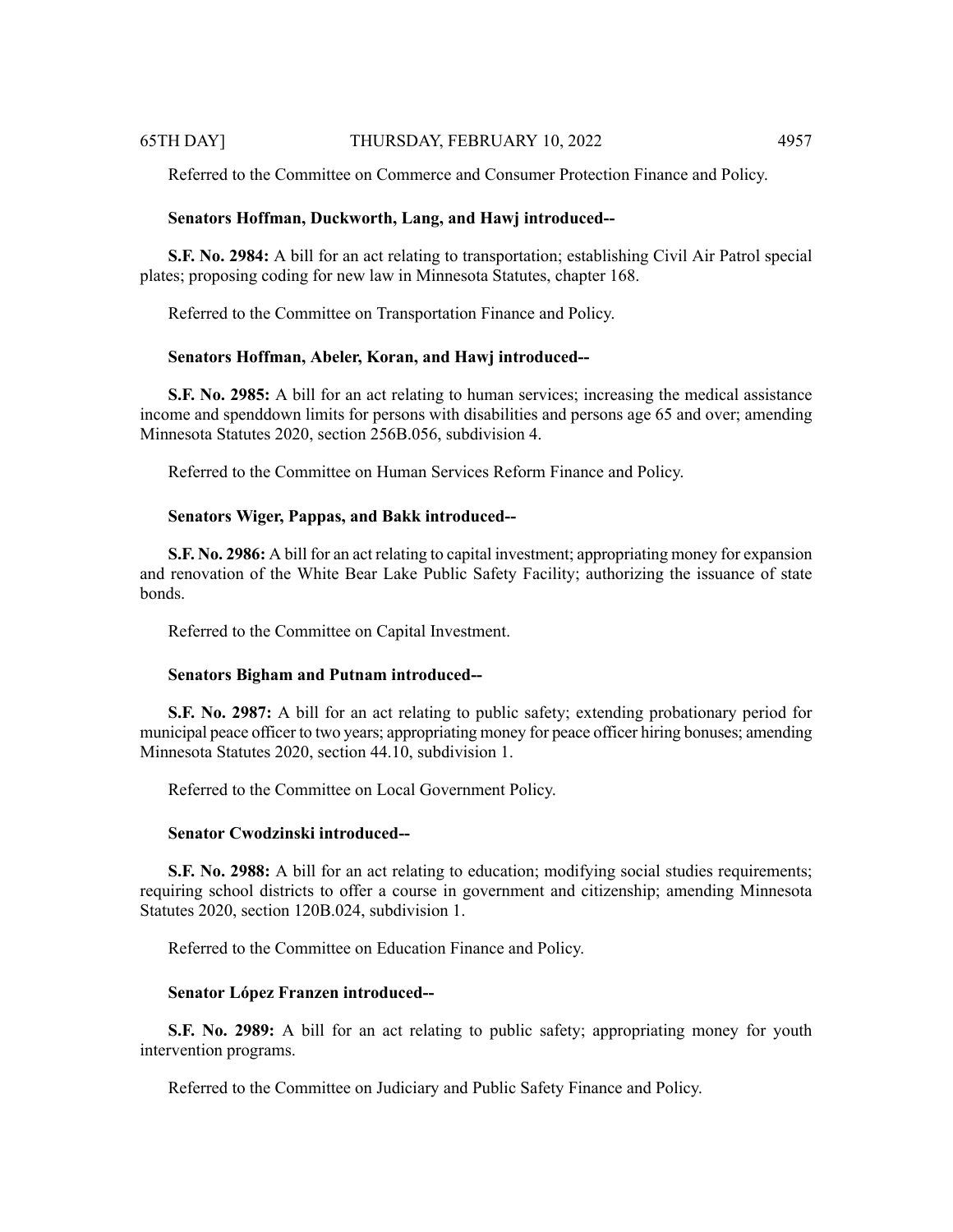Referred to the Committee on Commerce and Consumer Protection Finance and Policy.

**Senators Hoffman, Duckworth, Lang, and Hawj introduced--**

**S.F. No. 2984:** A bill for an act relating to transportation; establishing Civil Air Patrol special plates; proposing coding for new law in Minnesota Statutes, chapter 168.

Referred to the Committee on Transportation Finance and Policy.

**Senators Hoffman, Abeler, Koran, and Hawj introduced--**

**S.F. No. 2985:** A bill for an act relating to human services; increasing the medical assistance income and spenddown limits for persons with disabilities and persons age 65 and over; amending Minnesota Statutes 2020, section 256B.056, subdivision 4.

Referred to the Committee on Human Services Reform Finance and Policy.

**Senators Wiger, Pappas, and Bakk introduced--**

**S.F. No. 2986:** A bill for an act relating to capital investment; appropriating money for expansion and renovation of the White Bear Lake Public Safety Facility; authorizing the issuance of state bonds.

Referred to the Committee on Capital Investment.

**Senators Bigham and Putnam introduced--**

**S.F. No. 2987:** A bill for an act relating to public safety; extending probationary period for municipal peace officer to two years; appropriating money for peace officer hiring bonuses; amending Minnesota Statutes 2020, section 44.10, subdivision 1.

Referred to the Committee on Local Government Policy.

**Senator Cwodzinski introduced--**

**S.F. No. 2988:** A bill for an act relating to education; modifying social studies requirements; requiring school districts to offer a course in government and citizenship; amending Minnesota Statutes 2020, section 120B.024, subdivision 1.

Referred to the Committee on Education Finance and Policy.

**Senator López Franzen introduced--**

**S.F. No. 2989:** A bill for an act relating to public safety; appropriating money for youth intervention programs.

Referred to the Committee on Judiciary and Public Safety Finance and Policy.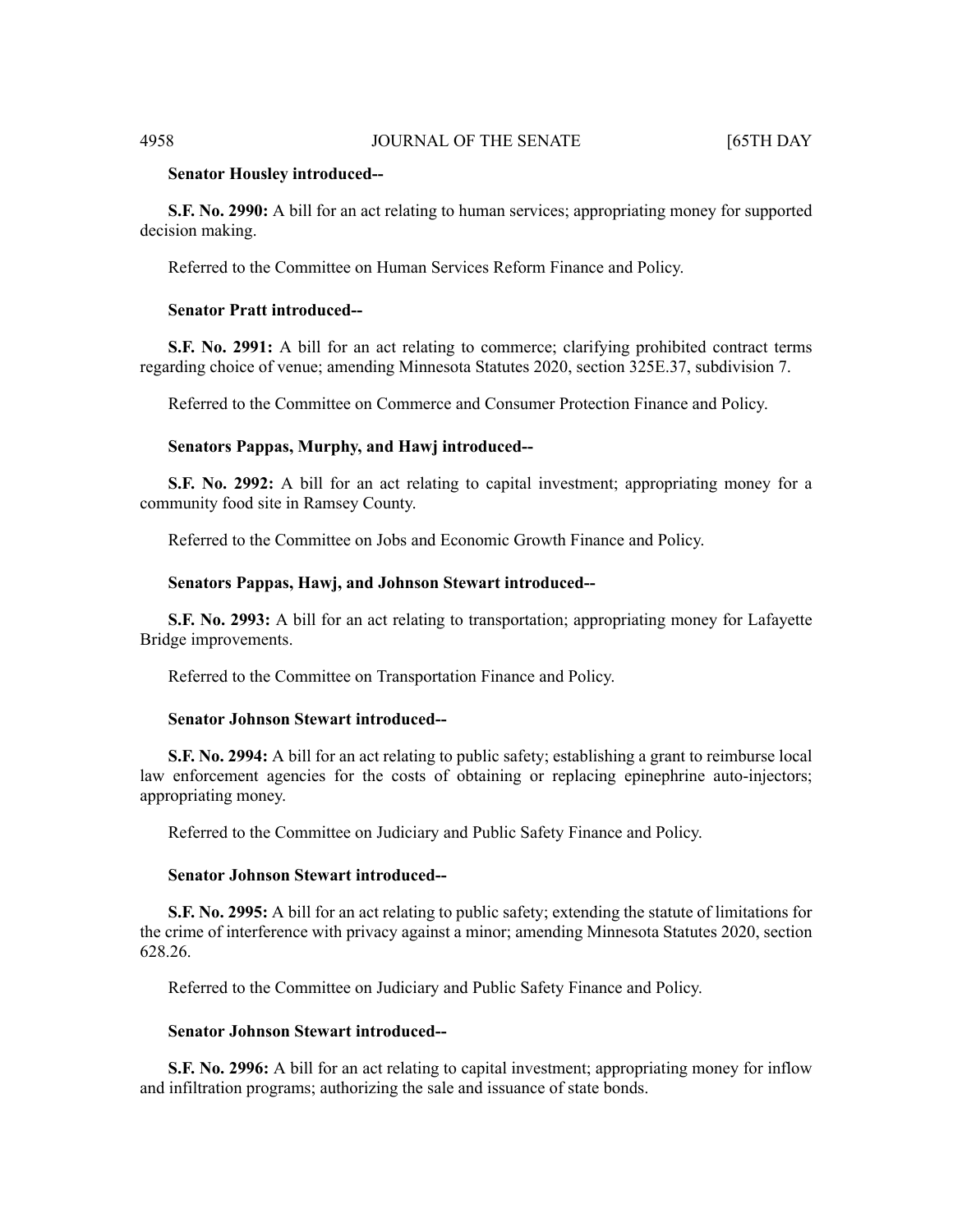**Senator Housley introduced--**

**S.F. No. 2990:** A bill for an act relating to human services; appropriating money for supported decision making.

Referred to the Committee on Human Services Reform Finance and Policy.

**Senator Pratt introduced--**

**S.F. No. 2991:** A bill for an act relating to commerce; clarifying prohibited contract terms regarding choice of venue; amending Minnesota Statutes 2020, section 325E.37, subdivision 7.

Referred to the Committee on Commerce and Consumer Protection Finance and Policy.

**Senators Pappas, Murphy, and Hawj introduced--**

**S.F. No. 2992:** A bill for an act relating to capital investment; appropriating money for a community food site in Ramsey County.

Referred to the Committee on Jobs and Economic Growth Finance and Policy.

**Senators Pappas, Hawj, and Johnson Stewart introduced--**

**S.F. No. 2993:** A bill for an act relating to transportation; appropriating money for Lafayette Bridge improvements.

Referred to the Committee on Transportation Finance and Policy.

**Senator Johnson Stewart introduced--**

**S.F. No. 2994:** A bill for an act relating to public safety; establishing a grant to reimburse local law enforcement agencies for the costs of obtaining or replacing epinephrine auto-injectors; appropriating money.

Referred to the Committee on Judiciary and Public Safety Finance and Policy.

**Senator Johnson Stewart introduced--**

**S.F. No. 2995:** A bill for an act relating to public safety; extending the statute of limitations for the crime of interference with privacy against a minor; amending Minnesota Statutes 2020, section 628.26.

Referred to the Committee on Judiciary and Public Safety Finance and Policy.

**Senator Johnson Stewart introduced--**

**S.F. No. 2996:** A bill for an act relating to capital investment; appropriating money for inflow and infiltration programs; authorizing the sale and issuance of state bonds.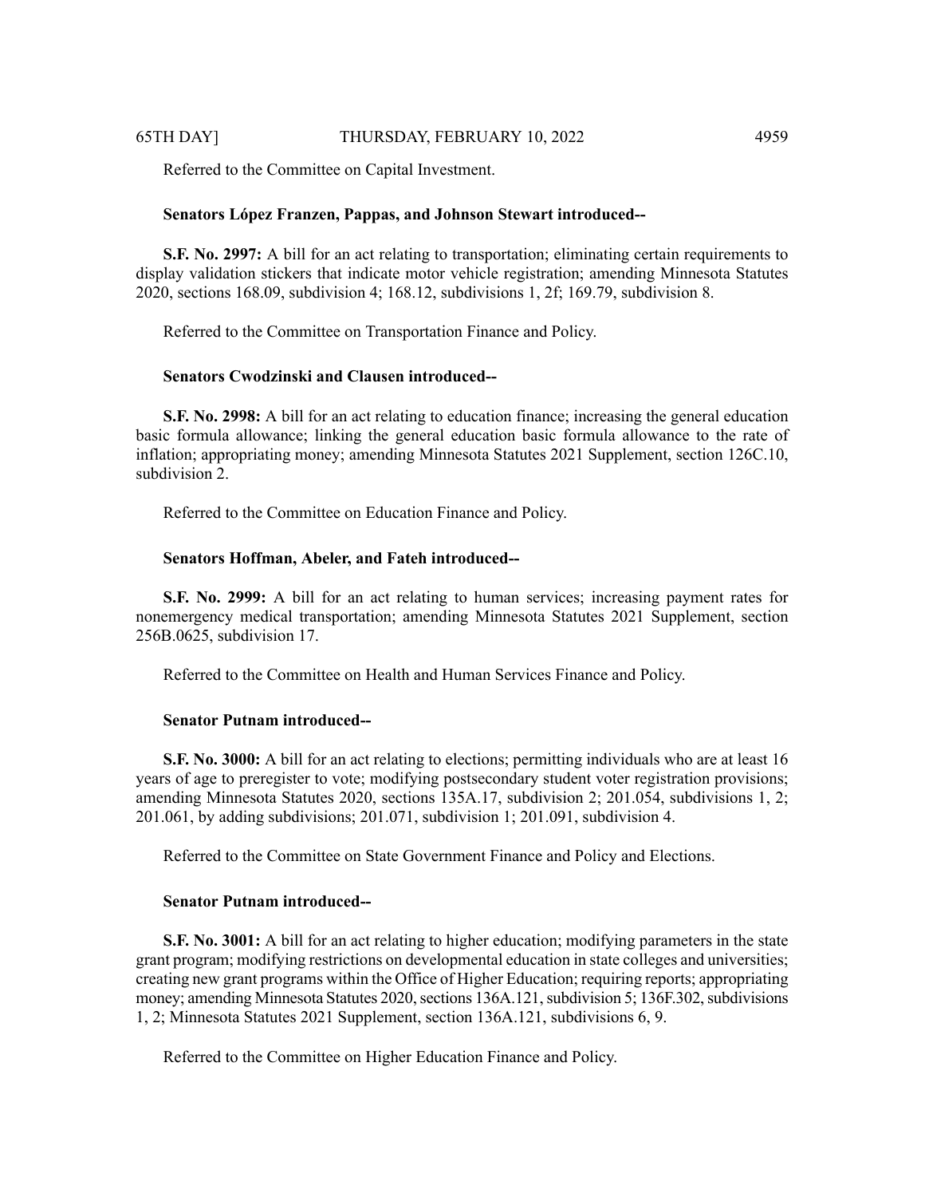Referred to the Committee on Capital Investment.

**Senators López Franzen, Pappas, and Johnson Stewart introduced--**

**S.F. No. 2997:** A bill for an act relating to transportation; eliminating certain requirements to display validation stickers that indicate motor vehicle registration; amending Minnesota Statutes 2020, sections 168.09, subdivision 4; 168.12, subdivisions 1, 2f; 169.79, subdivision 8.

Referred to the Committee on Transportation Finance and Policy.

**Senators Cwodzinski and Clausen introduced--**

**S.F. No. 2998:** A bill for an act relating to education finance; increasing the general education basic formula allowance; linking the general education basic formula allowance to the rate of inflation; appropriating money; amending Minnesota Statutes 2021 Supplement, section 126C.10, subdivision 2.

Referred to the Committee on Education Finance and Policy.

**Senators Hoffman, Abeler, and Fateh introduced--**

**S.F. No. 2999:** A bill for an act relating to human services; increasing payment rates for nonemergency medical transportation; amending Minnesota Statutes 2021 Supplement, section 256B.0625, subdivision 17.

Referred to the Committee on Health and Human Services Finance and Policy.

**Senator Putnam introduced--**

**S.F. No. 3000:** A bill for an act relating to elections; permitting individuals who are at least 16 years of age to preregister to vote; modifying postsecondary student voter registration provisions; amending Minnesota Statutes 2020, sections 135A.17, subdivision 2; 201.054, subdivisions 1, 2; 201.061, by adding subdivisions; 201.071, subdivision 1; 201.091, subdivision 4.

Referred to the Committee on State Government Finance and Policy and Elections.

**Senator Putnam introduced--**

**S.F. No. 3001:** A bill for an act relating to higher education; modifying parameters in the state grant program; modifying restrictions on developmental education in state colleges and universities; creating new grant programs within the Office of Higher Education; requiring reports; appropriating money; amending Minnesota Statutes 2020, sections 136A.121, subdivision 5; 136F.302, subdivisions 1, 2; Minnesota Statutes 2021 Supplement, section 136A.121, subdivisions 6, 9.

Referred to the Committee on Higher Education Finance and Policy.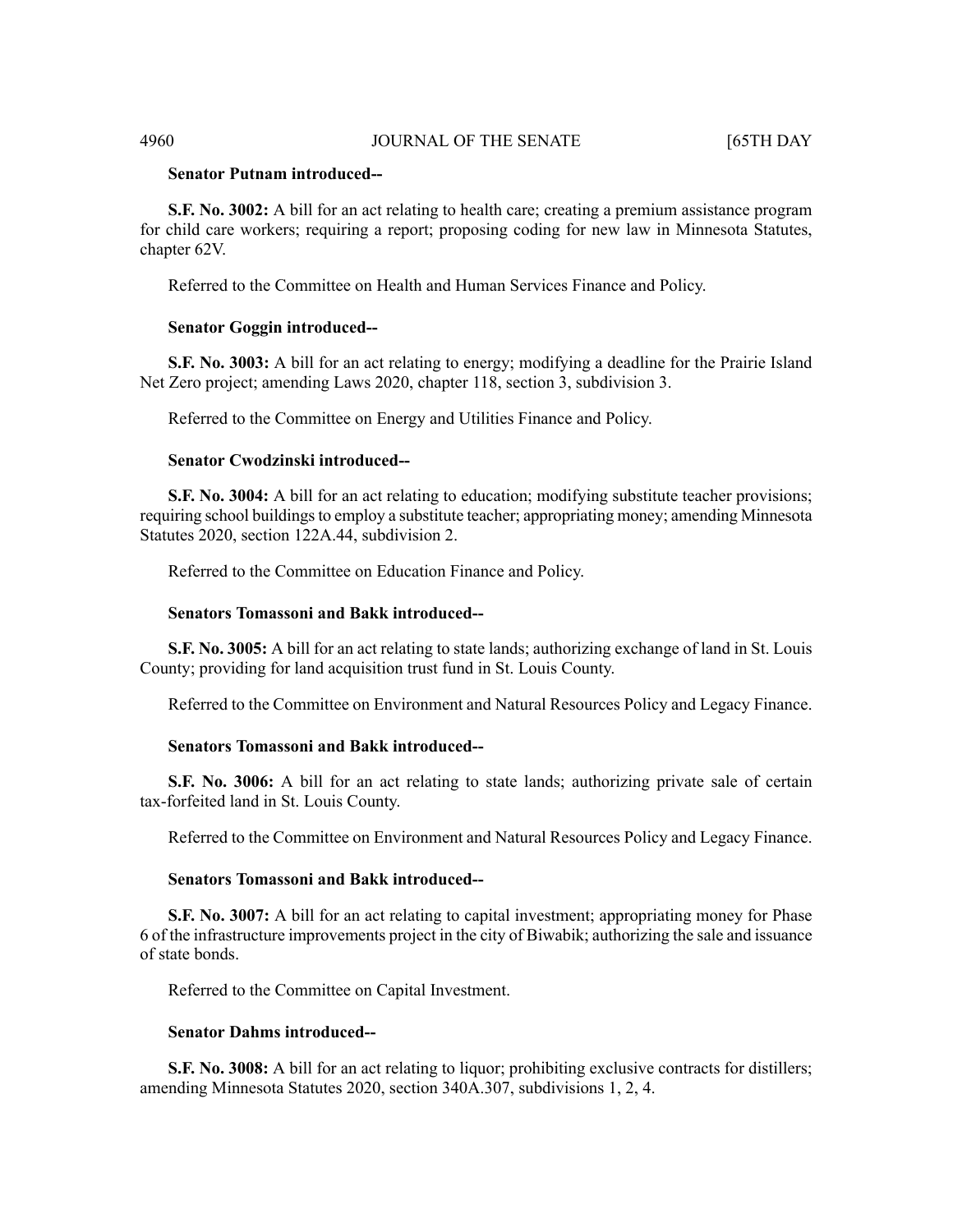**Senator Putnam introduced--**

**S.F. No. 3002:** A bill for an act relating to health care; creating a premium assistance program for child care workers; requiring a report; proposing coding for new law in Minnesota Statutes, chapter 62V.

Referred to the Committee on Health and Human Services Finance and Policy.

**Senator Goggin introduced--**

**S.F. No. 3003:** A bill for an act relating to energy; modifying a deadline for the Prairie Island Net Zero project; amending Laws 2020, chapter 118, section 3, subdivision 3.

Referred to the Committee on Energy and Utilities Finance and Policy.

**Senator Cwodzinski introduced--**

**S.F. No. 3004:** A bill for an act relating to education; modifying substitute teacher provisions; requiring school buildings to employ a substitute teacher; appropriating money; amending Minnesota Statutes 2020, section 122A.44, subdivision 2.

Referred to the Committee on Education Finance and Policy.

**Senators Tomassoni and Bakk introduced--**

**S.F. No. 3005:** A bill for an act relating to state lands; authorizing exchange of land in St. Louis County; providing for land acquisition trust fund in St. Louis County.

Referred to the Committee on Environment and Natural Resources Policy and Legacy Finance.

**Senators Tomassoni and Bakk introduced--**

**S.F. No. 3006:** A bill for an act relating to state lands; authorizing private sale of certain tax-forfeited land in St. Louis County.

Referred to the Committee on Environment and Natural Resources Policy and Legacy Finance.

**Senators Tomassoni and Bakk introduced--**

**S.F. No. 3007:** A bill for an act relating to capital investment; appropriating money for Phase 6 of the infrastructure improvements project in the city of Biwabik; authorizing the sale and issuance of state bonds.

Referred to the Committee on Capital Investment.

**Senator Dahms introduced--**

**S.F. No. 3008:** A bill for an act relating to liquor; prohibiting exclusive contracts for distillers; amending Minnesota Statutes 2020, section 340A.307, subdivisions 1, 2, 4.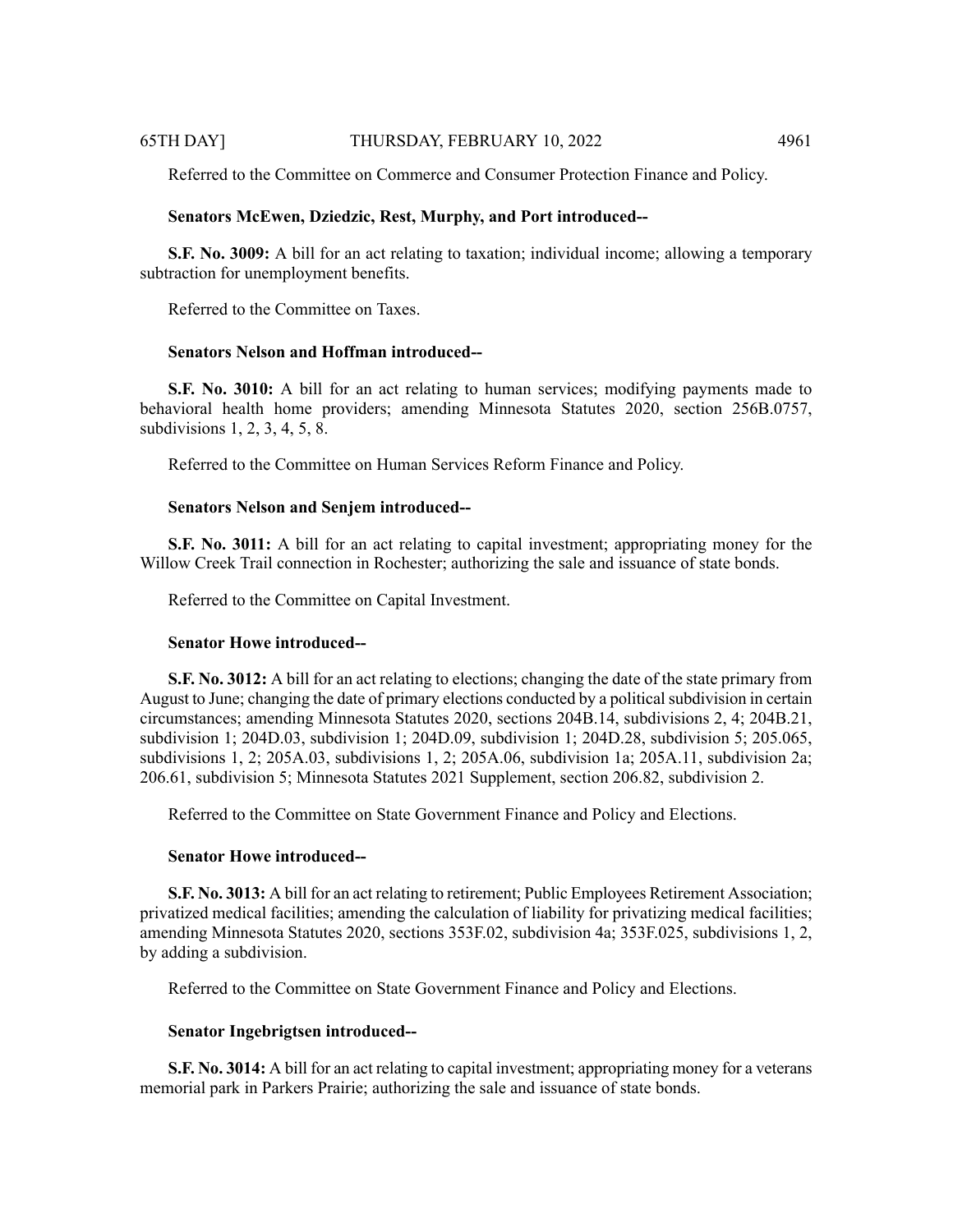Referred to the Committee on Commerce and Consumer Protection Finance and Policy.

**Senators McEwen, Dziedzic, Rest, Murphy, and Port introduced--**

**S.F. No. 3009:** A bill for an act relating to taxation; individual income; allowing a temporary subtraction for unemployment benefits.

Referred to the Committee on Taxes.

**Senators Nelson and Hoffman introduced--**

**S.F. No. 3010:** A bill for an act relating to human services; modifying payments made to behavioral health home providers; amending Minnesota Statutes 2020, section 256B.0757, subdivisions 1, 2, 3, 4, 5, 8.

Referred to the Committee on Human Services Reform Finance and Policy.

**Senators Nelson and Senjem introduced--**

**S.F. No. 3011:** A bill for an act relating to capital investment; appropriating money for the Willow Creek Trail connection in Rochester; authorizing the sale and issuance of state bonds.

Referred to the Committee on Capital Investment.

**Senator Howe introduced--**

**S.F. No. 3012:** A bill for an act relating to elections; changing the date of the state primary from August to June; changing the date of primary elections conducted by a political subdivision in certain circumstances; amending Minnesota Statutes 2020, sections 204B.14, subdivisions 2, 4; 204B.21, subdivision 1; 204D.03, subdivision 1; 204D.09, subdivision 1; 204D.28, subdivision 5; 205.065, subdivisions 1, 2; 205A.03, subdivisions 1, 2; 205A.06, subdivision 1a; 205A.11, subdivision 2a; 206.61, subdivision 5; Minnesota Statutes 2021 Supplement, section 206.82, subdivision 2.

Referred to the Committee on State Government Finance and Policy and Elections.

**Senator Howe introduced--**

**S.F. No. 3013:** A bill for an act relating to retirement; Public Employees Retirement Association; privatized medical facilities; amending the calculation of liability for privatizing medical facilities; amending Minnesota Statutes 2020, sections 353F.02, subdivision 4a; 353F.025, subdivisions 1, 2, by adding a subdivision.

Referred to the Committee on State Government Finance and Policy and Elections.

**Senator Ingebrigtsen introduced--**

**S.F. No. 3014:** A bill for an act relating to capital investment; appropriating money for a veterans memorial park in Parkers Prairie; authorizing the sale and issuance of state bonds.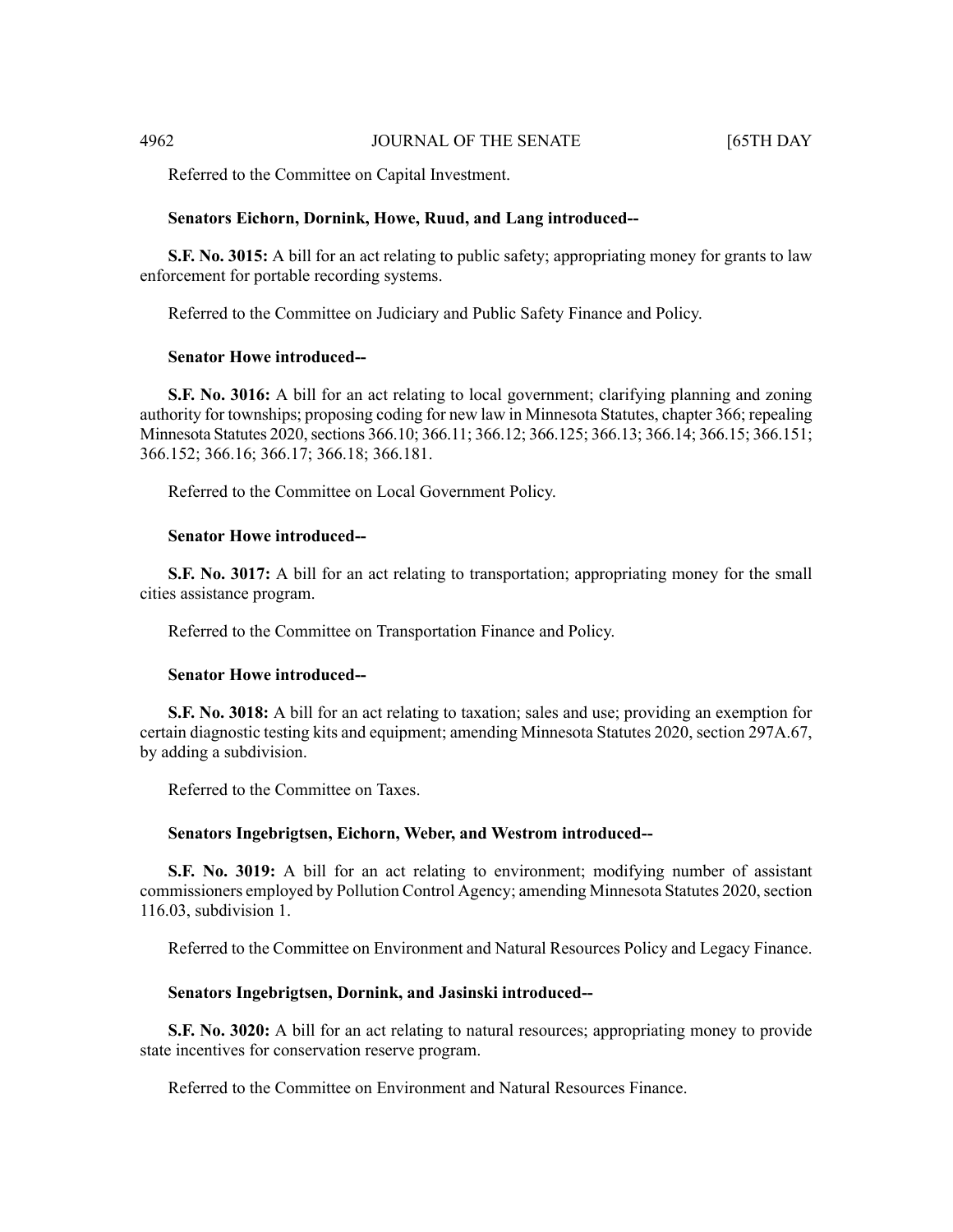Referred to the Committee on Capital Investment.

**Senators Eichorn, Dornink, Howe, Ruud, and Lang introduced--**

**S.F. No. 3015:** A bill for an act relating to public safety; appropriating money for grants to law enforcement for portable recording systems.

Referred to the Committee on Judiciary and Public Safety Finance and Policy.

**Senator Howe introduced--**

**S.F. No. 3016:** A bill for an act relating to local government; clarifying planning and zoning authority for townships; proposing coding for new law in Minnesota Statutes, chapter 366; repealing Minnesota Statutes 2020, sections 366.10; 366.11; 366.12; 366.125; 366.13; 366.14; 366.15; 366.151; 366.152; 366.16; 366.17; 366.18; 366.181.

Referred to the Committee on Local Government Policy.

**Senator Howe introduced--**

**S.F. No. 3017:** A bill for an act relating to transportation; appropriating money for the small cities assistance program.

Referred to the Committee on Transportation Finance and Policy.

**Senator Howe introduced--**

**S.F. No. 3018:** A bill for an act relating to taxation; sales and use; providing an exemption for certain diagnostic testing kits and equipment; amending Minnesota Statutes 2020, section 297A.67, by adding a subdivision.

Referred to the Committee on Taxes.

**Senators Ingebrigtsen, Eichorn, Weber, and Westrom introduced--**

**S.F. No. 3019:** A bill for an act relating to environment; modifying number of assistant commissioners employed by Pollution Control Agency; amending Minnesota Statutes 2020, section 116.03, subdivision 1.

Referred to the Committee on Environment and Natural Resources Policy and Legacy Finance.

**Senators Ingebrigtsen, Dornink, and Jasinski introduced--**

**S.F. No. 3020:** A bill for an act relating to natural resources; appropriating money to provide state incentives for conservation reserve program.

Referred to the Committee on Environment and Natural Resources Finance.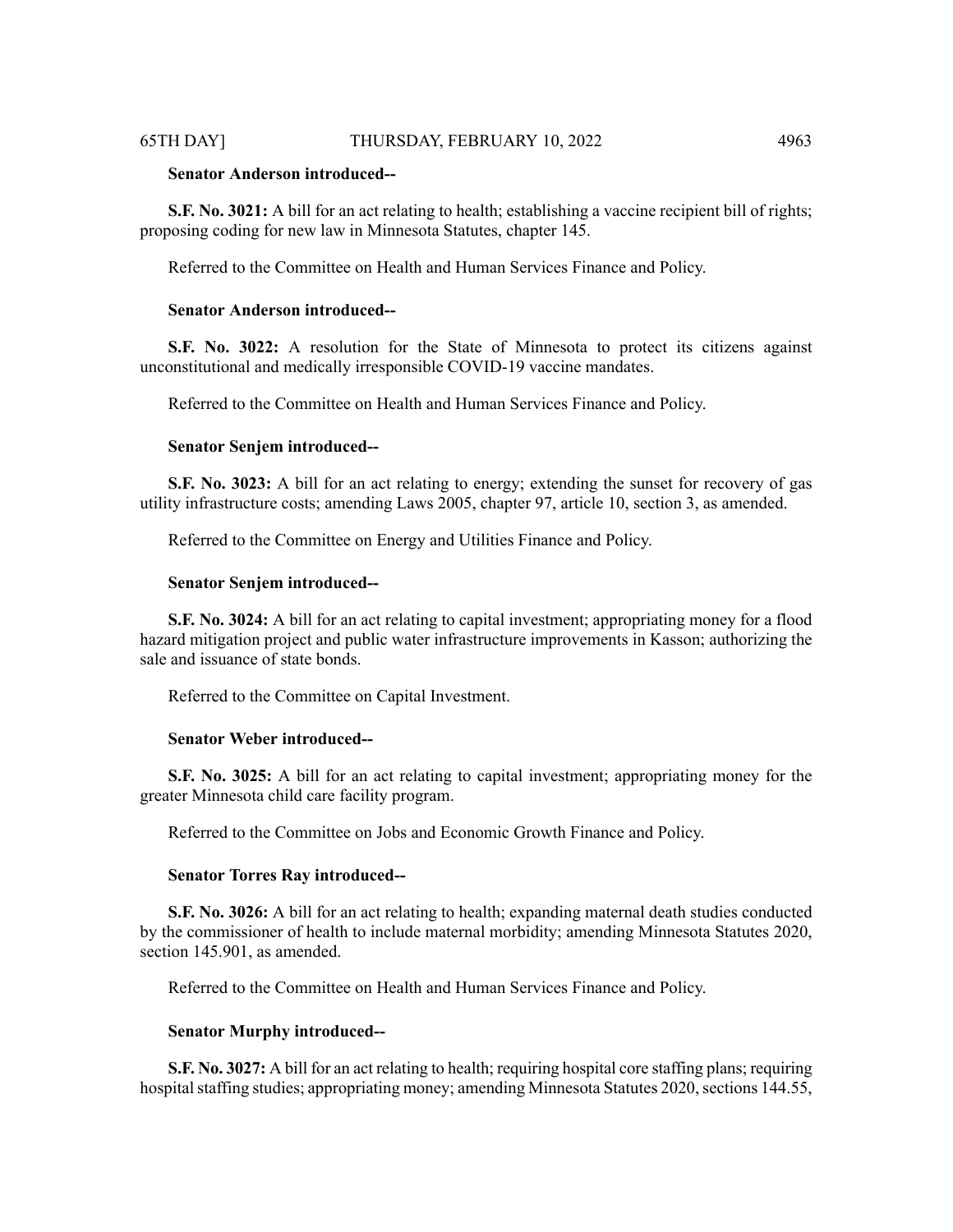**Senator Anderson introduced--**

**S.F. No. 3021:** A bill for an act relating to health; establishing a vaccine recipient bill of rights; proposing coding for new law in Minnesota Statutes, chapter 145.

Referred to the Committee on Health and Human Services Finance and Policy.

**Senator Anderson introduced--**

**S.F. No. 3022:** A resolution for the State of Minnesota to protect its citizens against unconstitutional and medically irresponsible COVID-19 vaccine mandates.

Referred to the Committee on Health and Human Services Finance and Policy.

**Senator Senjem introduced--**

**S.F. No. 3023:** A bill for an act relating to energy; extending the sunset for recovery of gas utility infrastructure costs; amending Laws 2005, chapter 97, article 10, section 3, as amended.

Referred to the Committee on Energy and Utilities Finance and Policy.

**Senator Senjem introduced--**

**S.F. No. 3024:** A bill for an act relating to capital investment; appropriating money for a flood hazard mitigation project and public water infrastructure improvements in Kasson; authorizing the sale and issuance of state bonds.

Referred to the Committee on Capital Investment.

**Senator Weber introduced--**

**S.F. No. 3025:** A bill for an act relating to capital investment; appropriating money for the greater Minnesota child care facility program.

Referred to the Committee on Jobs and Economic Growth Finance and Policy.

**Senator Torres Ray introduced--**

**S.F. No. 3026:** A bill for an act relating to health; expanding maternal death studies conducted by the commissioner of health to include maternal morbidity; amending Minnesota Statutes 2020, section 145.901, as amended.

Referred to the Committee on Health and Human Services Finance and Policy.

**Senator Murphy introduced--**

**S.F. No. 3027:** A bill for an act relating to health; requiring hospital core staffing plans; requiring hospital staffing studies; appropriating money; amending Minnesota Statutes 2020, sections 144.55,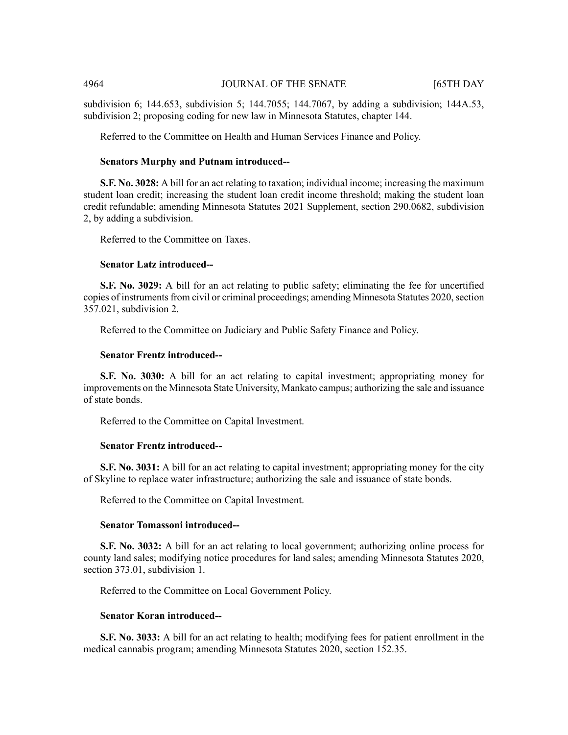subdivision 6; 144.653, subdivision 5; 144.7055; 144.7067, by adding a subdivision; 144A.53, subdivision 2; proposing coding for new law in Minnesota Statutes, chapter 144.

Referred to the Committee on Health and Human Services Finance and Policy.

**Senators Murphy and Putnam introduced--**

**S.F. No. 3028:** A bill for an act relating to taxation; individual income; increasing the maximum student loan credit; increasing the student loan credit income threshold; making the student loan credit refundable; amending Minnesota Statutes 2021 Supplement, section 290.0682, subdivision 2, by adding a subdivision.

Referred to the Committee on Taxes.

**Senator Latz introduced--**

**S.F. No. 3029:** A bill for an act relating to public safety; eliminating the fee for uncertified copies of instruments from civil or criminal proceedings; amending Minnesota Statutes 2020, section 357.021, subdivision 2.

Referred to the Committee on Judiciary and Public Safety Finance and Policy.

**Senator Frentz introduced--**

**S.F. No. 3030:** A bill for an act relating to capital investment; appropriating money for improvements on the Minnesota State University, Mankato campus; authorizing the sale and issuance of state bonds.

Referred to the Committee on Capital Investment.

**Senator Frentz introduced--**

**S.F. No. 3031:** A bill for an act relating to capital investment; appropriating money for the city of Skyline to replace water infrastructure; authorizing the sale and issuance of state bonds.

Referred to the Committee on Capital Investment.

**Senator Tomassoni introduced--**

**S.F. No. 3032:** A bill for an act relating to local government; authorizing online process for county land sales; modifying notice procedures for land sales; amending Minnesota Statutes 2020, section 373.01, subdivision 1.

Referred to the Committee on Local Government Policy.

**Senator Koran introduced--**

**S.F. No. 3033:** A bill for an act relating to health; modifying fees for patient enrollment in the medical cannabis program; amending Minnesota Statutes 2020, section 152.35.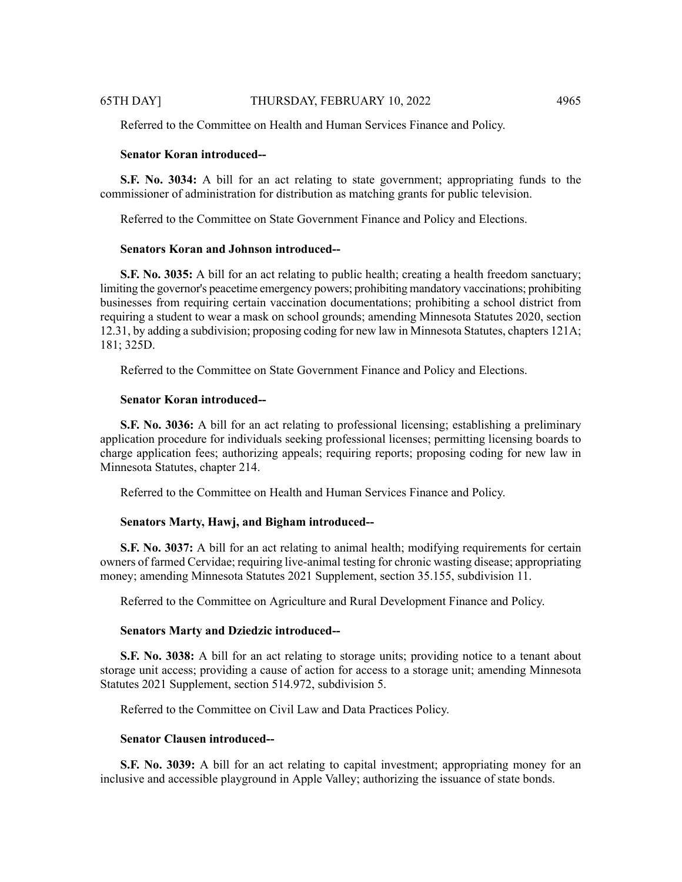Referred to the Committee on Health and Human Services Finance and Policy.

**Senator Koran introduced--**

**S.F. No. 3034:** A bill for an act relating to state government; appropriating funds to the commissioner of administration for distribution as matching grants for public television.

Referred to the Committee on State Government Finance and Policy and Elections.

**Senators Koran and Johnson introduced--**

**S.F. No. 3035:** A bill for an act relating to public health; creating a health freedom sanctuary; limiting the governor's peacetime emergency powers; prohibiting mandatory vaccinations; prohibiting businesses from requiring certain vaccination documentations; prohibiting a school district from requiring a student to wear a mask on school grounds; amending Minnesota Statutes 2020, section 12.31, by adding a subdivision; proposing coding for new law in Minnesota Statutes, chapters 121A; 181; 325D.

Referred to the Committee on State Government Finance and Policy and Elections.

**Senator Koran introduced--**

**S.F. No. 3036:** A bill for an act relating to professional licensing; establishing a preliminary application procedure for individuals seeking professional licenses; permitting licensing boards to charge application fees; authorizing appeals; requiring reports; proposing coding for new law in Minnesota Statutes, chapter 214.

Referred to the Committee on Health and Human Services Finance and Policy.

**Senators Marty, Hawj, and Bigham introduced--**

**S.F. No. 3037:** A bill for an act relating to animal health; modifying requirements for certain owners of farmed Cervidae; requiring live-animal testing for chronic wasting disease; appropriating money; amending Minnesota Statutes 2021 Supplement, section 35.155, subdivision 11.

Referred to the Committee on Agriculture and Rural Development Finance and Policy.

**Senators Marty and Dziedzic introduced--**

**S.F. No. 3038:** A bill for an act relating to storage units; providing notice to a tenant about storage unit access; providing a cause of action for access to a storage unit; amending Minnesota Statutes 2021 Supplement, section 514.972, subdivision 5.

Referred to the Committee on Civil Law and Data Practices Policy.

**Senator Clausen introduced--**

**S.F. No. 3039:** A bill for an act relating to capital investment; appropriating money for an inclusive and accessible playground in Apple Valley; authorizing the issuance of state bonds.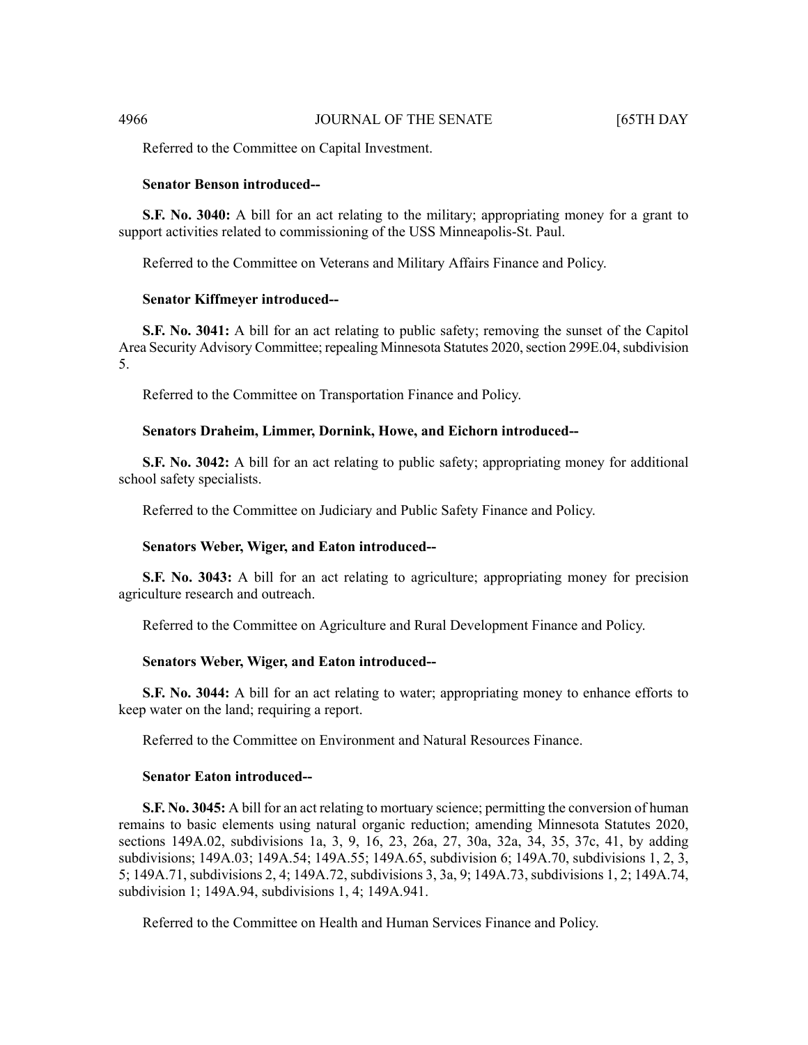Referred to the Committee on Capital Investment.

**Senator Benson introduced--**

**S.F. No. 3040:** A bill for an act relating to the military; appropriating money for a grant to support activities related to commissioning of the USS Minneapolis-St. Paul.

Referred to the Committee on Veterans and Military Affairs Finance and Policy.

**Senator Kiffmeyer introduced--**

**S.F. No. 3041:** A bill for an act relating to public safety; removing the sunset of the Capitol Area Security Advisory Committee; repealing Minnesota Statutes 2020, section 299E.04, subdivision 5.

Referred to the Committee on Transportation Finance and Policy.

**Senators Draheim, Limmer, Dornink, Howe, and Eichorn introduced--**

**S.F. No. 3042:** A bill for an act relating to public safety; appropriating money for additional school safety specialists.

Referred to the Committee on Judiciary and Public Safety Finance and Policy.

**Senators Weber, Wiger, and Eaton introduced--**

**S.F. No. 3043:** A bill for an act relating to agriculture; appropriating money for precision agriculture research and outreach.

Referred to the Committee on Agriculture and Rural Development Finance and Policy.

**Senators Weber, Wiger, and Eaton introduced--**

**S.F. No. 3044:** A bill for an act relating to water; appropriating money to enhance efforts to keep water on the land; requiring a report.

Referred to the Committee on Environment and Natural Resources Finance.

**Senator Eaton introduced--**

**S.F. No. 3045:** A bill for an act relating to mortuary science; permitting the conversion of human remains to basic elements using natural organic reduction; amending Minnesota Statutes 2020, sections 149A.02, subdivisions 1a, 3, 9, 16, 23, 26a, 27, 30a, 32a, 34, 35, 37c, 41, by adding subdivisions; 149A.03; 149A.54; 149A.55; 149A.65, subdivision 6; 149A.70, subdivisions 1, 2, 3, 5; 149A.71, subdivisions 2, 4; 149A.72, subdivisions 3, 3a, 9; 149A.73, subdivisions 1, 2; 149A.74, subdivision 1; 149A.94, subdivisions 1, 4; 149A.941.

Referred to the Committee on Health and Human Services Finance and Policy.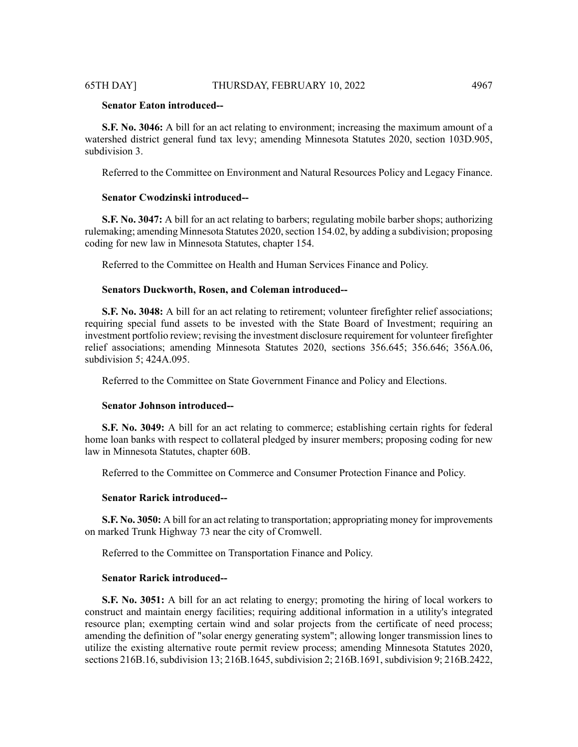**Senator Eaton introduced--**

**S.F. No. 3046:** A bill for an act relating to environment; increasing the maximum amount of a watershed district general fund tax levy; amending Minnesota Statutes 2020, section 103D.905, subdivision 3.

Referred to the Committee on Environment and Natural Resources Policy and Legacy Finance.

**Senator Cwodzinski introduced--**

**S.F. No. 3047:** A bill for an act relating to barbers; regulating mobile barber shops; authorizing rulemaking; amending Minnesota Statutes 2020, section 154.02, by adding a subdivision; proposing coding for new law in Minnesota Statutes, chapter 154.

Referred to the Committee on Health and Human Services Finance and Policy.

**Senators Duckworth, Rosen, and Coleman introduced--**

**S.F. No. 3048:** A bill for an act relating to retirement; volunteer firefighter relief associations; requiring special fund assets to be invested with the State Board of Investment; requiring an investment portfolio review; revising the investment disclosure requirement for volunteer firefighter relief associations; amending Minnesota Statutes 2020, sections 356.645; 356.646; 356A.06, subdivision 5; 424A.095.

Referred to the Committee on State Government Finance and Policy and Elections.

**Senator Johnson introduced--**

**S.F. No. 3049:** A bill for an act relating to commerce; establishing certain rights for federal home loan banks with respect to collateral pledged by insurer members; proposing coding for new law in Minnesota Statutes, chapter 60B.

Referred to the Committee on Commerce and Consumer Protection Finance and Policy.

**Senator Rarick introduced--**

**S.F. No. 3050:** A bill for an act relating to transportation; appropriating money for improvements on marked Trunk Highway 73 near the city of Cromwell.

Referred to the Committee on Transportation Finance and Policy.

**Senator Rarick introduced--**

**S.F. No. 3051:** A bill for an act relating to energy; promoting the hiring of local workers to construct and maintain energy facilities; requiring additional information in a utility's integrated resource plan; exempting certain wind and solar projects from the certificate of need process; amending the definition of "solar energy generating system"; allowing longer transmission lines to utilize the existing alternative route permit review process; amending Minnesota Statutes 2020, sections 216B.16, subdivision 13; 216B.1645, subdivision 2; 216B.1691, subdivision 9; 216B.2422,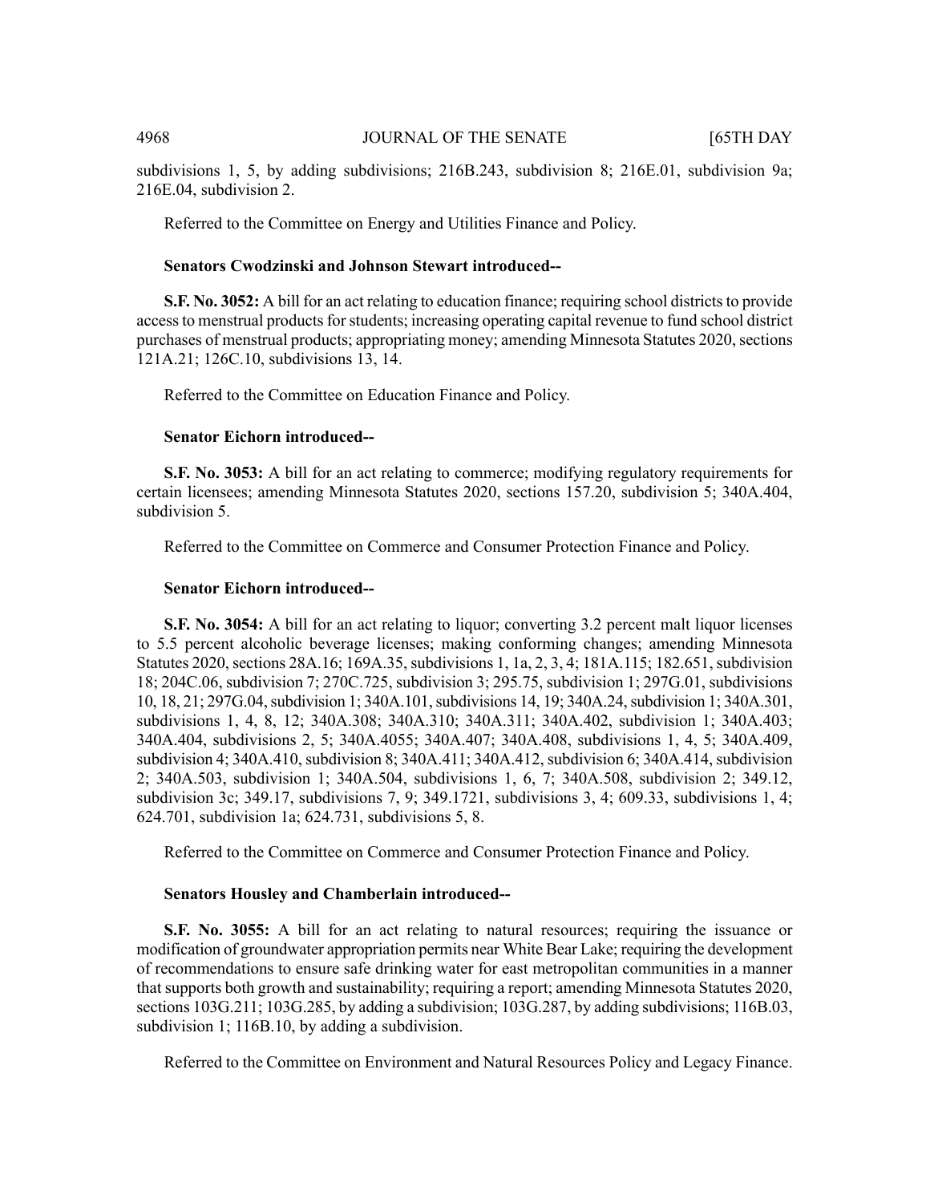subdivisions 1, 5, by adding subdivisions; 216B.243, subdivision 8; 216E.01, subdivision 9a; 216E.04, subdivision 2.

Referred to the Committee on Energy and Utilities Finance and Policy.

**Senators Cwodzinski and Johnson Stewart introduced--**

**S.F. No. 3052:** A bill for an act relating to education finance; requiring school districts to provide access to menstrual products for students; increasing operating capital revenue to fund school district purchases of menstrual products; appropriating money; amending Minnesota Statutes 2020, sections 121A.21; 126C.10, subdivisions 13, 14.

Referred to the Committee on Education Finance and Policy.

**Senator Eichorn introduced--**

**S.F. No. 3053:** A bill for an act relating to commerce; modifying regulatory requirements for certain licensees; amending Minnesota Statutes 2020, sections 157.20, subdivision 5; 340A.404, subdivision 5.

Referred to the Committee on Commerce and Consumer Protection Finance and Policy.

**Senator Eichorn introduced--**

**S.F. No. 3054:** A bill for an act relating to liquor; converting 3.2 percent malt liquor licenses to 5.5 percent alcoholic beverage licenses; making conforming changes; amending Minnesota Statutes 2020, sections 28A.16; 169A.35, subdivisions 1, 1a, 2, 3, 4; 181A.115; 182.651, subdivision 18; 204C.06, subdivision 7; 270C.725, subdivision 3; 295.75, subdivision 1; 297G.01, subdivisions 10, 18, 21; 297G.04, subdivision 1; 340A.101, subdivisions 14, 19; 340A.24, subdivision 1; 340A.301, subdivisions 1, 4, 8, 12; 340A.308; 340A.310; 340A.311; 340A.402, subdivision 1; 340A.403; 340A.404, subdivisions 2, 5; 340A.4055; 340A.407; 340A.408, subdivisions 1, 4, 5; 340A.409, subdivision 4; 340A.410, subdivision 8; 340A.411; 340A.412, subdivision 6; 340A.414, subdivision 2; 340A.503, subdivision 1; 340A.504, subdivisions 1, 6, 7; 340A.508, subdivision 2; 349.12, subdivision 3c; 349.17, subdivisions 7, 9; 349.1721, subdivisions 3, 4; 609.33, subdivisions 1, 4; 624.701, subdivision 1a; 624.731, subdivisions 5, 8.

Referred to the Committee on Commerce and Consumer Protection Finance and Policy.

**Senators Housley and Chamberlain introduced--**

**S.F. No. 3055:** A bill for an act relating to natural resources; requiring the issuance or modification of groundwater appropriation permits near White Bear Lake; requiring the development of recommendations to ensure safe drinking water for east metropolitan communities in a manner that supports both growth and sustainability; requiring a report; amending Minnesota Statutes 2020, sections 103G.211; 103G.285, by adding a subdivision; 103G.287, by adding subdivisions; 116B.03, subdivision 1; 116B.10, by adding a subdivision.

Referred to the Committee on Environment and Natural Resources Policy and Legacy Finance.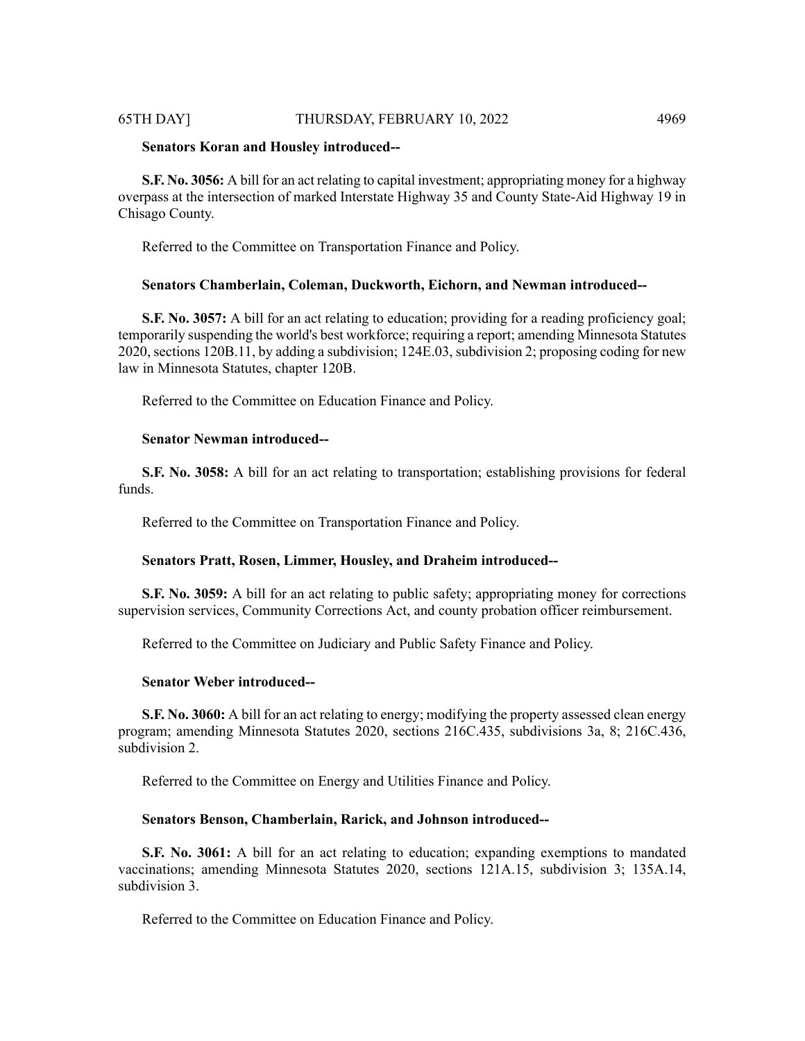**Senators Koran and Housley introduced--**

**S.F. No. 3056:** A bill for an act relating to capital investment; appropriating money for a highway overpass at the intersection of marked Interstate Highway 35 and County State-Aid Highway 19 in Chisago County.

Referred to the Committee on Transportation Finance and Policy.

**Senators Chamberlain, Coleman, Duckworth, Eichorn, and Newman introduced--**

**S.F. No. 3057:** A bill for an act relating to education; providing for a reading proficiency goal; temporarily suspending the world's best workforce; requiring a report; amending Minnesota Statutes 2020, sections 120B.11, by adding a subdivision; 124E.03, subdivision 2; proposing coding for new law in Minnesota Statutes, chapter 120B.

Referred to the Committee on Education Finance and Policy.

**Senator Newman introduced--**

**S.F. No. 3058:** A bill for an act relating to transportation; establishing provisions for federal funds.

Referred to the Committee on Transportation Finance and Policy.

**Senators Pratt, Rosen, Limmer, Housley, and Draheim introduced--**

**S.F. No. 3059:** A bill for an act relating to public safety; appropriating money for corrections supervision services, Community Corrections Act, and county probation officer reimbursement.

Referred to the Committee on Judiciary and Public Safety Finance and Policy.

**Senator Weber introduced--**

**S.F. No. 3060:** A bill for an act relating to energy; modifying the property assessed clean energy program; amending Minnesota Statutes 2020, sections 216C.435, subdivisions 3a, 8; 216C.436, subdivision 2.

Referred to the Committee on Energy and Utilities Finance and Policy.

**Senators Benson, Chamberlain, Rarick, and Johnson introduced--**

**S.F. No. 3061:** A bill for an act relating to education; expanding exemptions to mandated vaccinations; amending Minnesota Statutes 2020, sections 121A.15, subdivision 3; 135A.14, subdivision 3.

Referred to the Committee on Education Finance and Policy.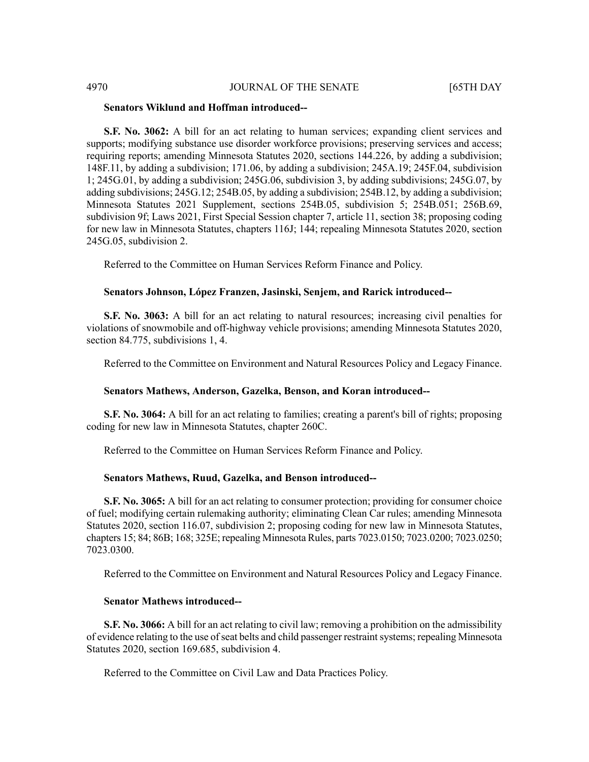**Senators Wiklund and Hoffman introduced--**

**S.F. No. 3062:** A bill for an act relating to human services; expanding client services and supports; modifying substance use disorder workforce provisions; preserving services and access; requiring reports; amending Minnesota Statutes 2020, sections 144.226, by adding a subdivision; 148F.11, by adding a subdivision; 171.06, by adding a subdivision; 245A.19; 245F.04, subdivision 1; 245G.01, by adding a subdivision; 245G.06, subdivision 3, by adding subdivisions; 245G.07, by adding subdivisions; 245G.12; 254B.05, by adding a subdivision; 254B.12, by adding a subdivision; Minnesota Statutes 2021 Supplement, sections 254B.05, subdivision 5; 254B.051; 256B.69, subdivision 9f; Laws 2021, First Special Session chapter 7, article 11, section 38; proposing coding for new law in Minnesota Statutes, chapters 116J; 144; repealing Minnesota Statutes 2020, section 245G.05, subdivision 2.

Referred to the Committee on Human Services Reform Finance and Policy.

**Senators Johnson, López Franzen, Jasinski, Senjem, and Rarick introduced--**

**S.F. No. 3063:** A bill for an act relating to natural resources; increasing civil penalties for violations of snowmobile and off-highway vehicle provisions; amending Minnesota Statutes 2020, section 84.775, subdivisions 1, 4.

Referred to the Committee on Environment and Natural Resources Policy and Legacy Finance.

**Senators Mathews, Anderson, Gazelka, Benson, and Koran introduced--**

**S.F. No. 3064:** A bill for an act relating to families; creating a parent's bill of rights; proposing coding for new law in Minnesota Statutes, chapter 260C.

Referred to the Committee on Human Services Reform Finance and Policy.

**Senators Mathews, Ruud, Gazelka, and Benson introduced--**

**S.F. No. 3065:** A bill for an act relating to consumer protection; providing for consumer choice of fuel; modifying certain rulemaking authority; eliminating Clean Car rules; amending Minnesota Statutes 2020, section 116.07, subdivision 2; proposing coding for new law in Minnesota Statutes, chapters 15; 84; 86B; 168; 325E; repealing Minnesota Rules, parts 7023.0150; 7023.0200; 7023.0250; 7023.0300.

Referred to the Committee on Environment and Natural Resources Policy and Legacy Finance.

**Senator Mathews introduced--**

**S.F. No. 3066:** A bill for an act relating to civil law; removing a prohibition on the admissibility of evidence relating to the use of seat belts and child passenger restraint systems; repealing Minnesota Statutes 2020, section 169.685, subdivision 4.

Referred to the Committee on Civil Law and Data Practices Policy.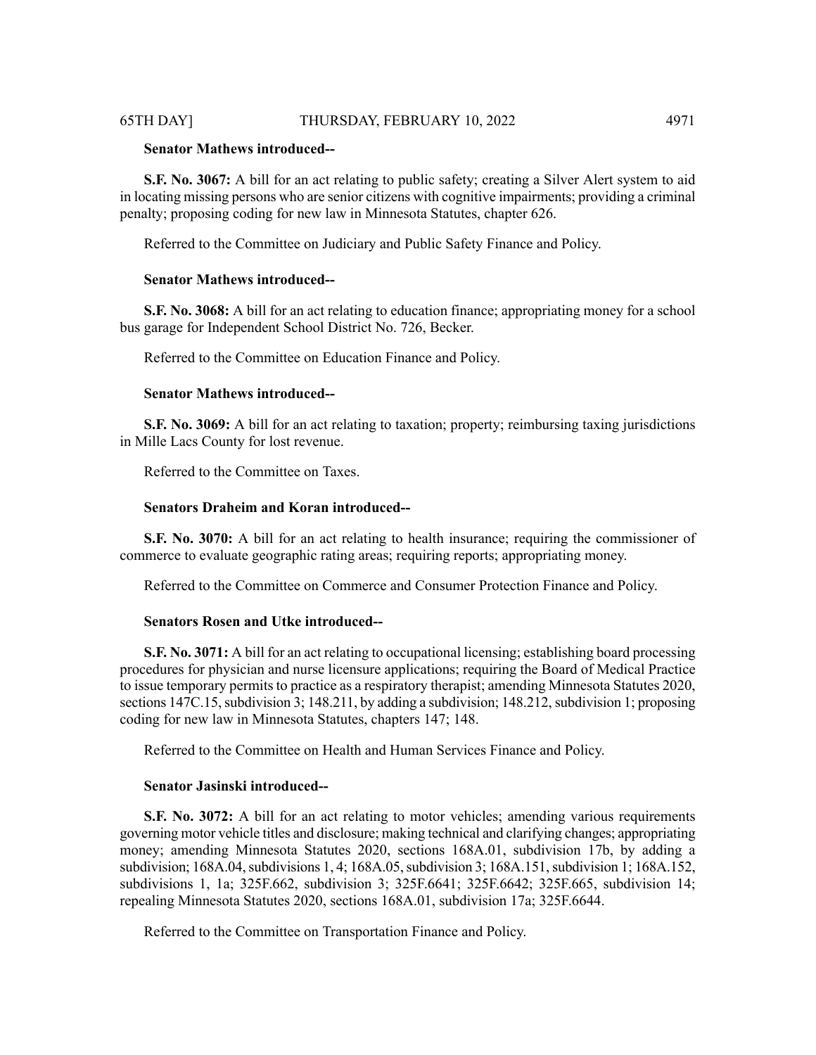**Senator Mathews introduced--**

**S.F. No. 3067:** A bill for an act relating to public safety; creating a Silver Alert system to aid in locating missing persons who are senior citizens with cognitive impairments; providing a criminal penalty; proposing coding for new law in Minnesota Statutes, chapter 626.

Referred to the Committee on Judiciary and Public Safety Finance and Policy.

**Senator Mathews introduced--**

**S.F. No. 3068:** A bill for an act relating to education finance; appropriating money for a school bus garage for Independent School District No. 726, Becker.

Referred to the Committee on Education Finance and Policy.

**Senator Mathews introduced--**

**S.F. No. 3069:** A bill for an act relating to taxation; property; reimbursing taxing jurisdictions in Mille Lacs County for lost revenue.

Referred to the Committee on Taxes.

**Senators Draheim and Koran introduced--**

**S.F. No. 3070:** A bill for an act relating to health insurance; requiring the commissioner of commerce to evaluate geographic rating areas; requiring reports; appropriating money.

Referred to the Committee on Commerce and Consumer Protection Finance and Policy.

**Senators Rosen and Utke introduced--**

**S.F. No. 3071:** A bill for an act relating to occupational licensing; establishing board processing procedures for physician and nurse licensure applications; requiring the Board of Medical Practice to issue temporary permits to practice as a respiratory therapist; amending Minnesota Statutes 2020, sections 147C.15, subdivision 3; 148.211, by adding a subdivision; 148.212, subdivision 1; proposing coding for new law in Minnesota Statutes, chapters 147; 148.

Referred to the Committee on Health and Human Services Finance and Policy.

**Senator Jasinski introduced--**

**S.F. No. 3072:** A bill for an act relating to motor vehicles; amending various requirements governing motor vehicle titles and disclosure; making technical and clarifying changes; appropriating money; amending Minnesota Statutes 2020, sections 168A.01, subdivision 17b, by adding a subdivision; 168A.04, subdivisions 1, 4; 168A.05, subdivision 3; 168A.151, subdivision 1; 168A.152, subdivisions 1, 1a; 325F.662, subdivision 3; 325F.6641; 325F.6642; 325F.665, subdivision 14; repealing Minnesota Statutes 2020, sections 168A.01, subdivision 17a; 325F.6644.

Referred to the Committee on Transportation Finance and Policy.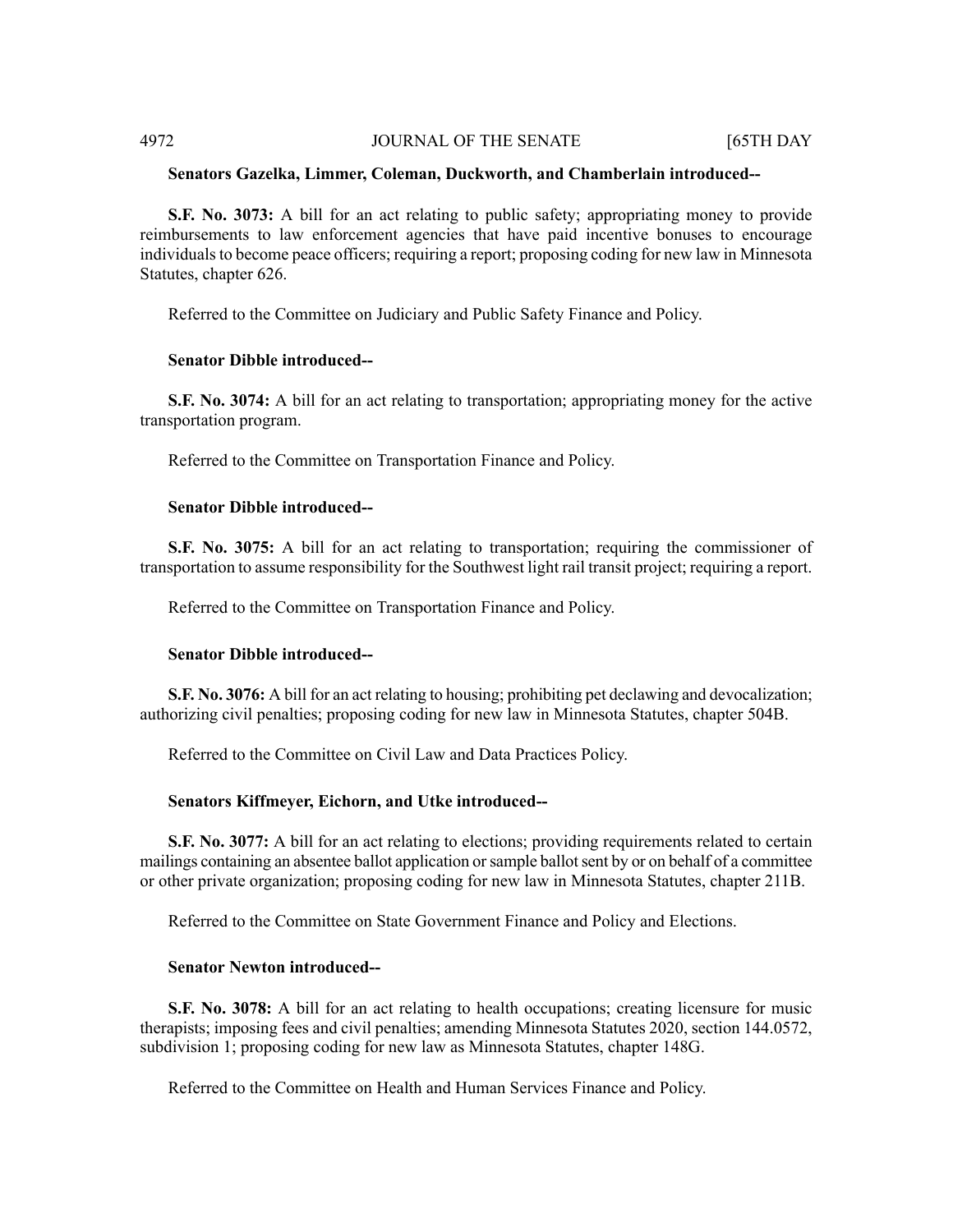**Senators Gazelka, Limmer, Coleman, Duckworth, and Chamberlain introduced--**

**S.F. No. 3073:** A bill for an act relating to public safety; appropriating money to provide reimbursements to law enforcement agencies that have paid incentive bonuses to encourage individuals to become peace officers; requiring a report; proposing coding for new law in Minnesota Statutes, chapter 626.

Referred to the Committee on Judiciary and Public Safety Finance and Policy.

**Senator Dibble introduced--**

**S.F. No. 3074:** A bill for an act relating to transportation; appropriating money for the active transportation program.

Referred to the Committee on Transportation Finance and Policy.

**Senator Dibble introduced--**

**S.F. No. 3075:** A bill for an act relating to transportation; requiring the commissioner of transportation to assume responsibility for the Southwest light rail transit project; requiring a report.

Referred to the Committee on Transportation Finance and Policy.

**Senator Dibble introduced--**

**S.F. No. 3076:** A bill for an act relating to housing; prohibiting pet declawing and devocalization; authorizing civil penalties; proposing coding for new law in Minnesota Statutes, chapter 504B.

Referred to the Committee on Civil Law and Data Practices Policy.

**Senators Kiffmeyer, Eichorn, and Utke introduced--**

**S.F. No. 3077:** A bill for an act relating to elections; providing requirements related to certain mailings containing an absentee ballot application or sample ballot sent by or on behalf of a committee or other private organization; proposing coding for new law in Minnesota Statutes, chapter 211B.

Referred to the Committee on State Government Finance and Policy and Elections.

**Senator Newton introduced--**

**S.F. No. 3078:** A bill for an act relating to health occupations; creating licensure for music therapists; imposing fees and civil penalties; amending Minnesota Statutes 2020, section 144.0572, subdivision 1; proposing coding for new law as Minnesota Statutes, chapter 148G.

Referred to the Committee on Health and Human Services Finance and Policy.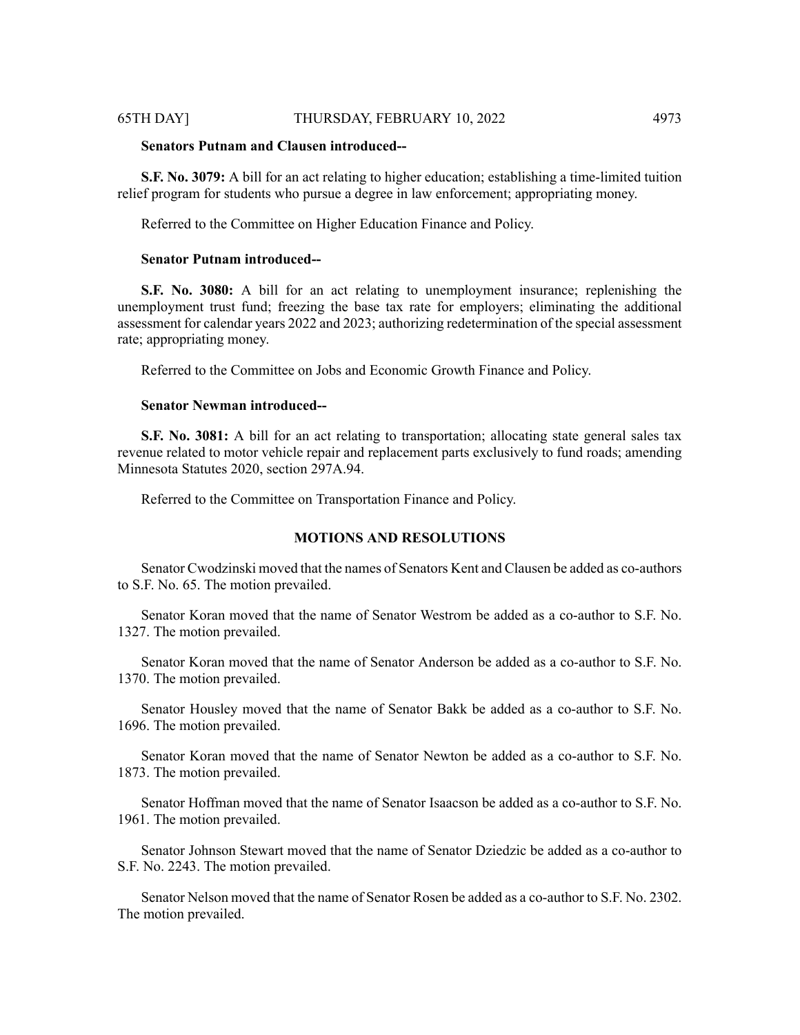**Senators Putnam and Clausen introduced--**

**S.F. No. 3079:** A bill for an act relating to higher education; establishing a time-limited tuition relief program for students who pursue a degree in law enforcement; appropriating money.

Referred to the Committee on Higher Education Finance and Policy.

**Senator Putnam introduced--**

**S.F. No. 3080:** A bill for an act relating to unemployment insurance; replenishing the unemployment trust fund; freezing the base tax rate for employers; eliminating the additional assessment for calendar years 2022 and 2023; authorizing redetermination of the special assessment rate; appropriating money.

Referred to the Committee on Jobs and Economic Growth Finance and Policy.

**Senator Newman introduced--**

**S.F. No. 3081:** A bill for an act relating to transportation; allocating state general sales tax revenue related to motor vehicle repair and replacement parts exclusively to fund roads; amending Minnesota Statutes 2020, section 297A.94.

Referred to the Committee on Transportation Finance and Policy.

## MOTIONS AND RESOLUTIONS

Senator Cwodzinski moved that the names of Senators Kent and Clausen be added as co-authors to S.F. No. 65. The motion prevailed.

Senator Koran moved that the name of Senator Westrom be added as a co-author to S.F. No. 1327. The motion prevailed.

Senator Koran moved that the name of Senator Anderson be added as a co-author to S.F. No. 1370. The motion prevailed.

Senator Housley moved that the name of Senator Bakk be added as a co-author to S.F. No. 1696. The motion prevailed.

Senator Koran moved that the name of Senator Newton be added as a co-author to S.F. No. 1873. The motion prevailed.

Senator Hoffman moved that the name of Senator Isaacson be added as a co-author to S.F. No. 1961. The motion prevailed.

Senator Johnson Stewart moved that the name of Senator Dziedzic be added as a co-author to S.F. No. 2243. The motion prevailed.

Senator Nelson moved that the name of Senator Rosen be added as a co-author to S.F. No. 2302. The motion prevailed.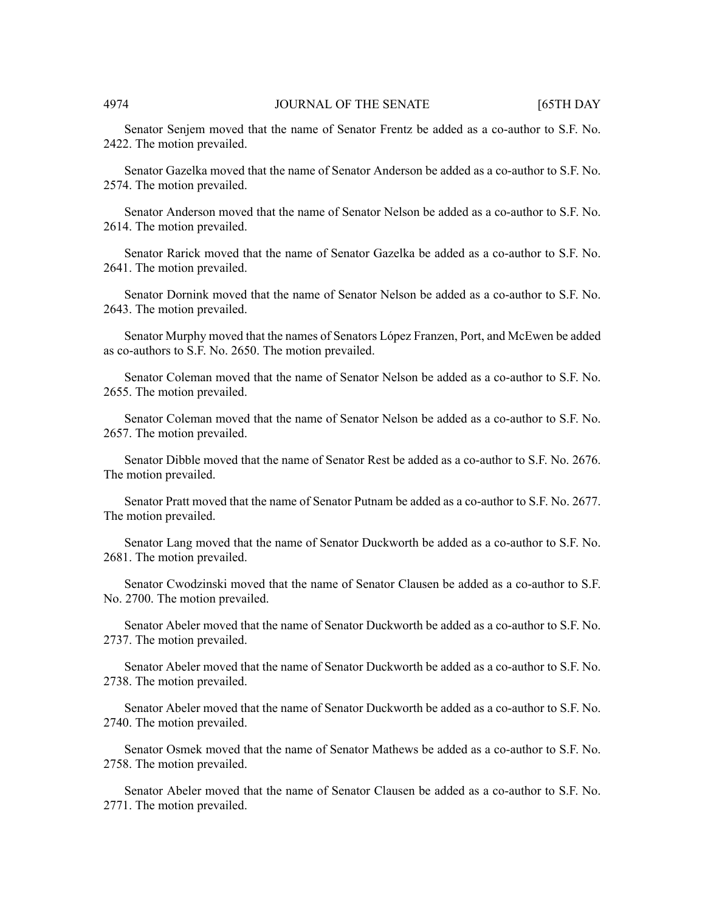Senator Senjem moved that the name of Senator Frentz be added as a co-author to S.F. No. 2422. The motion prevailed.

Senator Gazelka moved that the name of Senator Anderson be added as a co-author to S.F. No. 2574. The motion prevailed.

Senator Anderson moved that the name of Senator Nelson be added as a co-author to S.F. No. 2614. The motion prevailed.

Senator Rarick moved that the name of Senator Gazelka be added as a co-author to S.F. No. 2641. The motion prevailed.

Senator Dornink moved that the name of Senator Nelson be added as a co-author to S.F. No. 2643. The motion prevailed.

Senator Murphy moved that the names of Senators López Franzen, Port, and McEwen be added as co-authors to S.F. No. 2650. The motion prevailed.

Senator Coleman moved that the name of Senator Nelson be added as a co-author to S.F. No. 2655. The motion prevailed.

Senator Coleman moved that the name of Senator Nelson be added as a co-author to S.F. No. 2657. The motion prevailed.

Senator Dibble moved that the name of Senator Rest be added as a co-author to S.F. No. 2676. The motion prevailed.

Senator Pratt moved that the name of Senator Putnam be added as a co-author to S.F. No. 2677. The motion prevailed.

Senator Lang moved that the name of Senator Duckworth be added as a co-author to S.F. No. 2681. The motion prevailed.

Senator Cwodzinski moved that the name of Senator Clausen be added as a co-author to S.F. No. 2700. The motion prevailed.

Senator Abeler moved that the name of Senator Duckworth be added as a co-author to S.F. No. 2737. The motion prevailed.

Senator Abeler moved that the name of Senator Duckworth be added as a co-author to S.F. No. 2738. The motion prevailed.

Senator Abeler moved that the name of Senator Duckworth be added as a co-author to S.F. No. 2740. The motion prevailed.

Senator Osmek moved that the name of Senator Mathews be added as a co-author to S.F. No. 2758. The motion prevailed.

Senator Abeler moved that the name of Senator Clausen be added as a co-author to S.F. No. 2771. The motion prevailed.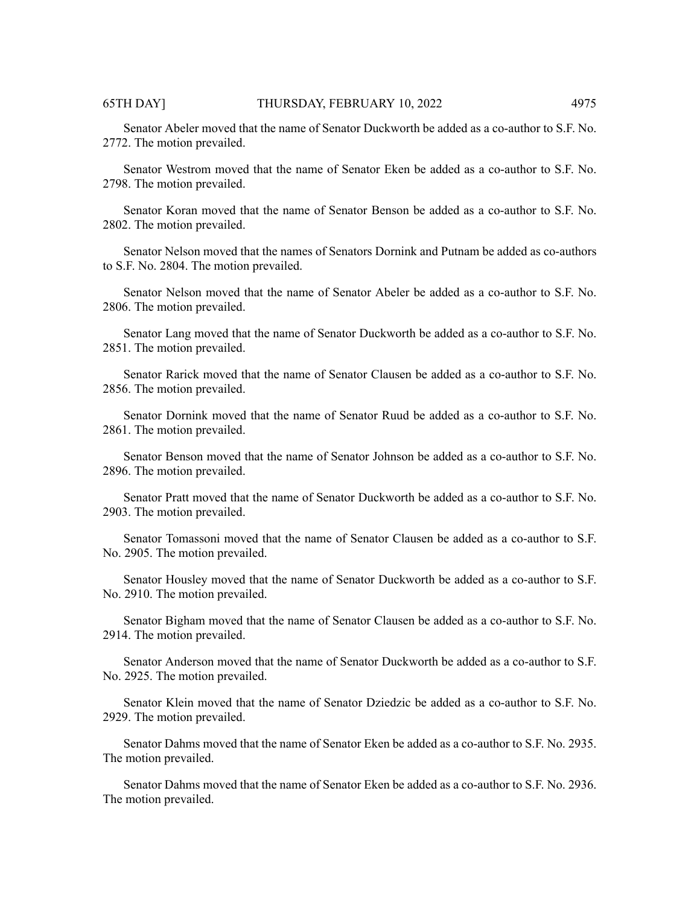Senator Abeler moved that the name of Senator Duckworth be added as a co-author to S.F. No. 2772. The motion prevailed.

Senator Westrom moved that the name of Senator Eken be added as a co-author to S.F. No. 2798. The motion prevailed.

Senator Koran moved that the name of Senator Benson be added as a co-author to S.F. No. 2802. The motion prevailed.

Senator Nelson moved that the names of Senators Dornink and Putnam be added as co-authors to S.F. No. 2804. The motion prevailed.

Senator Nelson moved that the name of Senator Abeler be added as a co-author to S.F. No. 2806. The motion prevailed.

Senator Lang moved that the name of Senator Duckworth be added as a co-author to S.F. No. 2851. The motion prevailed.

Senator Rarick moved that the name of Senator Clausen be added as a co-author to S.F. No. 2856. The motion prevailed.

Senator Dornink moved that the name of Senator Ruud be added as a co-author to S.F. No. 2861. The motion prevailed.

Senator Benson moved that the name of Senator Johnson be added as a co-author to S.F. No. 2896. The motion prevailed.

Senator Pratt moved that the name of Senator Duckworth be added as a co-author to S.F. No. 2903. The motion prevailed.

Senator Tomassoni moved that the name of Senator Clausen be added as a co-author to S.F. No. 2905. The motion prevailed.

Senator Housley moved that the name of Senator Duckworth be added as a co-author to S.F. No. 2910. The motion prevailed.

Senator Bigham moved that the name of Senator Clausen be added as a co-author to S.F. No. 2914. The motion prevailed.

Senator Anderson moved that the name of Senator Duckworth be added as a co-author to S.F. No. 2925. The motion prevailed.

Senator Klein moved that the name of Senator Dziedzic be added as a co-author to S.F. No. 2929. The motion prevailed.

Senator Dahms moved that the name of Senator Eken be added as a co-author to S.F. No. 2935. The motion prevailed.

Senator Dahms moved that the name of Senator Eken be added as a co-author to S.F. No. 2936. The motion prevailed.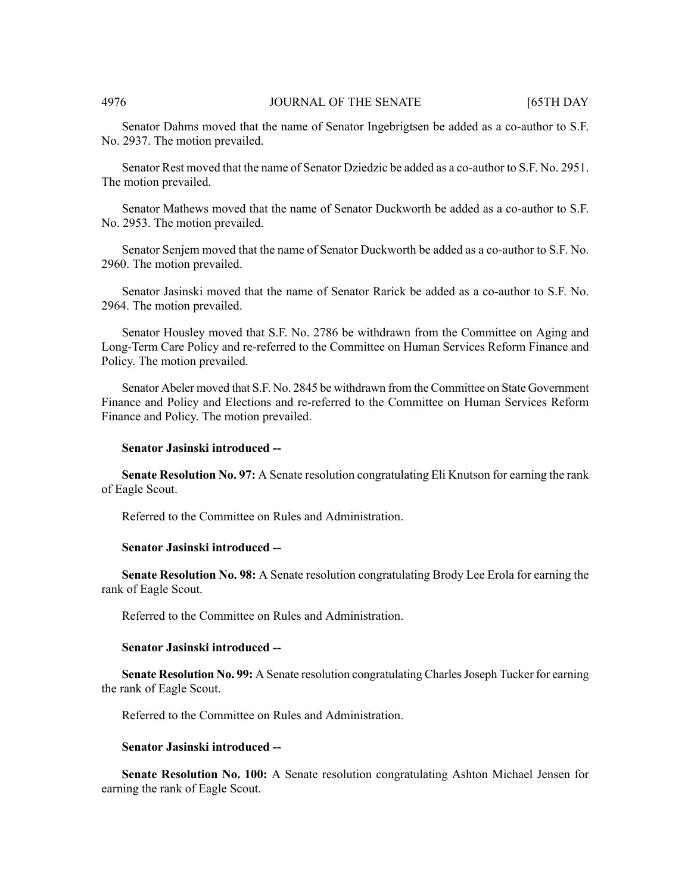Senator Dahms moved that the name of Senator Ingebrigtsen be added as a co-author to S.F. No. 2937. The motion prevailed.

Senator Rest moved that the name of Senator Dziedzic be added as a co-author to S.F. No. 2951. The motion prevailed.

Senator Mathews moved that the name of Senator Duckworth be added as a co-author to S.F. No. 2953. The motion prevailed.

Senator Senjem moved that the name of Senator Duckworth be added as a co-author to S.F. No. 2960. The motion prevailed.

Senator Jasinski moved that the name of Senator Rarick be added as a co-author to S.F. No. 2964. The motion prevailed.

Senator Housley moved that S.F. No. 2786 be withdrawn from the Committee on Aging and Long-Term Care Policy and re-referred to the Committee on Human Services Reform Finance and Policy. The motion prevailed.

Senator Abeler moved that S.F. No. 2845 be withdrawn from the Committee on State Government Finance and Policy and Elections and re-referred to the Committee on Human Services Reform Finance and Policy. The motion prevailed.

**Senator Jasinski introduced --**

**Senate Resolution No. 97:** A Senate resolution congratulating Eli Knutson for earning the rank of Eagle Scout.

Referred to the Committee on Rules and Administration.

**Senator Jasinski introduced --**

**Senate Resolution No. 98:** A Senate resolution congratulating Brody Lee Erola for earning the rank of Eagle Scout.

Referred to the Committee on Rules and Administration.

**Senator Jasinski introduced --**

**Senate Resolution No. 99:** A Senate resolution congratulating Charles Joseph Tucker for earning the rank of Eagle Scout.

Referred to the Committee on Rules and Administration.

**Senator Jasinski introduced --**

**Senate Resolution No. 100:** A Senate resolution congratulating Ashton Michael Jensen for earning the rank of Eagle Scout.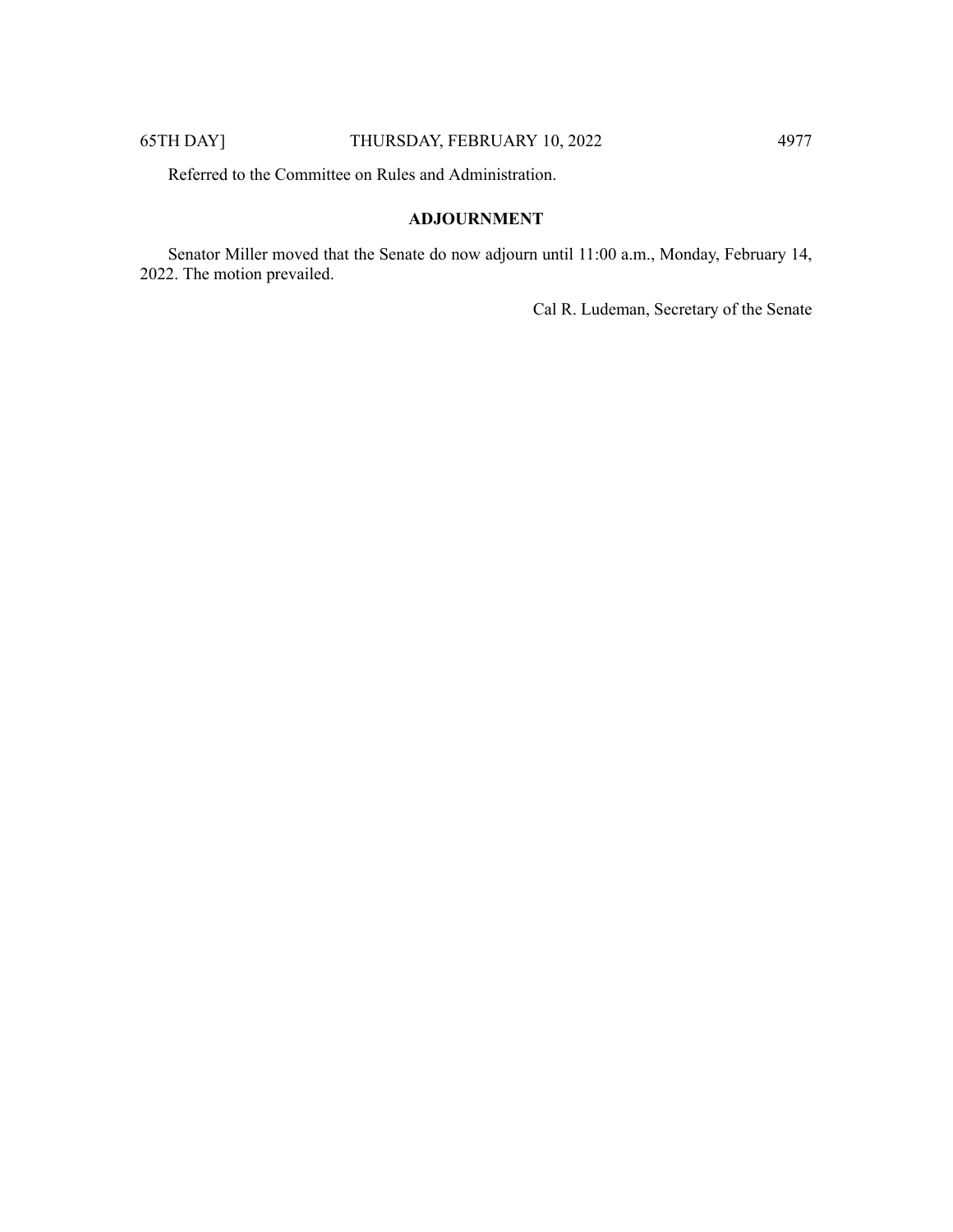Referred to the Committee on Rules and Administration.

## ADJOURNMENT

Senator Miller moved that the Senate do now adjourn until 11:00 a.m., Monday, February 14, 2022. The motion prevailed.

Cal R. Ludeman, Secretary of the Senate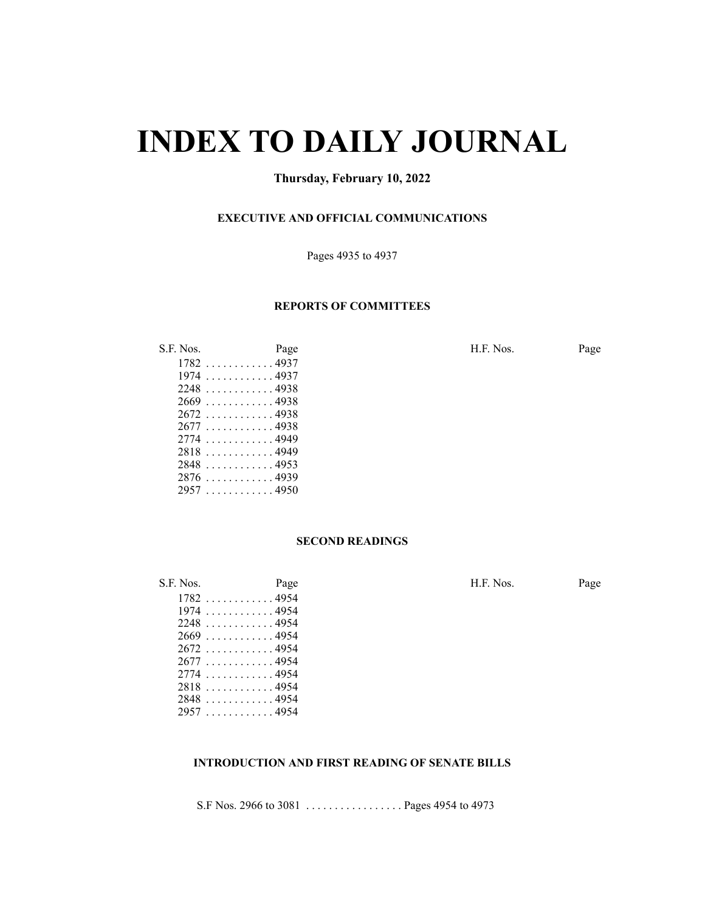# INDEX TO DAILY JOURNAL

**Thursday, February 10, 2022**

**EXECUTIVE AND OFFICIAL COMMUNICATIONS**

Pages 4935 to 4937

**REPORTS OF COMMITTEES**

| S.F. Nos. | Page | H.F. Nos. | Page |
|---|---|---|---|
| 1782 | 4937 | | |
| 1974 | 4937 | | |
| 2248 | 4938 | | |
| 2669 | 4938 | | |
| 2672 | 4938 | | |
| 2677 | 4938 | | |
| 2774 | 4949 | | |
| 2818 | 4949 | | |
| 2848 | 4953 | | |
| 2876 | 4939 | | |
| 2957 | 4950 | | |

**SECOND READINGS**

| S.F. Nos. | Page | H.F. Nos. | Page |
|---|---|---|---|
| 1782 | 4954 | | |
| 1974 | 4954 | | |
| 2248 | 4954 | | |
| 2669 | 4954 | | |
| 2672 | 4954 | | |
| 2677 | 4954 | | |
| 2774 | 4954 | | |
| 2818 | 4954 | | |
| 2848 | 4954 | | |
| 2957 | 4954 | | |

**INTRODUCTION AND FIRST READING OF SENATE BILLS**

S.F Nos. 2966 to 3081 . . . . . . . . . . . . . . . . . Pages 4954 to 4973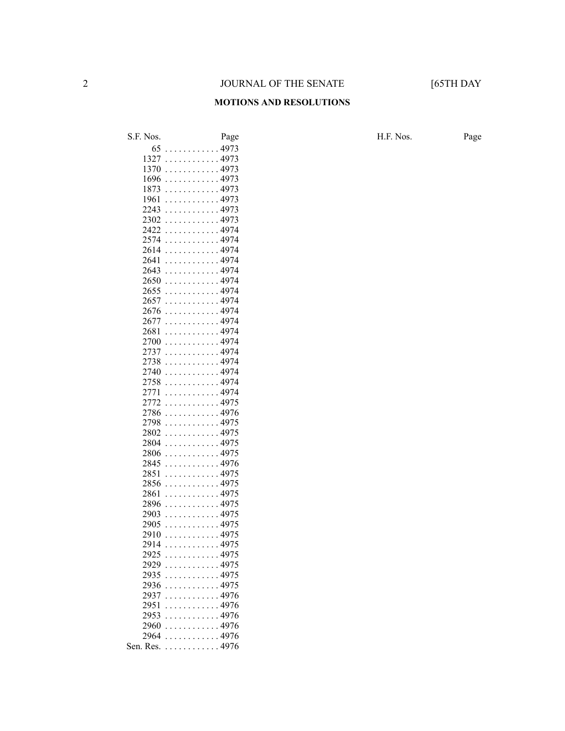## MOTIONS AND RESOLUTIONS

| S.F. Nos. | Page |
|---|---|
| 65 | 4973 |
| 1327 | 4973 |
| 1370 | 4973 |
| 1696 | 4973 |
| 1873 | 4973 |
| 1961 | 4973 |
| 2243 | 4973 |
| 2302 | 4973 |
| 2422 | 4974 |
| 2574 | 4974 |
| 2614 | 4974 |
| 2641 | 4974 |
| 2643 | 4974 |
| 2650 | 4974 |
| 2655 | 4974 |
| 2657 | 4974 |
| 2676 | 4974 |
| 2677 | 4974 |
| 2681 | 4974 |
| 2700 | 4974 |
| 2737 | 4974 |
| 2738 | 4974 |
| 2740 | 4974 |
| 2758 | 4974 |
| 2771 | 4974 |
| 2772 | 4975 |
| 2786 | 4976 |
| 2798 | 4975 |
| 2802 | 4975 |
| 2804 | 4975 |
| 2806 | 4975 |
| 2845 | 4976 |
| 2851 | 4975 |
| 2856 | 4975 |
| 2861 | 4975 |
| 2896 | 4975 |
| 2903 | 4975 |
| 2905 | 4975 |
| 2910 | 4975 |
| 2914 | 4975 |
| 2925 | 4975 |
| 2929 | 4975 |
| 2935 | 4975 |
| 2936 | 4975 |
| 2937 | 4976 |
| 2951 | 4976 |
| 2953 | 4976 |
| 2960 | 4976 |
| 2964 | 4976 |
| Sen. Res. | 4976 |

| H.F. Nos. | Page |
|---|---|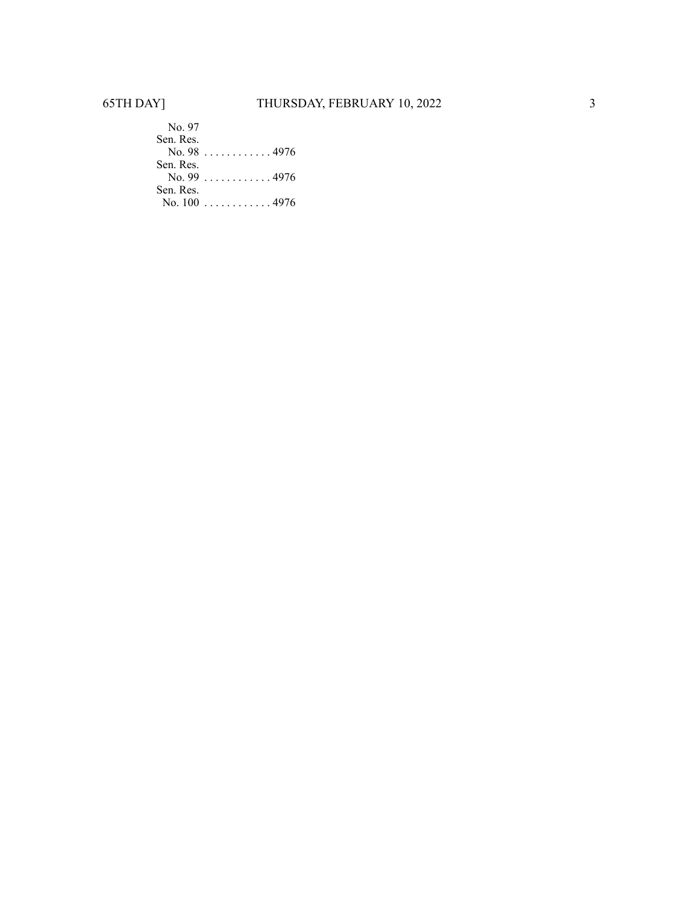No. 97

Sen. Res.
No. 98 . . . . . . . . . . . . 4976

Sen. Res.
No. 99 . . . . . . . . . . . . 4976

Sen. Res.
No. 100 . . . . . . . . . . . . 4976